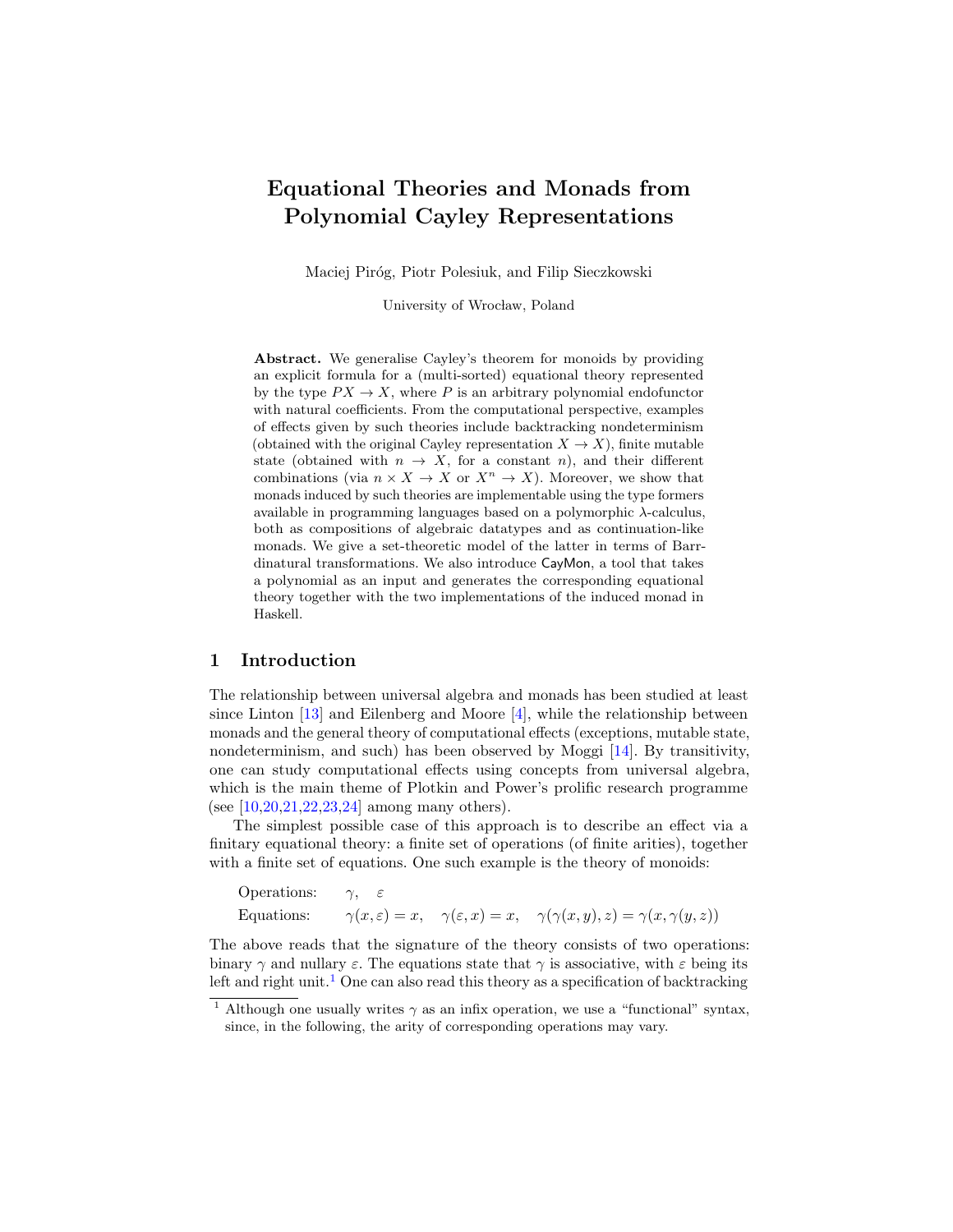# Equational Theories and Monads from Polynomial Cayley Representations

Maciej Piróg, Piotr Polesiuk, and Filip Sieczkowski

University of Wrocław, Poland

**Abstract.** We generalise Cayley's theorem for monoids by providing an explicit formula for a (multi-sorted) equational theory represented by the type $PX \to X$, where $P$ is an arbitrary polynomial endofunctor with natural coefficients. From the computational perspective, examples of effects given by such theories include backtracking nondeterminism (obtained with the original Cayley representation $X \to X$), finite mutable state (obtained with $n \to X$, for a constant $n$), and their different combinations (via $n \times X \to X$ or $X^n \to X$). Moreover, we show that monads induced by such theories are implementable using the type formers available in programming languages based on a polymorphic λ-calculus, both as compositions of algebraic datatypes and as continuation-like monads. We give a set-theoretic model of the latter in terms of Barr-dinatural transformations. We also introduce CayMon, a tool that takes a polynomial as an input and generates the corresponding equational theory together with the two implementations of the induced monad in Haskell.

## 1 Introduction

The relationship between universal algebra and monads has been studied at least since Linton [13] and Eilenberg and Moore [4], while the relationship between monads and the general theory of computational effects (exceptions, mutable state, nondeterminism, and such) has been observed by Moggi [14]. By transitivity, one can study computational effects using concepts from universal algebra, which is the main theme of Plotkin and Power's prolific research programme (see [10,20,21,22,23,24] among many others).

The simplest possible case of this approach is to describe an effect via a finitary equational theory: a finite set of operations (of finite arities), together with a finite set of equations. One such example is the theory of monoids:

$$\text{Operations:} \quad \gamma, \quad \varepsilon$$

$$\text{Equations:} \quad \gamma(x, \varepsilon) = x, \quad \gamma(\varepsilon, x) = x, \quad \gamma(\gamma(x, y), z) = \gamma(x, \gamma(y, z))$$

The above reads that the signature of the theory consists of two operations: binary $\gamma$ and nullary $\varepsilon$. The equations state that $\gamma$ is associative, with $\varepsilon$ being its left and right unit.[1] One can also read this theory as a specification of backtracking

[1] Although one usually writes $\gamma$ as an infix operation, we use a "functional" syntax, since, in the following, the arity of corresponding operations may vary.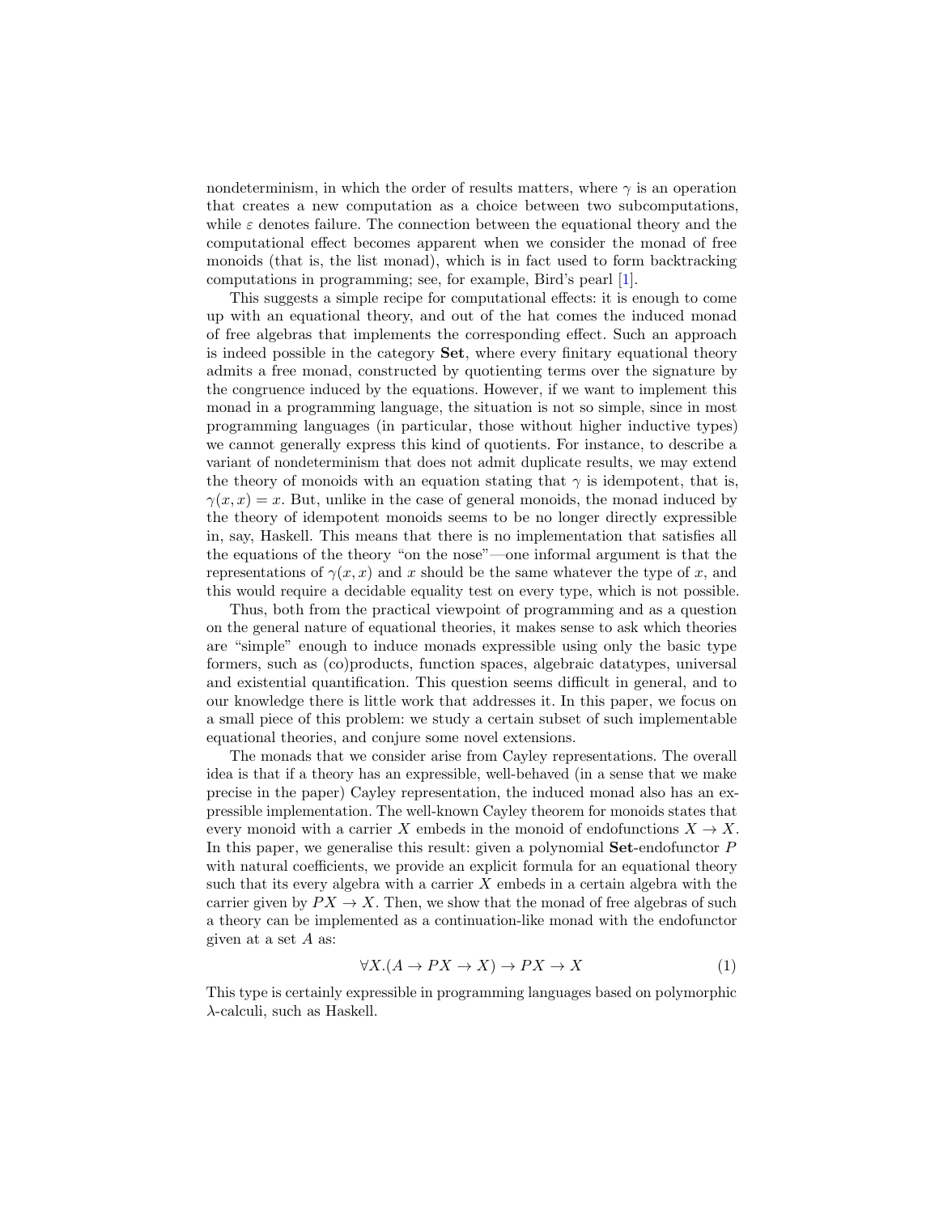nondeterminism, in which the order of results matters, where $\gamma$ is an operation that creates a new computation as a choice between two subcomputations, while $\varepsilon$ denotes failure. The connection between the equational theory and the computational effect becomes apparent when we consider the monad of free monoids (that is, the list monad), which is in fact used to form backtracking computations in programming; see, for example, Bird's pearl [1].

This suggests a simple recipe for computational effects: it is enough to come up with an equational theory, and out of the hat comes the induced monad of free algebras that implements the corresponding effect. Such an approach is indeed possible in the category **Set**, where every finitary equational theory admits a free monad, constructed by quotienting terms over the signature by the congruence induced by the equations. However, if we want to implement this monad in a programming language, the situation is not so simple, since in most programming languages (in particular, those without higher inductive types) we cannot generally express this kind of quotients. For instance, to describe a variant of nondeterminism that does not admit duplicate results, we may extend the theory of monoids with an equation stating that $\gamma$ is idempotent, that is, $\gamma(x, x) = x$. But, unlike in the case of general monoids, the monad induced by the theory of idempotent monoids seems to be no longer directly expressible in, say, Haskell. This means that there is no implementation that satisfies all the equations of the theory "on the nose"—one informal argument is that the representations of $\gamma(x, x)$ and $x$ should be the same whatever the type of $x$, and this would require a decidable equality test on every type, which is not possible.

Thus, both from the practical viewpoint of programming and as a question on the general nature of equational theories, it makes sense to ask which theories are "simple" enough to induce monads expressible using only the basic type formers, such as (co)products, function spaces, algebraic datatypes, universal and existential quantification. This question seems difficult in general, and to our knowledge there is little work that addresses it. In this paper, we focus on a small piece of this problem: we study a certain subset of such implementable equational theories, and conjure some novel extensions.

The monads that we consider arise from Cayley representations. The overall idea is that if a theory has an expressible, well-behaved (in a sense that we make precise in the paper) Cayley representation, the induced monad also has an expressible implementation. The well-known Cayley theorem for monoids states that every monoid with a carrier $X$ embeds in the monoid of endofunctions $X \to X$. In this paper, we generalise this result: given a polynomial **Set**-endofunctor $P$ with natural coefficients, we provide an explicit formula for an equational theory such that its every algebra with a carrier $X$ embeds in a certain algebra with the carrier given by $PX \to X$. Then, we show that the monad of free algebras of such a theory can be implemented as a continuation-like monad with the endofunctor given at a set $A$ as:

$$\forall X.(A \to PX \to X) \to PX \to X \tag{1}$$

This type is certainly expressible in programming languages based on polymorphic $\lambda$-calculi, such as Haskell.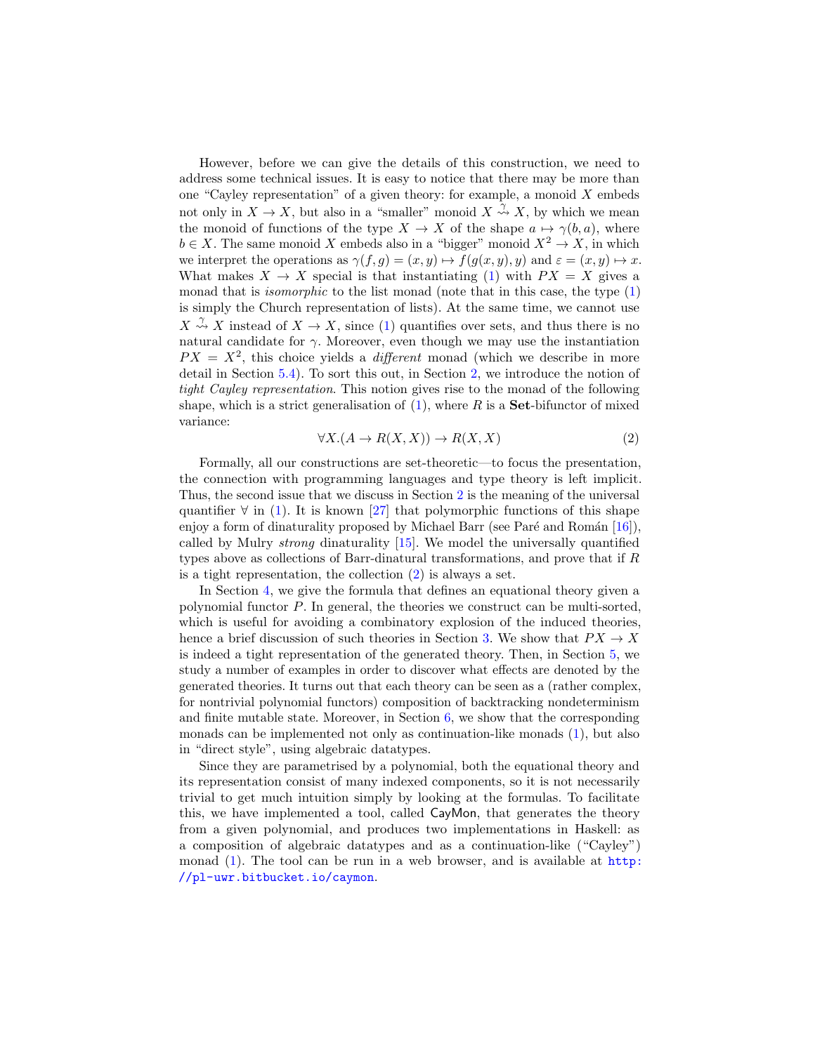However, before we can give the details of this construction, we need to address some technical issues. It is easy to notice that there may be more than one "Cayley representation" of a given theory: for example, a monoid $X$ embeds not only in $X \to X$, but also in a "smaller" monoid $X \overset{\gamma}{\rightsquigarrow} X$, by which we mean the monoid of functions of the type $X \to X$ of the shape $a \mapsto \gamma(b, a)$, where $b \in X$. The same monoid $X$ embeds also in a "bigger" monoid $X^2 \to X$, in which we interpret the operations as $\gamma(f, g) = (x, y) \mapsto f(g(x, y), y)$ and $\varepsilon = (x, y) \mapsto x$. What makes $X \to X$ special is that instantiating (1) with $PX = X$ gives a monad that is *isomorphic* to the list monad (note that in this case, the type (1) is simply the Church representation of lists). At the same time, we cannot use $X \overset{\gamma}{\rightsquigarrow} X$ instead of $X \to X$, since (1) quantifies over sets, and thus there is no natural candidate for $\gamma$. Moreover, even though we may use the instantiation $PX = X^2$, this choice yields a *different* monad (which we describe in more detail in Section 5.4). To sort this out, in Section 2, we introduce the notion of *tight Cayley representation*. This notion gives rise to the monad of the following shape, which is a strict generalisation of (1), where $R$ is a **Set**-bifunctor of mixed variance:

$$\forall X.(A \to R(X, X)) \to R(X, X) \tag{2}$$

Formally, all our constructions are set-theoretic—to focus the presentation, the connection with programming languages and type theory is left implicit. Thus, the second issue that we discuss in Section 2 is the meaning of the universal quantifier $\forall$ in (1). It is known [27] that polymorphic functions of this shape enjoy a form of dinaturality proposed by Michael Barr (see Paré and Román [16]), called by Mulry *strong* dinaturality [15]. We model the universally quantified types above as collections of Barr-dinatural transformations, and prove that if $R$ is a tight representation, the collection (2) is always a set.

In Section 4, we give the formula that defines an equational theory given a polynomial functor $P$. In general, the theories we construct can be multi-sorted, which is useful for avoiding a combinatory explosion of the induced theories, hence a brief discussion of such theories in Section 3. We show that $PX \to X$ is indeed a tight representation of the generated theory. Then, in Section 5, we study a number of examples in order to discover what effects are denoted by the generated theories. It turns out that each theory can be seen as a (rather complex, for nontrivial polynomial functors) composition of backtracking nondeterminism and finite mutable state. Moreover, in Section 6, we show that the corresponding monads can be implemented not only as continuation-like monads (1), but also in "direct style", using algebraic datatypes.

Since they are parametrised by a polynomial, both the equational theory and its representation consist of many indexed components, so it is not necessarily trivial to get much intuition simply by looking at the formulas. To facilitate this, we have implemented a tool, called CayMon, that generates the theory from a given polynomial, and produces two implementations in Haskell: as a composition of algebraic datatypes and as a continuation-like ("Cayley") monad (1). The tool can be run in a web browser, and is available at http://pl-uwr.bitbucket.io/caymon.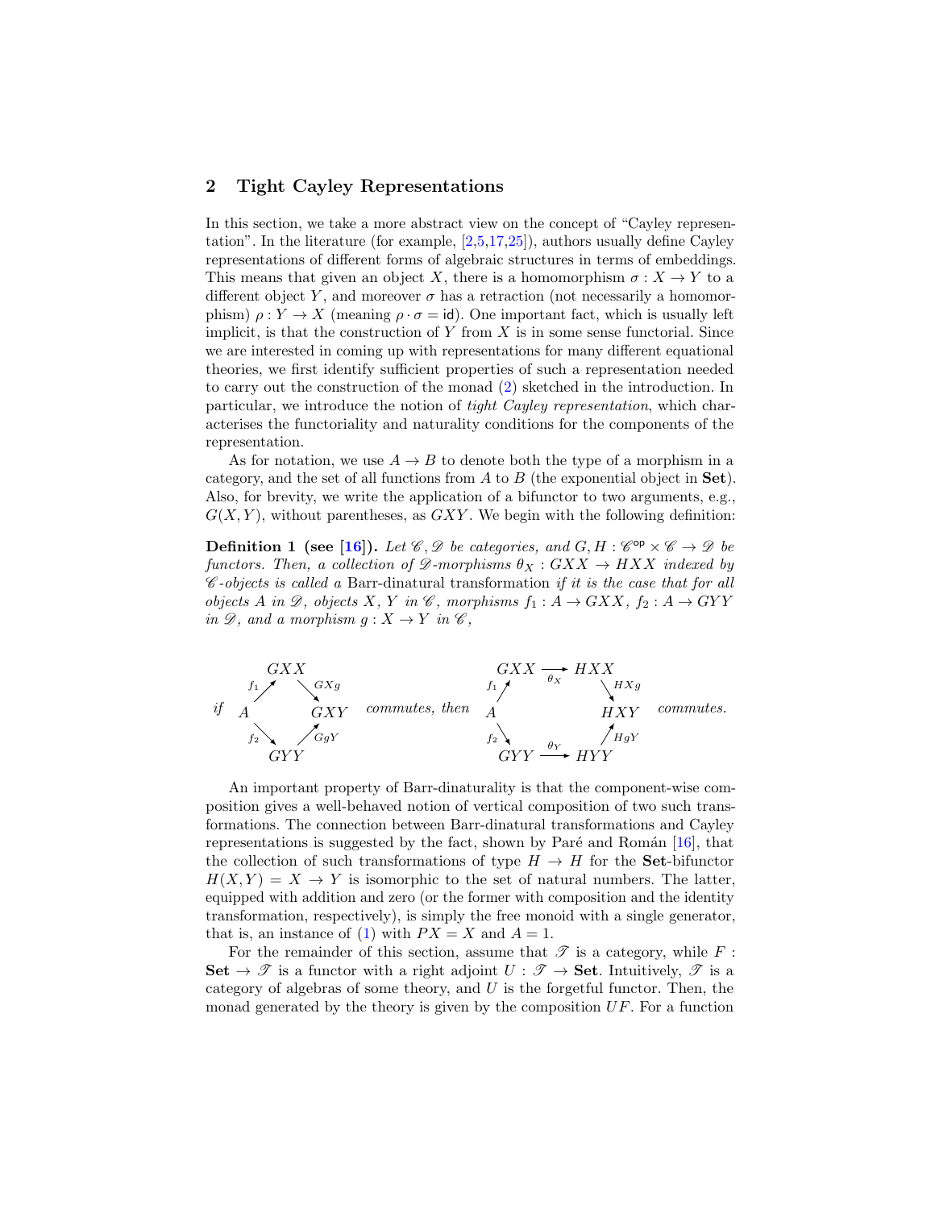## 2 Tight Cayley Representations

In this section, we take a more abstract view on the concept of "Cayley representation". In the literature (for example, [2,5,17,25]), authors usually define Cayley representations of different forms of algebraic structures in terms of embeddings. This means that given an object $X$, there is a homomorphism $\sigma : X \to Y$ to a different object $Y$, and moreover $\sigma$ has a retraction (not necessarily a homomorphism) $\rho : Y \to X$ (meaning $\rho \cdot \sigma = \mathsf{id}$). One important fact, which is usually left implicit, is that the construction of $Y$ from $X$ is in some sense functorial. Since we are interested in coming up with representations for many different equational theories, we first identify sufficient properties of such a representation needed to carry out the construction of the monad (2) sketched in the introduction. In particular, we introduce the notion of *tight Cayley representation*, which characterises the functoriality and naturality conditions for the components of the representation.

As for notation, we use $A \to B$ to denote both the type of a morphism in a category, and the set of all functions from $A$ to $B$ (the exponential object in **Set**). Also, for brevity, we write the application of a bifunctor to two arguments, e.g., $G(X, Y)$, without parentheses, as $GXY$. We begin with the following definition:

**Definition 1 (see [16]).** *Let $\mathscr{C}, \mathscr{D}$ be categories, and $G, H : \mathscr{C}^{\mathsf{op}} \times \mathscr{C} \to \mathscr{D}$ be functors. Then, a collection of $\mathscr{D}$-morphisms $\theta_X : GXX \to HXX$ indexed by $\mathscr{C}$-objects is called a* Barr-dinatural transformation *if it is the case that for all objects $A$ in $\mathscr{D}$, objects $X$, $Y$ in $\mathscr{C}$, morphisms $f_1 : A \to GXX$, $f_2 : A \to GYY$ in $\mathscr{D}$, and a morphism $g : X \to Y$ in $\mathscr{C}$,*

*if* $GXg \cdot f_1 = GgY \cdot f_2$ (i.e., the square $A \xrightarrow{f_1} GXX \xrightarrow{GXg} GXY$, $A \xrightarrow{f_2} GYY \xrightarrow{GgY} GXY$) *commutes, then* $HXg \cdot \theta_X \cdot f_1 = HgY \cdot \theta_Y \cdot f_2$ (i.e., the hexagon $A \xrightarrow{f_1} GXX \xrightarrow{\theta_X} HXX \xrightarrow{HXg} HXY$, $A \xrightarrow{f_2} GYY \xrightarrow{\theta_Y} HYY \xrightarrow{HgY} HXY$) *commutes.*

An important property of Barr-dinaturality is that the component-wise composition gives a well-behaved notion of vertical composition of two such transformations. The connection between Barr-dinatural transformations and Cayley representations is suggested by the fact, shown by Paré and Román [16], that the collection of such transformations of type $H \to H$ for the **Set**-bifunctor $H(X, Y) = X \to Y$ is isomorphic to the set of natural numbers. The latter, equipped with addition and zero (or the former with composition and the identity transformation, respectively), is simply the free monoid with a single generator, that is, an instance of (1) with $PX = X$ and $A = 1$.

For the remainder of this section, assume that $\mathscr{T}$ is a category, while $F$ : **Set** $\to \mathscr{T}$ is a functor with a right adjoint $U : \mathscr{T} \to$ **Set**. Intuitively, $\mathscr{T}$ is a category of algebras of some theory, and $U$ is the forgetful functor. Then, the monad generated by the theory is given by the composition $UF$. For a function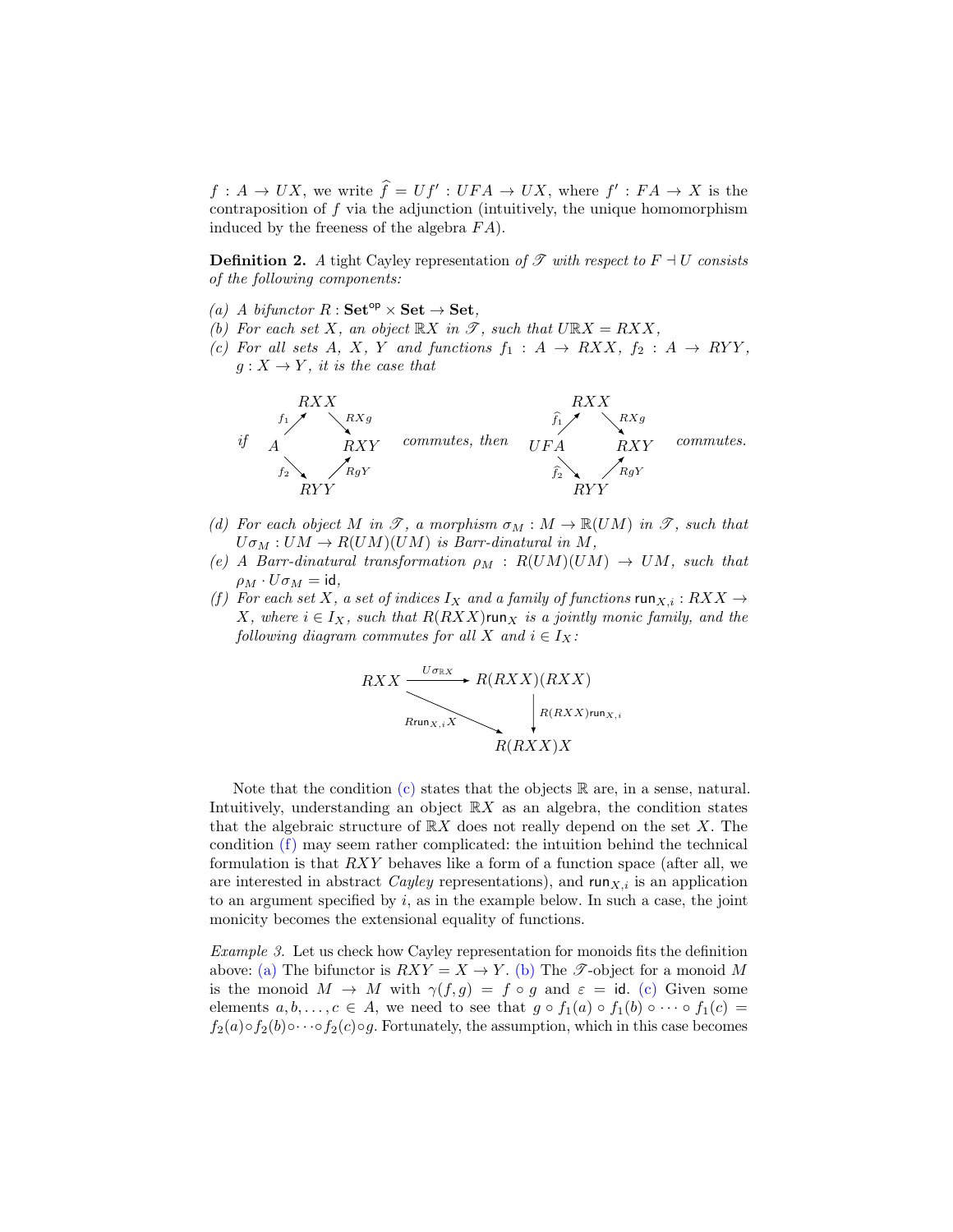$f : A \to UX$, we write $\widehat{f} = Uf' : UFA \to UX$, where $f' : FA \to X$ is the contraposition of $f$ via the adjunction (intuitively, the unique homomorphism induced by the freeness of the algebra $FA$).

**Definition 2.** *A* tight Cayley representation *of $\mathscr{T}$ with respect to $F \dashv U$ consists of the following components:*

*(a) A bifunctor $R : \mathbf{Set}^{\mathsf{op}} \times \mathbf{Set} \to \mathbf{Set}$,*

*(b) For each set $X$, an object $\mathbb{R}X$ in $\mathscr{T}$, such that $U\mathbb{R}X = RXX$,*

*(c) For all sets $A$, $X$, $Y$ and functions $f_1 : A \to RXX$, $f_2 : A \to RYY$, $g : X \to Y$, it is the case that*

$$\text{if} \quad \begin{array}{ccc} & RXX & \\ {\scriptstyle f_1}\nearrow & & \searrow{\scriptstyle RXg} \\ A & & RXY \\ {\scriptstyle f_2}\searrow & & \nearrow{\scriptstyle RgY} \\ & RYY & \end{array} \quad \text{commutes, then} \quad \begin{array}{ccc} & RXX & \\ {\scriptstyle \widehat{f_1}}\nearrow & & \searrow{\scriptstyle RXg} \\ UFA & & RXY \\ {\scriptstyle \widehat{f_2}}\searrow & & \nearrow{\scriptstyle RgY} \\ & RYY & \end{array} \quad \text{commutes.}$$

*(d) For each object $M$ in $\mathscr{T}$, a morphism $\sigma_M : M \to \mathbb{R}(UM)$ in $\mathscr{T}$, such that $U\sigma_M : UM \to R(UM)(UM)$ is Barr-dinatural in $M$,*

*(e) A Barr-dinatural transformation $\rho_M : R(UM)(UM) \to UM$, such that $\rho_M \cdot U\sigma_M = \mathsf{id}$,*

*(f) For each set $X$, a set of indices $I_X$ and a family of functions $\mathsf{run}_{X,i} : RXX \to X$, where $i \in I_X$, such that $R(RXX)\mathsf{run}_X$ is a jointly monic family, and the following diagram commutes for all $X$ and $i \in I_X$:*

$$\begin{array}{ccc} RXX & \xrightarrow{U\sigma_{\mathbb{R}X}} & R(RXX)(RXX) \\ & {\scriptstyle R\mathsf{run}_{X,i}X}\searrow & \downarrow{\scriptstyle R(RXX)\mathsf{run}_{X,i}} \\ & & R(RXX)X \end{array}$$

Note that the condition (c) states that the objects $\mathbb{R}$ are, in a sense, natural. Intuitively, understanding an object $\mathbb{R}X$ as an algebra, the condition states that the algebraic structure of $\mathbb{R}X$ does not really depend on the set $X$. The condition (f) may seem rather complicated: the intuition behind the technical formulation is that $RXY$ behaves like a form of a function space (after all, we are interested in abstract *Cayley* representations), and $\mathsf{run}_{X,i}$ is an application to an argument specified by $i$, as in the example below. In such a case, the joint monicity becomes the extensional equality of functions.

*Example 3.* Let us check how Cayley representation for monoids fits the definition above: (a) The bifunctor is $RXY = X \to Y$. (b) The $\mathscr{T}$-object for a monoid $M$ is the monoid $M \to M$ with $\gamma(f, g) = f \circ g$ and $\varepsilon = \mathsf{id}$. (c) Given some elements $a, b, \ldots, c \in A$, we need to see that $g \circ f_1(a) \circ f_1(b) \circ \cdots \circ f_1(c) = f_2(a) \circ f_2(b) \circ \cdots \circ f_2(c) \circ g$. Fortunately, the assumption, which in this case becomes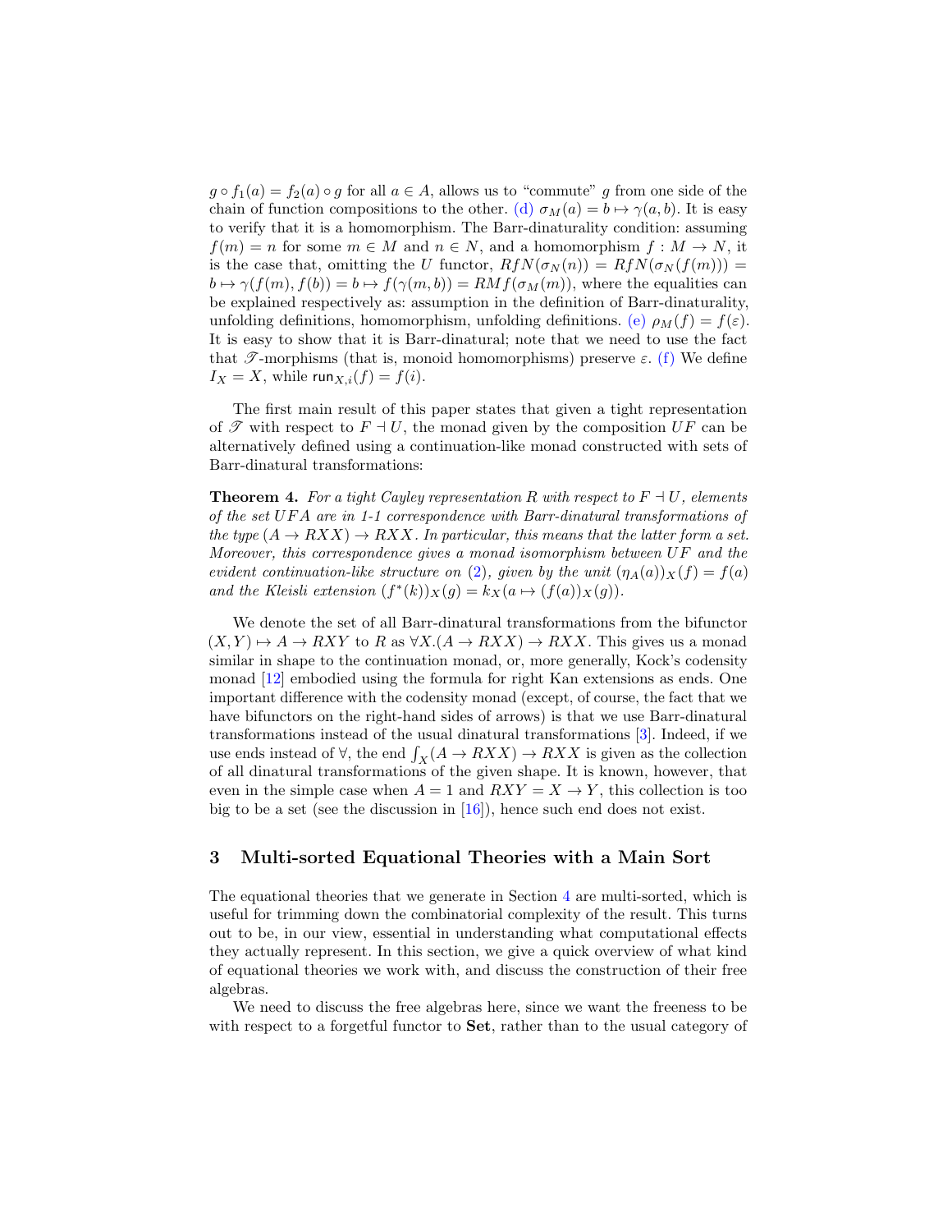$g \circ f_1(a) = f_2(a) \circ g$ for all $a \in A$, allows us to "commute" $g$ from one side of the chain of function compositions to the other. (d) $\sigma_M(a) = b \mapsto \gamma(a, b)$. It is easy to verify that it is a homomorphism. The Barr-dinaturality condition: assuming $f(m) = n$ for some $m \in M$ and $n \in N$, and a homomorphism $f : M \to N$, it is the case that, omitting the $U$ functor, $RfN(\sigma_N(n)) = RfN(\sigma_N(f(m))) = b \mapsto \gamma(f(m), f(b)) = b \mapsto f(\gamma(m, b)) = RMf(\sigma_M(m))$, where the equalities can be explained respectively as: assumption in the definition of Barr-dinaturality, unfolding definitions, homomorphism, unfolding definitions. (e) $\rho_M(f) = f(\varepsilon)$. It is easy to show that it is Barr-dinatural; note that we need to use the fact that $\mathscr{T}$-morphisms (that is, monoid homomorphisms) preserve $\varepsilon$. (f) We define $I_X = X$, while $\mathsf{run}_{X,i}(f) = f(i)$.

The first main result of this paper states that given a tight representation of $\mathscr{T}$ with respect to $F \dashv U$, the monad given by the composition $UF$ can be alternatively defined using a continuation-like monad constructed with sets of Barr-dinatural transformations:

**Theorem 4.** *For a tight Cayley representation $R$ with respect to $F \dashv U$, elements of the set $UFA$ are in 1-1 correspondence with Barr-dinatural transformations of the type $(A \to RXX) \to RXX$. In particular, this means that the latter form a set. Moreover, this correspondence gives a monad isomorphism between $UF$ and the evident continuation-like structure on (2), given by the unit $(\eta_A(a))_X(f) = f(a)$ and the Kleisli extension $(f^*(k))_X(g) = k_X(a \mapsto (f(a))_X(g))$.*

We denote the set of all Barr-dinatural transformations from the bifunctor $(X, Y) \mapsto A \to RXY$ to $R$ as $\forall X.(A \to RXX) \to RXX$. This gives us a monad similar in shape to the continuation monad, or, more generally, Kock's codensity monad [12] embodied using the formula for right Kan extensions as ends. One important difference with the codensity monad (except, of course, the fact that we have bifunctors on the right-hand sides of arrows) is that we use Barr-dinatural transformations instead of the usual dinatural transformations [3]. Indeed, if we use ends instead of $\forall$, the end $\int_X (A \to RXX) \to RXX$ is given as the collection of all dinatural transformations of the given shape. It is known, however, that even in the simple case when $A = 1$ and $RXY = X \to Y$, this collection is too big to be a set (see the discussion in [16]), hence such end does not exist.

## 3 Multi-sorted Equational Theories with a Main Sort

The equational theories that we generate in Section 4 are multi-sorted, which is useful for trimming down the combinatorial complexity of the result. This turns out to be, in our view, essential in understanding what computational effects they actually represent. In this section, we give a quick overview of what kind of equational theories we work with, and discuss the construction of their free algebras.

We need to discuss the free algebras here, since we want the freeness to be with respect to a forgetful functor to **Set**, rather than to the usual category of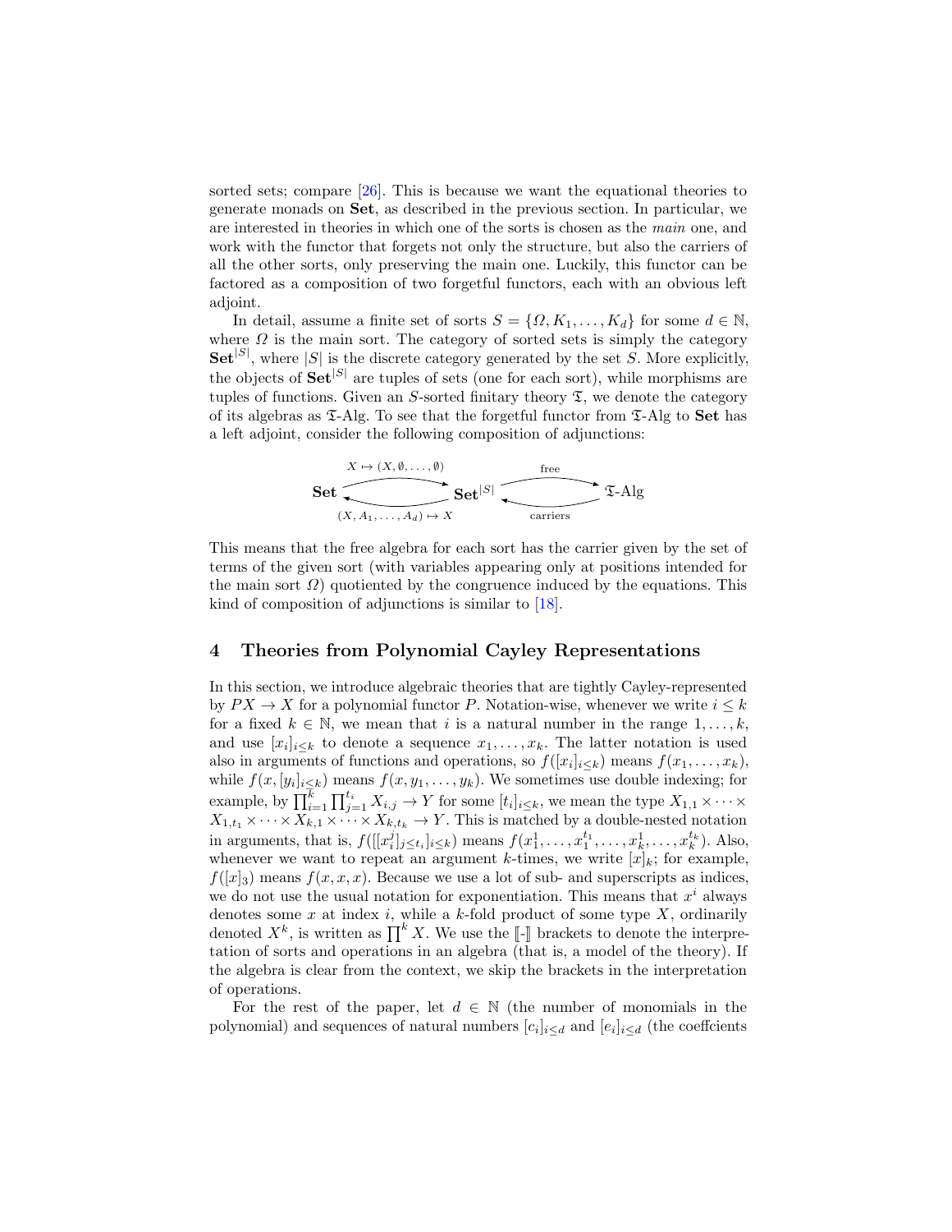sorted sets; compare [26]. This is because we want the equational theories to generate monads on **Set**, as described in the previous section. In particular, we are interested in theories in which one of the sorts is chosen as the *main* one, and work with the functor that forgets not only the structure, but also the carriers of all the other sorts, only preserving the main one. Luckily, this functor can be factored as a composition of two forgetful functors, each with an obvious left adjoint.

In detail, assume a finite set of sorts $S = \{\Omega, K_1, \ldots, K_d\}$ for some $d \in \mathbb{N}$, where $\Omega$ is the main sort. The category of sorted sets is simply the category $\mathbf{Set}^{|S|}$, where $|S|$ is the discrete category generated by the set $S$. More explicitly, the objects of $\mathbf{Set}^{|S|}$ are tuples of sets (one for each sort), while morphisms are tuples of functions. Given an $S$-sorted finitary theory $\mathfrak{T}$, we denote the category of its algebras as $\mathfrak{T}$-Alg. To see that the forgetful functor from $\mathfrak{T}$-Alg to **Set** has a left adjoint, consider the following composition of adjunctions:

$$\mathbf{Set} \underset{(X, A_1, \ldots, A_d) \mapsto X}{\overset{X \mapsto (X, \emptyset, \ldots, \emptyset)}{\rightleftarrows}} \mathbf{Set}^{|S|} \underset{\text{carriers}}{\overset{\text{free}}{\rightleftarrows}} \mathfrak{T}\text{-Alg}$$

This means that the free algebra for each sort has the carrier given by the set of terms of the given sort (with variables appearing only at positions intended for the main sort $\Omega$) quotiented by the congruence induced by the equations. This kind of composition of adjunctions is similar to [18].

## 4 Theories from Polynomial Cayley Representations

In this section, we introduce algebraic theories that are tightly Cayley-represented by $PX \to X$ for a polynomial functor $P$. Notation-wise, whenever we write $i \leq k$ for a fixed $k \in \mathbb{N}$, we mean that $i$ is a natural number in the range $1, \ldots, k$, and use $[x_i]_{i \leq k}$ to denote a sequence $x_1, \ldots, x_k$. The latter notation is used also in arguments of functions and operations, so $f([x_i]_{i \leq k})$ means $f(x_1, \ldots, x_k)$, while $f(x, [y_i]_{i \leq k})$ means $f(x, y_1, \ldots, y_k)$. We sometimes use double indexing; for example, by $\prod_{i=1}^{k} \prod_{j=1}^{t_i} X_{i,j} \to Y$ for some $[t_i]_{i \leq k}$, we mean the type $X_{1,1} \times \cdots \times X_{1,t_1} \times \cdots \times X_{k,1} \times \cdots \times X_{k,t_k} \to Y$. This is matched by a double-nested notation in arguments, that is, $f([[x_i^j]_{j \leq t_i}]_{i \leq k})$ means $f(x_1^1, \ldots, x_1^{t_1}, \ldots, x_k^1, \ldots, x_k^{t_k})$. Also, whenever we want to repeat an argument $k$-times, we write $[x]_k$; for example, $f([x]_3)$ means $f(x, x, x)$. Because we use a lot of sub- and superscripts as indices, we do not use the usual notation for exponentiation. This means that $x^i$ always denotes some $x$ at index $i$, while a $k$-fold product of some type $X$, ordinarily denoted $X^k$, is written as $\prod^k X$. We use the $[\![-]\!]$ brackets to denote the interpretation of sorts and operations in an algebra (that is, a model of the theory). If the algebra is clear from the context, we skip the brackets in the interpretation of operations.

For the rest of the paper, let $d \in \mathbb{N}$ (the number of monomials in the polynomial) and sequences of natural numbers $[c_i]_{i \leq d}$ and $[e_i]_{i \leq d}$ (the coeffcients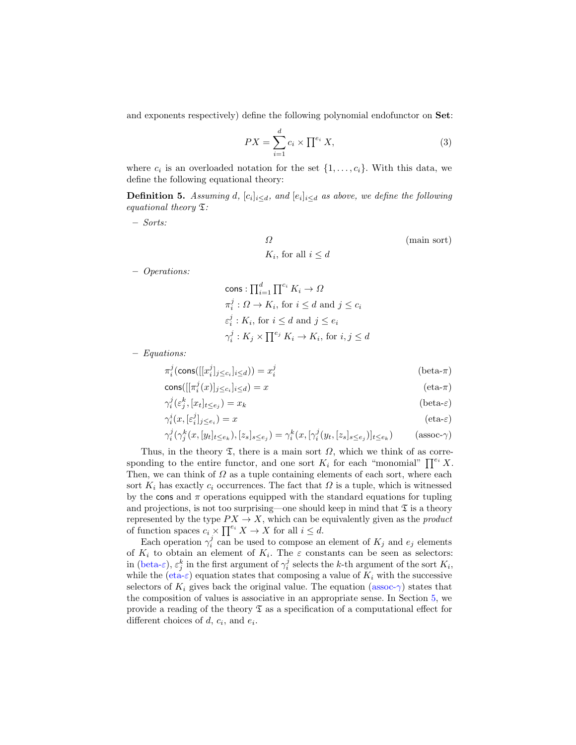and exponents respectively) define the following polynomial endofunctor on **Set**:

$$PX = \sum_{i=1}^{d} c_i \times \prod^{e_i} X, \tag{3}$$

where $c_i$ is an overloaded notation for the set $\{1, \ldots, c_i\}$. With this data, we define the following equational theory:

**Definition 5.** *Assuming $d$, $[c_i]_{i \le d}$, and $[e_i]_{i \le d}$ as above, we define the following equational theory $\mathfrak{T}$:*

– *Sorts:*

$$\Omega \qquad \text{(main sort)}$$

$$K_i, \text{ for all } i \le d$$

– *Operations:*

$$\mathsf{cons} : \prod_{i=1}^{d} \prod^{c_i} K_i \to \Omega$$

$$\pi_i^j : \Omega \to K_i, \text{ for } i \le d \text{ and } j \le c_i$$

$$\varepsilon_i^j : K_i, \text{ for } i \le d \text{ and } j \le e_i$$

$$\gamma_i^j : K_j \times \prod^{e_j} K_i \to K_i, \text{ for } i, j \le d$$

– *Equations:*

$$\pi_i^j(\mathsf{cons}([[x_i^j]_{j \le c_i}]_{i \le d})) = x_i^j \tag{beta-$\pi$}$$

$$\mathsf{cons}([[\pi_i^j(x)]_{j \le c_i}]_{i \le d}) = x \tag{eta-$\pi$}$$

$$\gamma_i^j(\varepsilon_j^k, [x_t]_{t \le e_j}) = x_k \tag{beta-$\varepsilon$}$$

$$\gamma_i^i(x, [\varepsilon_i^j]_{j \le e_i}) = x \tag{eta-$\varepsilon$}$$

$$\gamma_i^j(\gamma_j^k(x, [y_t]_{t \le e_k}), [z_s]_{s \le e_j}) = \gamma_i^k(x, [\gamma_i^j(y_t, [z_s]_{s \le e_j})]_{t \le e_k}) \tag{assoc-$\gamma$}$$

Thus, in the theory $\mathfrak{T}$, there is a main sort $\Omega$, which we think of as corresponding to the entire functor, and one sort $K_i$ for each "monomial" $\prod^{e_i} X$. Then, we can think of $\Omega$ as a tuple containing elements of each sort, where each sort $K_i$ has exactly $c_i$ occurrences. The fact that $\Omega$ is a tuple, which is witnessed by the cons and $\pi$ operations equipped with the standard equations for tupling and projections, is not too surprising—one should keep in mind that $\mathfrak{T}$ is a theory represented by the type $PX \to X$, which can be equivalently given as the *product* of function spaces $c_i \times \prod^{e_i} X \to X$ for all $i \le d$.

Each operation $\gamma_i^j$ can be used to compose an element of $K_j$ and $e_j$ elements of $K_i$ to obtain an element of $K_i$. The $\varepsilon$ constants can be seen as selectors: in (beta-$\varepsilon$), $\varepsilon_j^k$ in the first argument of $\gamma_i^j$ selects the $k$-th argument of the sort $K_i$, while the (eta-$\varepsilon$) equation states that composing a value of $K_i$ with the successive selectors of $K_i$ gives back the original value. The equation (assoc-$\gamma$) states that the composition of values is associative in an appropriate sense. In Section 5, we provide a reading of the theory $\mathfrak{T}$ as a specification of a computational effect for different choices of $d$, $c_i$, and $e_i$.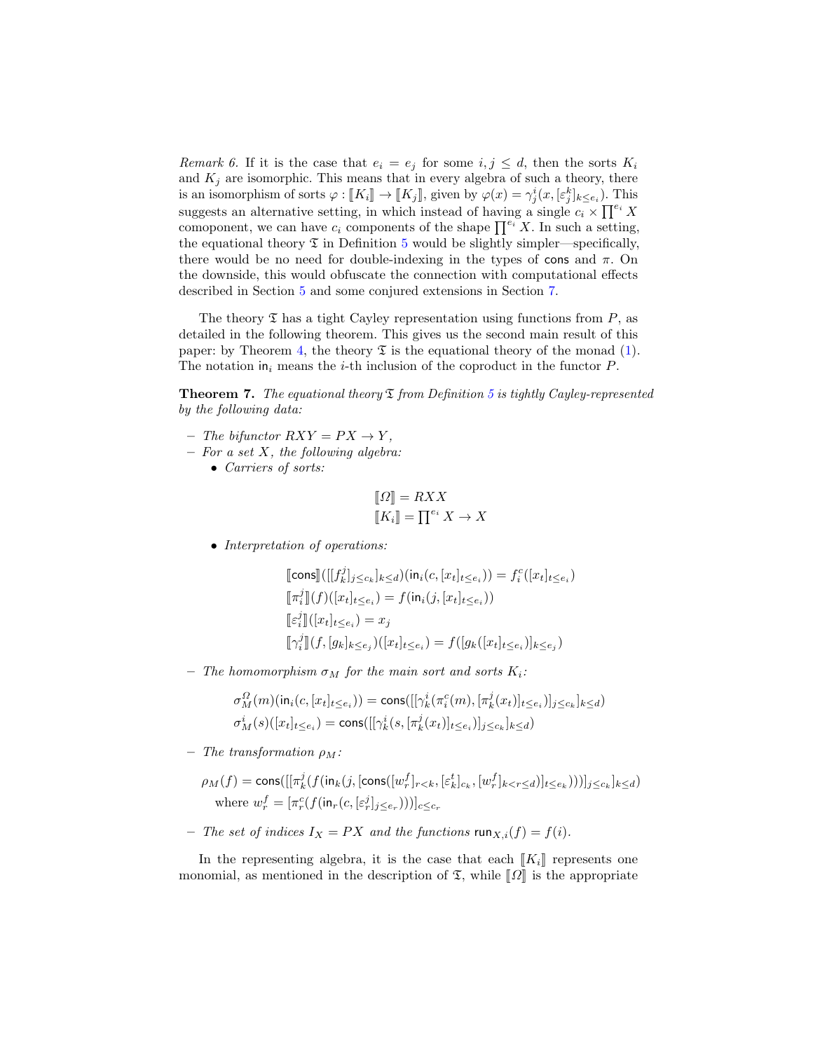*Remark 6.* If it is the case that $e_i = e_j$ for some $i, j \leq d$, then the sorts $K_i$ and $K_j$ are isomorphic. This means that in every algebra of such a theory, there is an isomorphism of sorts $\varphi : [\![K_i]\!] \to [\![K_j]\!]$, given by $\varphi(x) = \gamma^i_j(x, [\varepsilon^k_j]_{k \leq e_i})$. This suggests an alternative setting, in which instead of having a single $c_i \times \prod^{e_i} X$ comoponent, we can have $c_i$ components of the shape $\prod^{e_i} X$. In such a setting, the equational theory $\mathfrak{T}$ in Definition 5 would be slightly simpler—specifically, there would be no need for double-indexing in the types of $\mathsf{cons}$ and $\pi$. On the downside, this would obfuscate the connection with computational effects described in Section 5 and some conjured extensions in Section 7.

The theory $\mathfrak{T}$ has a tight Cayley representation using functions from $P$, as detailed in the following theorem. This gives us the second main result of this paper: by Theorem 4, the theory $\mathfrak{T}$ is the equational theory of the monad (1). The notation $\mathsf{in}_i$ means the $i$-th inclusion of the coproduct in the functor $P$.

**Theorem 7.** *The equational theory $\mathfrak{T}$ from Definition 5 is tightly Cayley-represented by the following data:*

- *The bifunctor $RXY = PX \to Y$,*
- *For a set $X$, the following algebra:*
  - *Carriers of sorts:*

$$[\![\Omega]\!] = RXX$$
$$[\![K_i]\!] = \textstyle\prod^{e_i} X \to X$$

  - *Interpretation of operations:*

$$[\![\mathsf{cons}]\!]([[f^j_k]_{j \leq c_k}]_{k \leq d})(\mathsf{in}_i(c, [x_t]_{t \leq e_i})) = f^c_i([x_t]_{t \leq e_i})$$
$$[\![\pi^j_i]\!](f)([x_t]_{t \leq e_i}) = f(\mathsf{in}_i(j, [x_t]_{t \leq e_i}))$$
$$[\![\varepsilon^j_i]\!]([x_t]_{t \leq e_i}) = x_j$$
$$[\![\gamma^j_i]\!](f, [g_k]_{k \leq e_j})([x_t]_{t \leq e_i}) = f([g_k([x_t]_{t \leq e_i})]_{k \leq e_j})$$

- *The homomorphism $\sigma_M$ for the main sort and sorts $K_i$:*

$$\sigma^\Omega_M(m)(\mathsf{in}_i(c, [x_t]_{t \leq e_i})) = \mathsf{cons}([[\gamma^i_k(\pi^c_i(m), [\pi^j_k(x_t)]_{t \leq e_i})]_{j \leq c_k}]_{k \leq d})$$
$$\sigma^i_M(s)([x_t]_{t \leq e_i}) = \mathsf{cons}([[\gamma^i_k(s, [\pi^j_k(x_t)]_{t \leq e_i})]_{j \leq c_k}]_{k \leq d})$$

- *The transformation $\rho_M$:*

$$\rho_M(f) = \mathsf{cons}([[\pi^j_k(f(\mathsf{in}_k(j, [\mathsf{cons}([w^f_r]_{r<k}, [\varepsilon^t_k]_{c_k}, [w^f_r]_{k<r \leq d})]_{t \leq e_k})))]_{j \leq c_k}]_{k \leq d})$$
$$\text{where } w^f_r = [\pi^c_r(f(\mathsf{in}_r(c, [\varepsilon^j_r]_{j \leq e_r})))]_{c \leq c_r}$$

- *The set of indices $I_X = PX$ and the functions $\mathsf{run}_{X,i}(f) = f(i)$.*

In the representing algebra, it is the case that each $[\![K_i]\!]$ represents one monomial, as mentioned in the description of $\mathfrak{T}$, while $[\![\Omega]\!]$ is the appropriate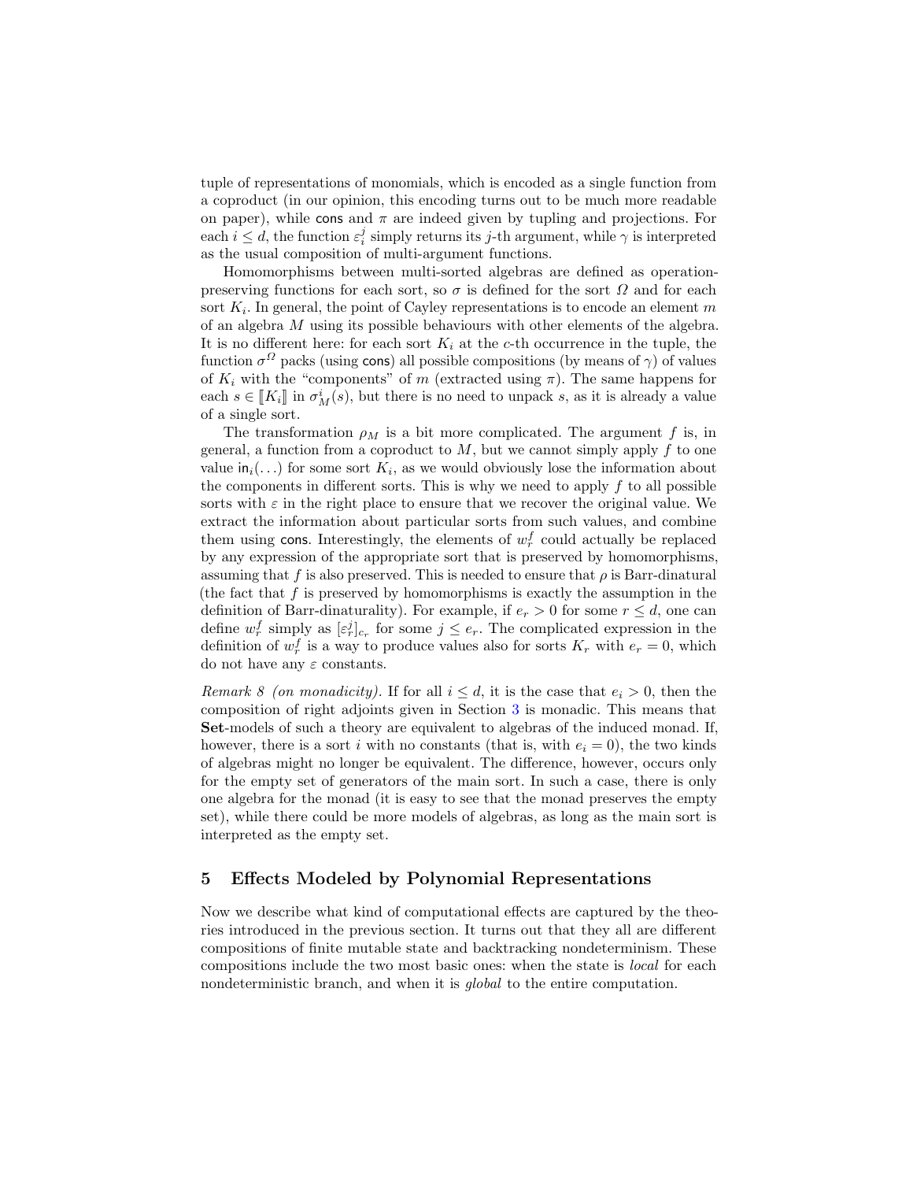tuple of representations of monomials, which is encoded as a single function from a coproduct (in our opinion, this encoding turns out to be much more readable on paper), while $\mathsf{cons}$ and $\pi$ are indeed given by tupling and projections. For each $i \leq d$, the function $\varepsilon_i^j$ simply returns its $j$-th argument, while $\gamma$ is interpreted as the usual composition of multi-argument functions.

Homomorphisms between multi-sorted algebras are defined as operation-preserving functions for each sort, so $\sigma$ is defined for the sort $\Omega$ and for each sort $K_i$. In general, the point of Cayley representations is to encode an element $m$ of an algebra $M$ using its possible behaviours with other elements of the algebra. It is no different here: for each sort $K_i$ at the $c$-th occurrence in the tuple, the function $\sigma^{\Omega}$ packs (using $\mathsf{cons}$) all possible compositions (by means of $\gamma$) of values of $K_i$ with the "components" of $m$ (extracted using $\pi$). The same happens for each $s \in [\![K_i]\!]$ in $\sigma_M^i(s)$, but there is no need to unpack $s$, as it is already a value of a single sort.

The transformation $\rho_M$ is a bit more complicated. The argument $f$ is, in general, a function from a coproduct to $M$, but we cannot simply apply $f$ to one value $\mathsf{in}_i(\ldots)$ for some sort $K_i$, as we would obviously lose the information about the components in different sorts. This is why we need to apply $f$ to all possible sorts with $\varepsilon$ in the right place to ensure that we recover the original value. We extract the information about particular sorts from such values, and combine them using $\mathsf{cons}$. Interestingly, the elements of $w_r^f$ could actually be replaced by any expression of the appropriate sort that is preserved by homomorphisms, assuming that $f$ is also preserved. This is needed to ensure that $\rho$ is Barr-dinatural (the fact that $f$ is preserved by homomorphisms is exactly the assumption in the definition of Barr-dinaturality). For example, if $e_r > 0$ for some $r \leq d$, one can define $w_r^f$ simply as $[\varepsilon_r^j]_{c_r}$ for some $j \leq e_r$. The complicated expression in the definition of $w_r^f$ is a way to produce values also for sorts $K_r$ with $e_r = 0$, which do not have any $\varepsilon$ constants.

*Remark 8 (on monadicity).* If for all $i \leq d$, it is the case that $e_i > 0$, then the composition of right adjoints given in Section 3 is monadic. This means that **Set**-models of such a theory are equivalent to algebras of the induced monad. If, however, there is a sort $i$ with no constants (that is, with $e_i = 0$), the two kinds of algebras might no longer be equivalent. The difference, however, occurs only for the empty set of generators of the main sort. In such a case, there is only one algebra for the monad (it is easy to see that the monad preserves the empty set), while there could be more models of algebras, as long as the main sort is interpreted as the empty set.

## 5 Effects Modeled by Polynomial Representations

Now we describe what kind of computational effects are captured by the theories introduced in the previous section. It turns out that they all are different compositions of finite mutable state and backtracking nondeterminism. These compositions include the two most basic ones: when the state is *local* for each nondeterministic branch, and when it is *global* to the entire computation.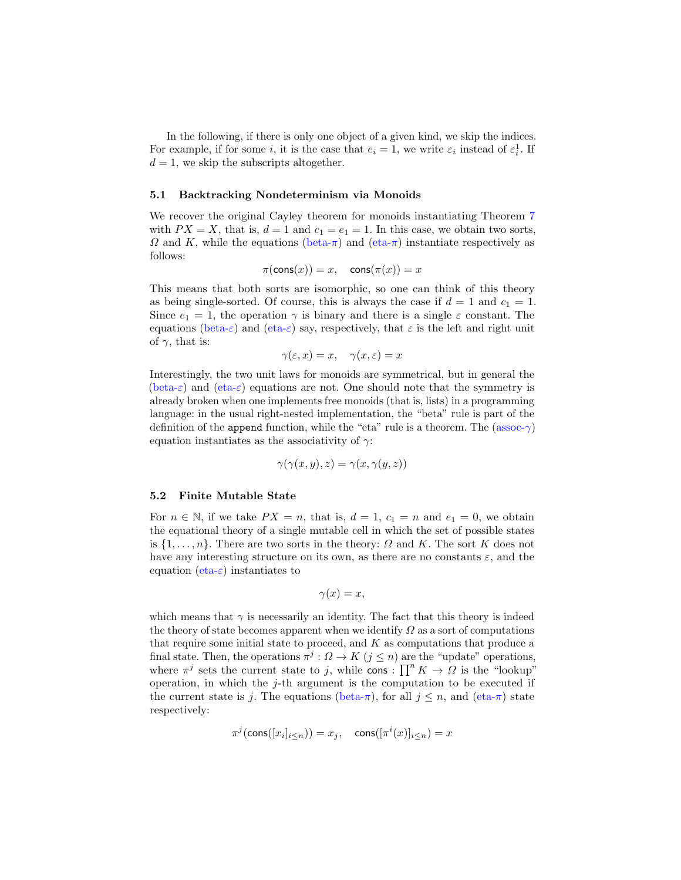In the following, if there is only one object of a given kind, we skip the indices. For example, if for some $i$, it is the case that $e_i = 1$, we write $\varepsilon_i$ instead of $\varepsilon_i^1$. If $d = 1$, we skip the subscripts altogether.

### 5.1 Backtracking Nondeterminism via Monoids

We recover the original Cayley theorem for monoids instantiating Theorem 7 with $PX = X$, that is, $d = 1$ and $c_1 = e_1 = 1$. In this case, we obtain two sorts, $\Omega$ and $K$, while the equations (beta-$\pi$) and (eta-$\pi$) instantiate respectively as follows:

$$\pi(\mathsf{cons}(x)) = x, \quad \mathsf{cons}(\pi(x)) = x$$

This means that both sorts are isomorphic, so one can think of this theory as being single-sorted. Of course, this is always the case if $d = 1$ and $c_1 = 1$. Since $e_1 = 1$, the operation $\gamma$ is binary and there is a single $\varepsilon$ constant. The equations (beta-$\varepsilon$) and (eta-$\varepsilon$) say, respectively, that $\varepsilon$ is the left and right unit of $\gamma$, that is:

$$\gamma(\varepsilon, x) = x, \quad \gamma(x, \varepsilon) = x$$

Interestingly, the two unit laws for monoids are symmetrical, but in general the (beta-$\varepsilon$) and (eta-$\varepsilon$) equations are not. One should note that the symmetry is already broken when one implements free monoids (that is, lists) in a programming language: in the usual right-nested implementation, the "beta" rule is part of the definition of the `append` function, while the "eta" rule is a theorem. The (assoc-$\gamma$) equation instantiates as the associativity of $\gamma$:

$$\gamma(\gamma(x, y), z) = \gamma(x, \gamma(y, z))$$

### 5.2 Finite Mutable State

For $n \in \mathbb{N}$, if we take $PX = n$, that is, $d = 1$, $c_1 = n$ and $e_1 = 0$, we obtain the equational theory of a single mutable cell in which the set of possible states is $\{1, \ldots, n\}$. There are two sorts in the theory: $\Omega$ and $K$. The sort $K$ does not have any interesting structure on its own, as there are no constants $\varepsilon$, and the equation (eta-$\varepsilon$) instantiates to

$$\gamma(x) = x,$$

which means that $\gamma$ is necessarily an identity. The fact that this theory is indeed the theory of state becomes apparent when we identify $\Omega$ as a sort of computations that require some initial state to proceed, and $K$ as computations that produce a final state. Then, the operations $\pi^j : \Omega \to K$ ($j \leq n$) are the "update" operations, where $\pi^j$ sets the current state to $j$, while $\mathsf{cons} : \prod^n K \to \Omega$ is the "lookup" operation, in which the $j$-th argument is the computation to be executed if the current state is $j$. The equations (beta-$\pi$), for all $j \leq n$, and (eta-$\pi$) state respectively:

$$\pi^j(\mathsf{cons}([x_i]_{i \leq n})) = x_j, \quad \mathsf{cons}([\pi^i(x)]_{i \leq n}) = x$$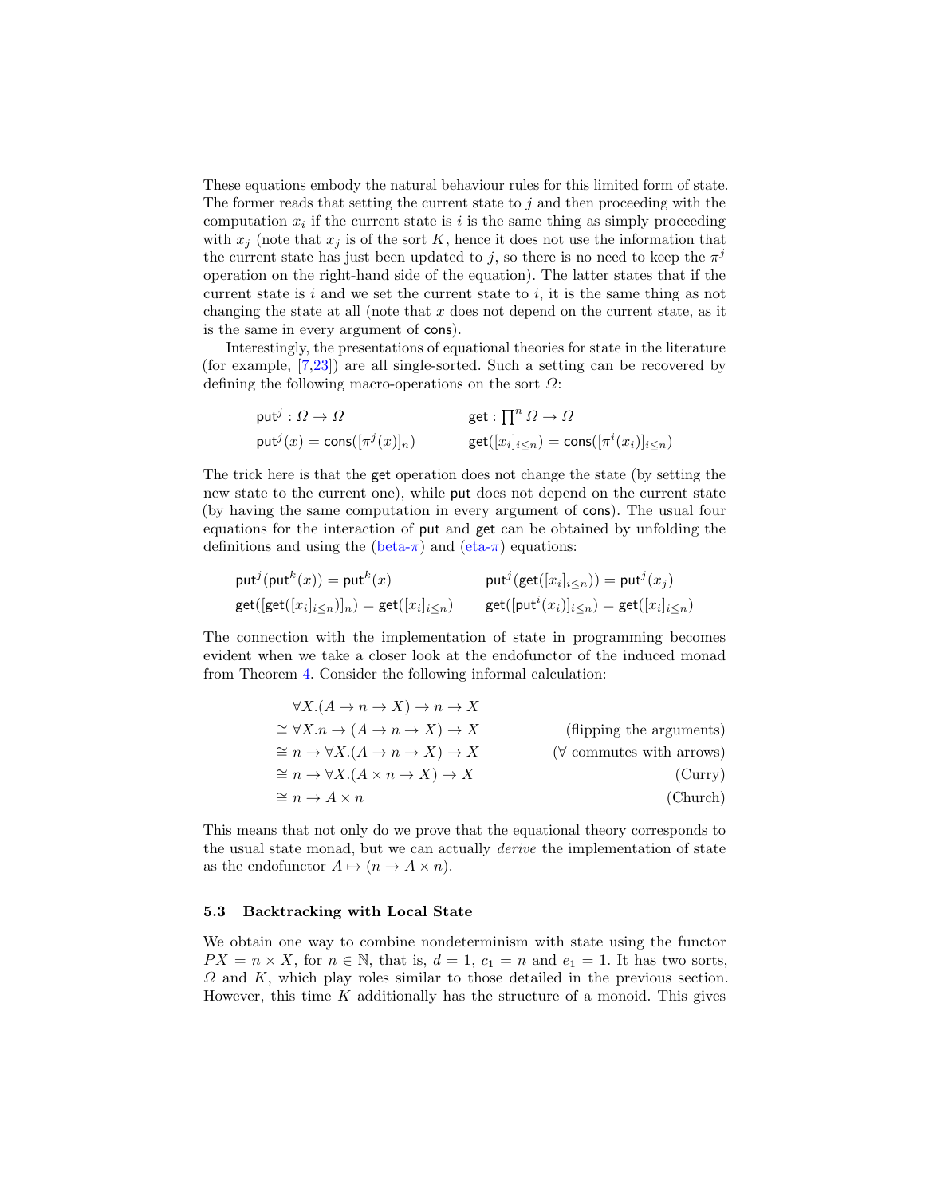These equations embody the natural behaviour rules for this limited form of state. The former reads that setting the current state to $j$ and then proceeding with the computation $x_i$ if the current state is $i$ is the same thing as simply proceeding with $x_j$ (note that $x_j$ is of the sort $K$, hence it does not use the information that the current state has just been updated to $j$, so there is no need to keep the $\pi^j$ operation on the right-hand side of the equation). The latter states that if the current state is $i$ and we set the current state to $i$, it is the same thing as not changing the state at all (note that $x$ does not depend on the current state, as it is the same in every argument of $\mathsf{cons}$).

Interestingly, the presentations of equational theories for state in the literature (for example, [7,23]) are all single-sorted. Such a setting can be recovered by defining the following macro-operations on the sort $\Omega$:

$$\mathsf{put}^j : \Omega \to \Omega \qquad\qquad \mathsf{get} : \textstyle\prod^n \Omega \to \Omega$$

$$\mathsf{put}^j(x) = \mathsf{cons}([\pi^j(x)]_n) \qquad\qquad \mathsf{get}([x_i]_{i\leq n}) = \mathsf{cons}([\pi^i(x_i)]_{i\leq n})$$

The trick here is that the $\mathsf{get}$ operation does not change the state (by setting the new state to the current one), while $\mathsf{put}$ does not depend on the current state (by having the same computation in every argument of $\mathsf{cons}$). The usual four equations for the interaction of $\mathsf{put}$ and $\mathsf{get}$ can be obtained by unfolding the definitions and using the (beta-$\pi$) and (eta-$\pi$) equations:

$$\mathsf{put}^j(\mathsf{put}^k(x)) = \mathsf{put}^k(x) \qquad\qquad \mathsf{put}^j(\mathsf{get}([x_i]_{i\leq n})) = \mathsf{put}^j(x_j)$$

$$\mathsf{get}([\mathsf{get}([x_i]_{i\leq n})]_n) = \mathsf{get}([x_i]_{i\leq n}) \qquad\qquad \mathsf{get}([\mathsf{put}^i(x_i)]_{i\leq n}) = \mathsf{get}([x_i]_{i\leq n})$$

The connection with the implementation of state in programming becomes evident when we take a closer look at the endofunctor of the induced monad from Theorem 4. Consider the following informal calculation:

$$\begin{aligned}
&\forall X.(A \to n \to X) \to n \to X && \\
\cong\ &\forall X.n \to (A \to n \to X) \to X && \text{(flipping the arguments)}\\
\cong\ &n \to \forall X.(A \to n \to X) \to X && \text{($\forall$ commutes with arrows)}\\
\cong\ &n \to \forall X.(A \times n \to X) \to X && \text{(Curry)}\\
\cong\ &n \to A \times n && \text{(Church)}
\end{aligned}$$

This means that not only do we prove that the equational theory corresponds to the usual state monad, but we can actually *derive* the implementation of state as the endofunctor $A \mapsto (n \to A \times n)$.

### 5.3 Backtracking with Local State

We obtain one way to combine nondeterminism with state using the functor $PX = n \times X$, for $n \in \mathbb{N}$, that is, $d = 1$, $c_1 = n$ and $e_1 = 1$. It has two sorts, $\Omega$ and $K$, which play roles similar to those detailed in the previous section. However, this time $K$ additionally has the structure of a monoid. This gives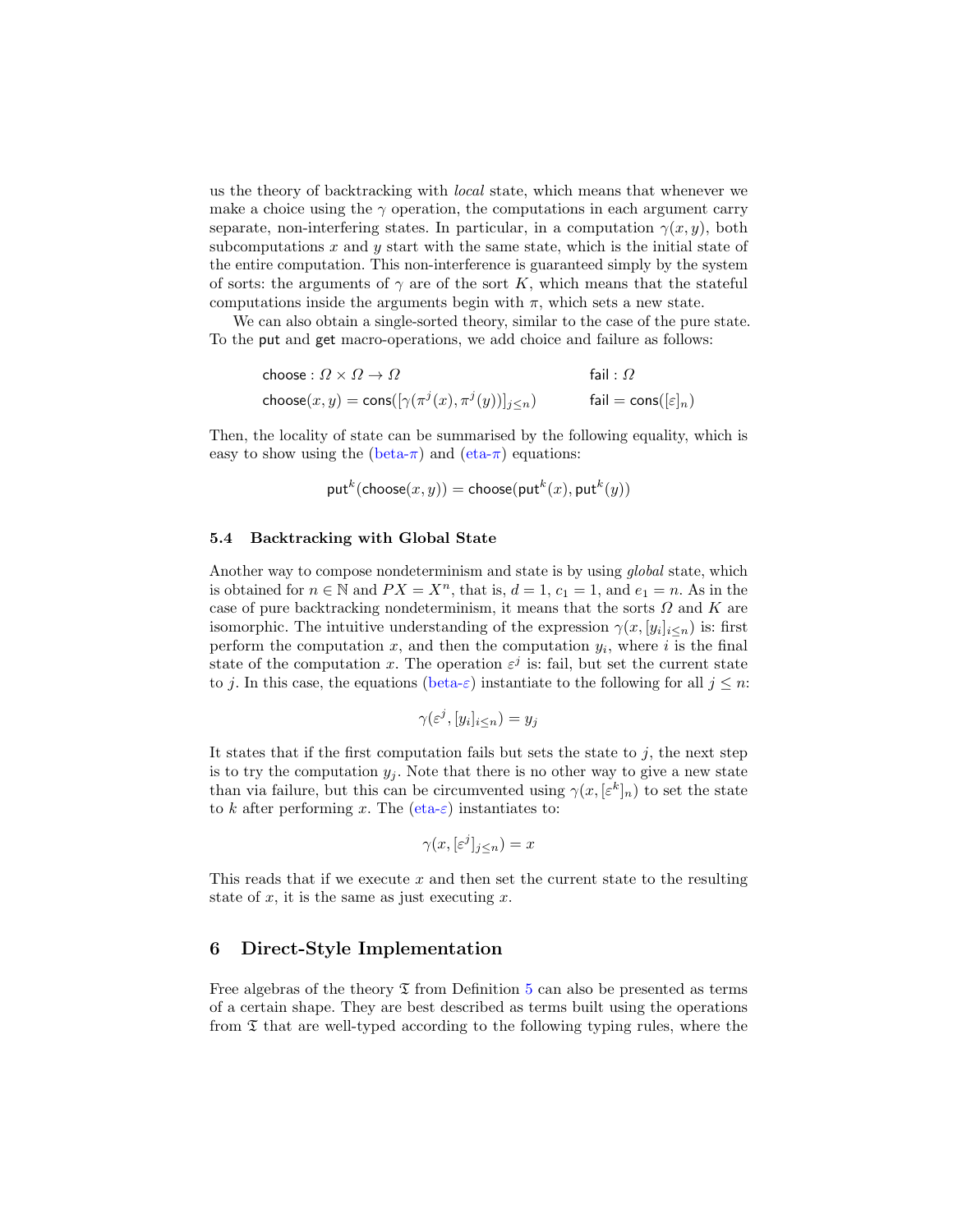us the theory of backtracking with *local* state, which means that whenever we make a choice using the $\gamma$ operation, the computations in each argument carry separate, non-interfering states. In particular, in a computation $\gamma(x, y)$, both subcomputations $x$ and $y$ start with the same state, which is the initial state of the entire computation. This non-interference is guaranteed simply by the system of sorts: the arguments of $\gamma$ are of the sort $K$, which means that the stateful computations inside the arguments begin with $\pi$, which sets a new state.

We can also obtain a single-sorted theory, similar to the case of the pure state. To the put and get macro-operations, we add choice and failure as follows:

$$\mathsf{choose} : \Omega \times \Omega \to \Omega \qquad\qquad \mathsf{fail} : \Omega$$

$$\mathsf{choose}(x, y) = \mathsf{cons}([\gamma(\pi^j(x), \pi^j(y))]_{j \leq n}) \qquad\qquad \mathsf{fail} = \mathsf{cons}([\varepsilon]_n)$$

Then, the locality of state can be summarised by the following equality, which is easy to show using the (beta-$\pi$) and (eta-$\pi$) equations:

$$\mathsf{put}^k(\mathsf{choose}(x, y)) = \mathsf{choose}(\mathsf{put}^k(x), \mathsf{put}^k(y))$$

### 5.4 Backtracking with Global State

Another way to compose nondeterminism and state is by using *global* state, which is obtained for $n \in \mathbb{N}$ and $PX = X^n$, that is, $d = 1$, $c_1 = 1$, and $e_1 = n$. As in the case of pure backtracking nondeterminism, it means that the sorts $\Omega$ and $K$ are isomorphic. The intuitive understanding of the expression $\gamma(x, [y_i]_{i \leq n})$ is: first perform the computation $x$, and then the computation $y_i$, where $i$ is the final state of the computation $x$. The operation $\varepsilon^j$ is: fail, but set the current state to $j$. In this case, the equations (beta-$\varepsilon$) instantiate to the following for all $j \leq n$:

$$\gamma(\varepsilon^j, [y_i]_{i \leq n}) = y_j$$

It states that if the first computation fails but sets the state to $j$, the next step is to try the computation $y_j$. Note that there is no other way to give a new state than via failure, but this can be circumvented using $\gamma(x, [\varepsilon^k]_n)$ to set the state to $k$ after performing $x$. The (eta-$\varepsilon$) instantiates to:

$$\gamma(x, [\varepsilon^j]_{j \leq n}) = x$$

This reads that if we execute $x$ and then set the current state to the resulting state of $x$, it is the same as just executing $x$.

## 6 Direct-Style Implementation

Free algebras of the theory $\mathfrak{T}$ from Definition 5 can also be presented as terms of a certain shape. They are best described as terms built using the operations from $\mathfrak{T}$ that are well-typed according to the following typing rules, where the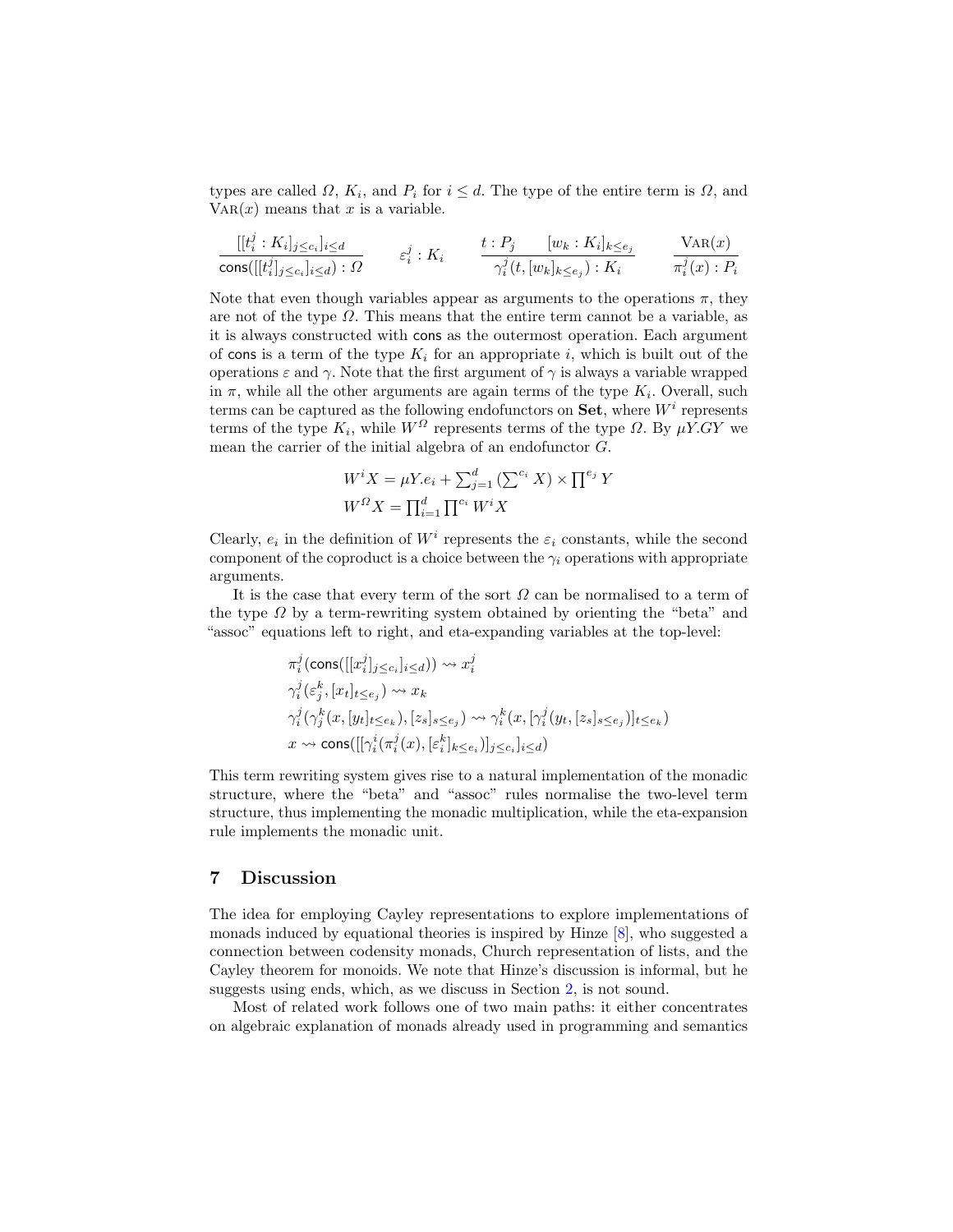types are called $\Omega$, $K_i$, and $P_i$ for $i \leq d$. The type of the entire term is $\Omega$, and $\textsc{Var}(x)$ means that $x$ is a variable.

$$\frac{[[t_i^j : K_i]_{j \leq c_i}]_{i \leq d}}{\mathsf{cons}([[t_i^j]_{j \leq c_i}]_{i \leq d}) : \Omega} \qquad \varepsilon_i^j : K_i \qquad \frac{t : P_j \qquad [w_k : K_i]_{k \leq e_j}}{\gamma_i^j(t, [w_k]_{k \leq e_j}) : K_i} \qquad \frac{\textsc{Var}(x)}{\pi_i^j(x) : P_i}$$

Note that even though variables appear as arguments to the operations $\pi$, they are not of the type $\Omega$. This means that the entire term cannot be a variable, as it is always constructed with $\mathsf{cons}$ as the outermost operation. Each argument of $\mathsf{cons}$ is a term of the type $K_i$ for an appropriate $i$, which is built out of the operations $\varepsilon$ and $\gamma$. Note that the first argument of $\gamma$ is always a variable wrapped in $\pi$, while all the other arguments are again terms of the type $K_i$. Overall, such terms can be captured as the following endofunctors on **Set**, where $W^i$ represents terms of the type $K_i$, while $W^\Omega$ represents terms of the type $\Omega$. By $\mu Y.GY$ we mean the carrier of the initial algebra of an endofunctor $G$.

$$W^i X = \mu Y. e_i + \textstyle\sum_{j=1}^{d} \left(\sum^{c_i} X\right) \times \prod^{e_j} Y$$
$$W^\Omega X = \textstyle\prod_{i=1}^{d} \prod^{c_i} W^i X$$

Clearly, $e_i$ in the definition of $W^i$ represents the $\varepsilon_i$ constants, while the second component of the coproduct is a choice between the $\gamma_i$ operations with appropriate arguments.

It is the case that every term of the sort $\Omega$ can be normalised to a term of the type $\Omega$ by a term-rewriting system obtained by orienting the "beta" and "assoc" equations left to right, and eta-expanding variables at the top-level:

$$\pi_i^j(\mathsf{cons}([[x_i^j]_{j \leq c_i}]_{i \leq d})) \rightsquigarrow x_i^j$$
$$\gamma_i^j(\varepsilon_j^k, [x_t]_{t \leq e_j}) \rightsquigarrow x_k$$
$$\gamma_i^j(\gamma_j^k(x, [y_t]_{t \leq e_k}), [z_s]_{s \leq e_j}) \rightsquigarrow \gamma_i^k(x, [\gamma_i^j(y_t, [z_s]_{s \leq e_j})]_{t \leq e_k})$$
$$x \rightsquigarrow \mathsf{cons}([[\gamma_i^i(\pi_i^j(x), [\varepsilon_i^k]_{k \leq e_i})]_{j \leq c_i}]_{i \leq d})$$

This term rewriting system gives rise to a natural implementation of the monadic structure, where the "beta" and "assoc" rules normalise the two-level term structure, thus implementing the monadic multiplication, while the eta-expansion rule implements the monadic unit.

## 7 Discussion

The idea for employing Cayley representations to explore implementations of monads induced by equational theories is inspired by Hinze [8], who suggested a connection between codensity monads, Church representation of lists, and the Cayley theorem for monoids. We note that Hinze's discussion is informal, but he suggests using ends, which, as we discuss in Section 2, is not sound.

Most of related work follows one of two main paths: it either concentrates on algebraic explanation of monads already used in programming and semantics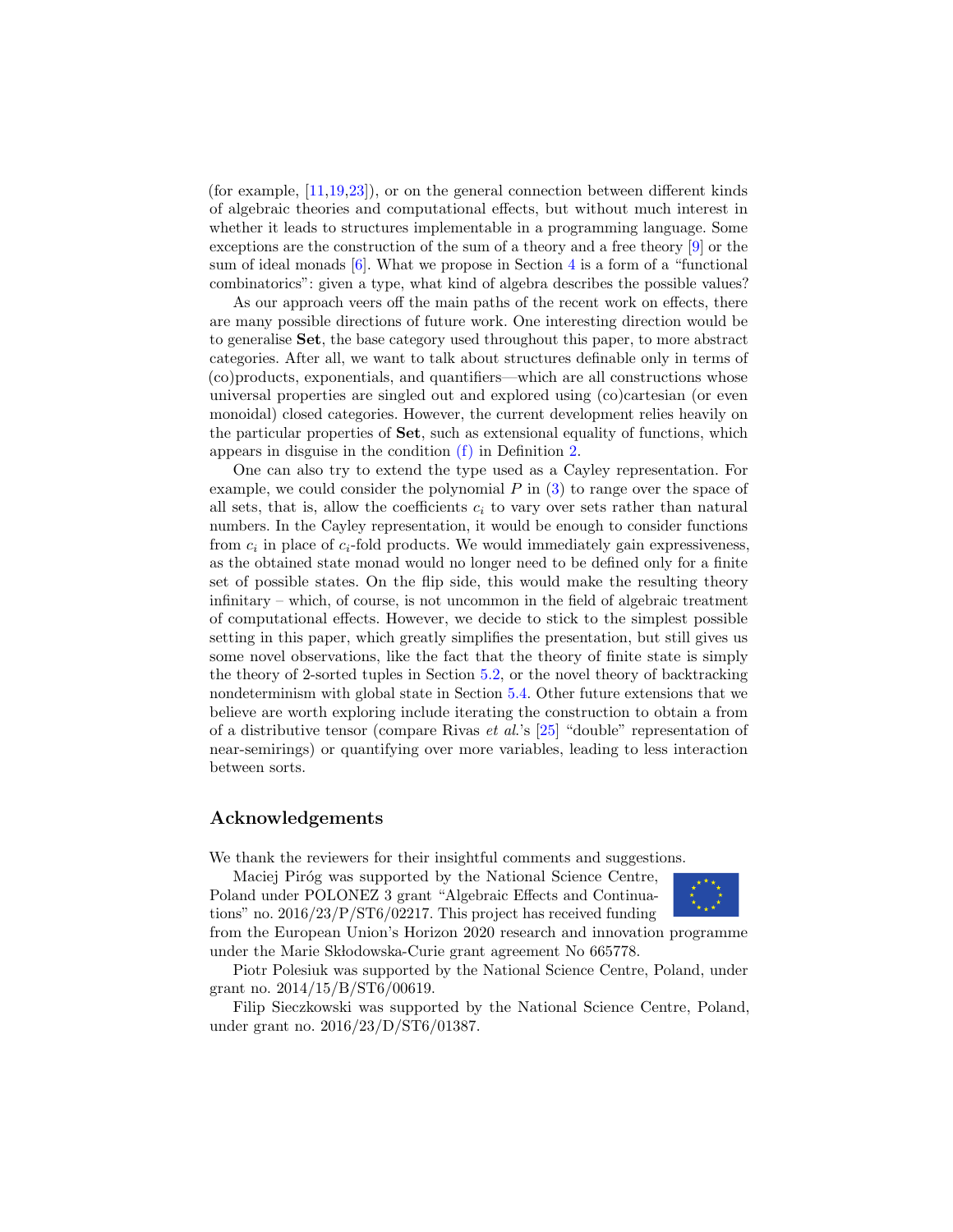(for example, [11,19,23]), or on the general connection between different kinds of algebraic theories and computational effects, but without much interest in whether it leads to structures implementable in a programming language. Some exceptions are the construction of the sum of a theory and a free theory [9] or the sum of ideal monads [6]. What we propose in Section 4 is a form of a "functional combinatorics": given a type, what kind of algebra describes the possible values?

As our approach veers off the main paths of the recent work on effects, there are many possible directions of future work. One interesting direction would be to generalise **Set**, the base category used throughout this paper, to more abstract categories. After all, we want to talk about structures definable only in terms of (co)products, exponentials, and quantifiers—which are all constructions whose universal properties are singled out and explored using (co)cartesian (or even monoidal) closed categories. However, the current development relies heavily on the particular properties of **Set**, such as extensional equality of functions, which appears in disguise in the condition (f) in Definition 2.

One can also try to extend the type used as a Cayley representation. For example, we could consider the polynomial $P$ in (3) to range over the space of all sets, that is, allow the coefficients $c_i$ to vary over sets rather than natural numbers. In the Cayley representation, it would be enough to consider functions from $c_i$ in place of $c_i$-fold products. We would immediately gain expressiveness, as the obtained state monad would no longer need to be defined only for a finite set of possible states. On the flip side, this would make the resulting theory infinitary – which, of course, is not uncommon in the field of algebraic treatment of computational effects. However, we decide to stick to the simplest possible setting in this paper, which greatly simplifies the presentation, but still gives us some novel observations, like the fact that the theory of finite state is simply the theory of 2-sorted tuples in Section 5.2, or the novel theory of backtracking nondeterminism with global state in Section 5.4. Other future extensions that we believe are worth exploring include iterating the construction to obtain a from of a distributive tensor (compare Rivas *et al.*'s [25] "double" representation of near-semirings) or quantifying over more variables, leading to less interaction between sorts.

## Acknowledgements

We thank the reviewers for their insightful comments and suggestions.

Maciej Piróg was supported by the National Science Centre, Poland under POLONEZ 3 grant "Algebraic Effects and Continuations" no. 2016/23/P/ST6/02217. This project has received funding from the European Union's Horizon 2020 research and innovation programme under the Marie Skłodowska-Curie grant agreement No 665778.

Piotr Polesiuk was supported by the National Science Centre, Poland, under grant no. 2014/15/B/ST6/00619.

Filip Sieczkowski was supported by the National Science Centre, Poland, under grant no. 2016/23/D/ST6/01387.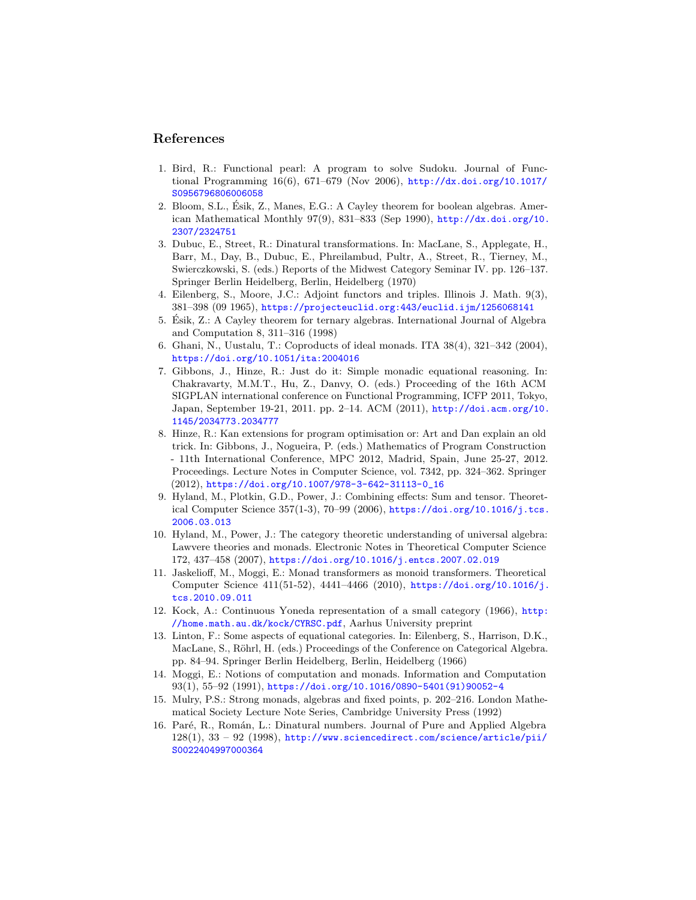## References

1. Bird, R.: Functional pearl: A program to solve Sudoku. Journal of Functional Programming 16(6), 671–679 (Nov 2006), http://dx.doi.org/10.1017/S0956796806006058
2. Bloom, S.L., Ésik, Z., Manes, E.G.: A Cayley theorem for boolean algebras. American Mathematical Monthly 97(9), 831–833 (Sep 1990), http://dx.doi.org/10.2307/2324751
3. Dubuc, E., Street, R.: Dinatural transformations. In: MacLane, S., Applegate, H., Barr, M., Day, B., Dubuc, E., Phreilambud, Pultr, A., Street, R., Tierney, M., Swierczkowski, S. (eds.) Reports of the Midwest Category Seminar IV. pp. 126–137. Springer Berlin Heidelberg, Berlin, Heidelberg (1970)
4. Eilenberg, S., Moore, J.C.: Adjoint functors and triples. Illinois J. Math. 9(3), 381–398 (09 1965), https://projecteuclid.org:443/euclid.ijm/1256068141
5. Ésik, Z.: A Cayley theorem for ternary algebras. International Journal of Algebra and Computation 8, 311–316 (1998)
6. Ghani, N., Uustalu, T.: Coproducts of ideal monads. ITA 38(4), 321–342 (2004), https://doi.org/10.1051/ita:2004016
7. Gibbons, J., Hinze, R.: Just do it: Simple monadic equational reasoning. In: Chakravarty, M.M.T., Hu, Z., Danvy, O. (eds.) Proceeding of the 16th ACM SIGPLAN international conference on Functional Programming, ICFP 2011, Tokyo, Japan, September 19-21, 2011. pp. 2–14. ACM (2011), http://doi.acm.org/10.1145/2034773.2034777
8. Hinze, R.: Kan extensions for program optimisation or: Art and Dan explain an old trick. In: Gibbons, J., Nogueira, P. (eds.) Mathematics of Program Construction - 11th International Conference, MPC 2012, Madrid, Spain, June 25-27, 2012. Proceedings. Lecture Notes in Computer Science, vol. 7342, pp. 324–362. Springer (2012), https://doi.org/10.1007/978-3-642-31113-0_16
9. Hyland, M., Plotkin, G.D., Power, J.: Combining effects: Sum and tensor. Theoretical Computer Science 357(1-3), 70–99 (2006), https://doi.org/10.1016/j.tcs.2006.03.013
10. Hyland, M., Power, J.: The category theoretic understanding of universal algebra: Lawvere theories and monads. Electronic Notes in Theoretical Computer Science 172, 437–458 (2007), https://doi.org/10.1016/j.entcs.2007.02.019
11. Jaskelioff, M., Moggi, E.: Monad transformers as monoid transformers. Theoretical Computer Science 411(51-52), 4441–4466 (2010), https://doi.org/10.1016/j.tcs.2010.09.011
12. Kock, A.: Continuous Yoneda representation of a small category (1966), http://home.math.au.dk/kock/CYRSC.pdf, Aarhus University preprint
13. Linton, F.: Some aspects of equational categories. In: Eilenberg, S., Harrison, D.K., MacLane, S., Röhrl, H. (eds.) Proceedings of the Conference on Categorical Algebra. pp. 84–94. Springer Berlin Heidelberg, Berlin, Heidelberg (1966)
14. Moggi, E.: Notions of computation and monads. Information and Computation 93(1), 55–92 (1991), https://doi.org/10.1016/0890-5401(91)90052-4
15. Mulry, P.S.: Strong monads, algebras and fixed points, p. 202–216. London Mathematical Society Lecture Note Series, Cambridge University Press (1992)
16. Paré, R., Román, L.: Dinatural numbers. Journal of Pure and Applied Algebra 128(1), 33 – 92 (1998), http://www.sciencedirect.com/science/article/pii/S0022404997000364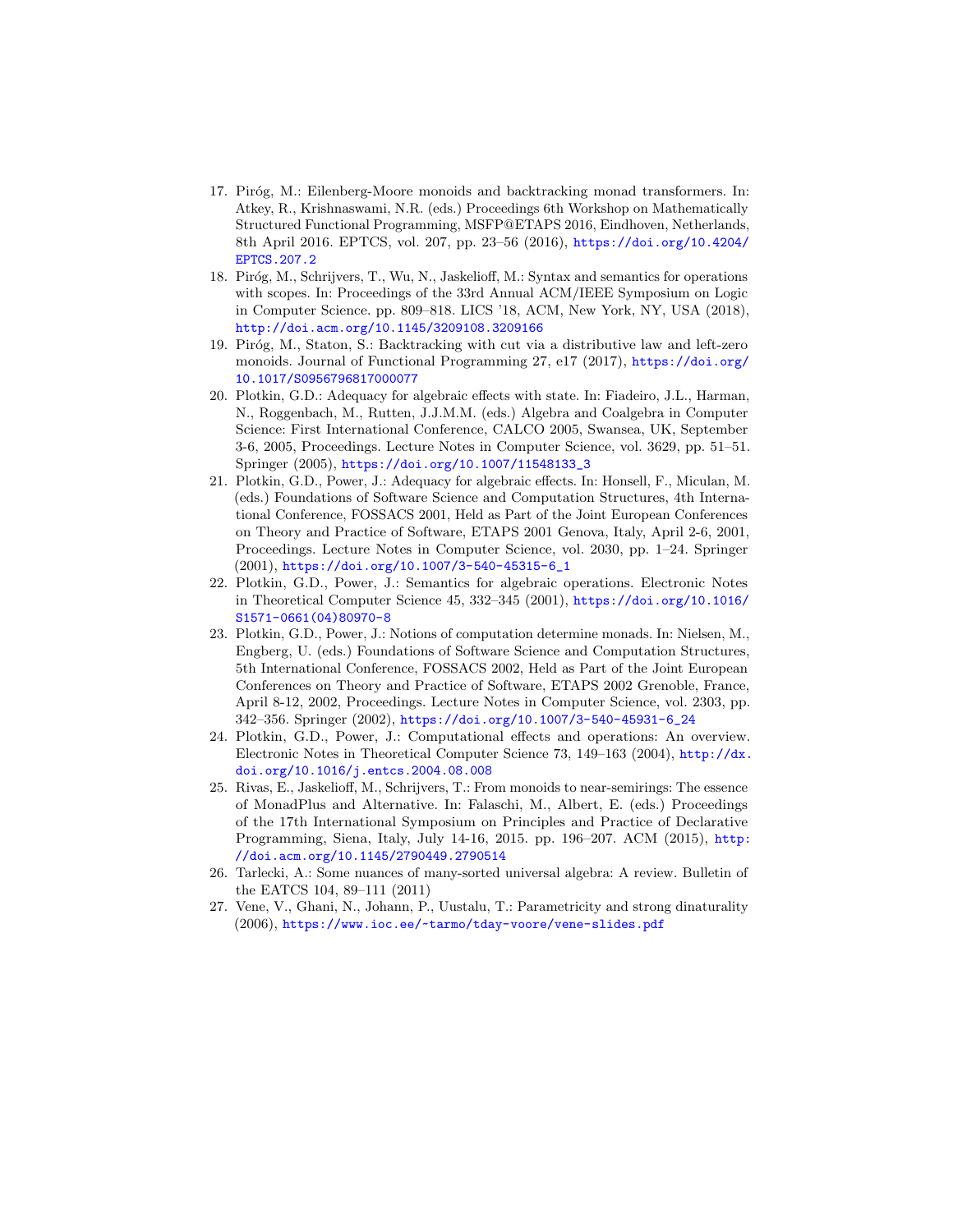17. Piróg, M.: Eilenberg-Moore monoids and backtracking monad transformers. In: Atkey, R., Krishnaswami, N.R. (eds.) Proceedings 6th Workshop on Mathematically Structured Functional Programming, MSFP@ETAPS 2016, Eindhoven, Netherlands, 8th April 2016. EPTCS, vol. 207, pp. 23–56 (2016), https://doi.org/10.4204/EPTCS.207.2
18. Piróg, M., Schrijvers, T., Wu, N., Jaskelioff, M.: Syntax and semantics for operations with scopes. In: Proceedings of the 33rd Annual ACM/IEEE Symposium on Logic in Computer Science. pp. 809–818. LICS '18, ACM, New York, NY, USA (2018), http://doi.acm.org/10.1145/3209108.3209166
19. Piróg, M., Staton, S.: Backtracking with cut via a distributive law and left-zero monoids. Journal of Functional Programming 27, e17 (2017), https://doi.org/10.1017/S0956796817000077
20. Plotkin, G.D.: Adequacy for algebraic effects with state. In: Fiadeiro, J.L., Harman, N., Roggenbach, M., Rutten, J.J.M.M. (eds.) Algebra and Coalgebra in Computer Science: First International Conference, CALCO 2005, Swansea, UK, September 3-6, 2005, Proceedings. Lecture Notes in Computer Science, vol. 3629, pp. 51–51. Springer (2005), https://doi.org/10.1007/11548133_3
21. Plotkin, G.D., Power, J.: Adequacy for algebraic effects. In: Honsell, F., Miculan, M. (eds.) Foundations of Software Science and Computation Structures, 4th International Conference, FOSSACS 2001, Held as Part of the Joint European Conferences on Theory and Practice of Software, ETAPS 2001 Genova, Italy, April 2-6, 2001, Proceedings. Lecture Notes in Computer Science, vol. 2030, pp. 1–24. Springer (2001), https://doi.org/10.1007/3-540-45315-6_1
22. Plotkin, G.D., Power, J.: Semantics for algebraic operations. Electronic Notes in Theoretical Computer Science 45, 332–345 (2001), https://doi.org/10.1016/S1571-0661(04)80970-8
23. Plotkin, G.D., Power, J.: Notions of computation determine monads. In: Nielsen, M., Engberg, U. (eds.) Foundations of Software Science and Computation Structures, 5th International Conference, FOSSACS 2002, Held as Part of the Joint European Conferences on Theory and Practice of Software, ETAPS 2002 Grenoble, France, April 8-12, 2002, Proceedings. Lecture Notes in Computer Science, vol. 2303, pp. 342–356. Springer (2002), https://doi.org/10.1007/3-540-45931-6_24
24. Plotkin, G.D., Power, J.: Computational effects and operations: An overview. Electronic Notes in Theoretical Computer Science 73, 149–163 (2004), http://dx.doi.org/10.1016/j.entcs.2004.08.008
25. Rivas, E., Jaskelioff, M., Schrijvers, T.: From monoids to near-semirings: The essence of MonadPlus and Alternative. In: Falaschi, M., Albert, E. (eds.) Proceedings of the 17th International Symposium on Principles and Practice of Declarative Programming, Siena, Italy, July 14-16, 2015. pp. 196–207. ACM (2015), http://doi.acm.org/10.1145/2790449.2790514
26. Tarlecki, A.: Some nuances of many-sorted universal algebra: A review. Bulletin of the EATCS 104, 89–111 (2011)
27. Vene, V., Ghani, N., Johann, P., Uustalu, T.: Parametricity and strong dinaturality (2006), https://www.ioc.ee/~tarmo/tday-voore/vene-slides.pdf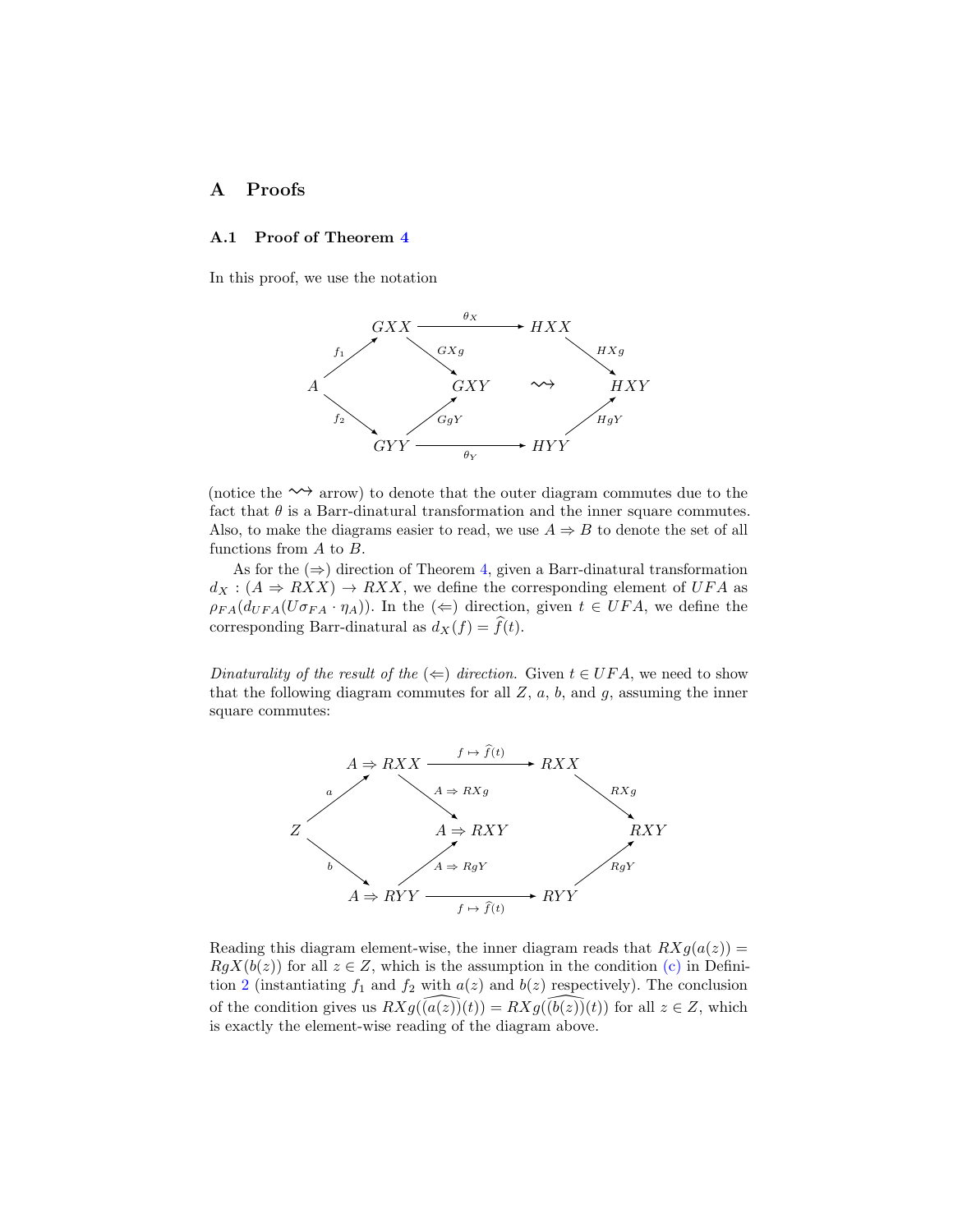## A Proofs

### A.1 Proof of Theorem 4

In this proof, we use the notation

$$
\begin{array}{ccccc}
 & GXX & \xrightarrow{\theta_X} & HXX & \\
{}^{f_1}\nearrow & & \searrow^{GXg} & & \searrow^{HXg} \\
A & & GXY & \rightsquigarrow & HXY \\
{}_{f_2}\searrow & & \nearrow_{GgY} & & \nearrow_{HgY} \\
 & GYY & \xrightarrow[\theta_Y]{} & HYY &
\end{array}
$$

(notice the $\rightsquigarrow$ arrow) to denote that the outer diagram commutes due to the fact that $\theta$ is a Barr-dinatural transformation and the inner square commutes. Also, to make the diagrams easier to read, we use $A \Rightarrow B$ to denote the set of all functions from $A$ to $B$.

As for the ($\Rightarrow$) direction of Theorem 4, given a Barr-dinatural transformation $d_X : (A \Rightarrow RXX) \to RXX$, we define the corresponding element of $UFA$ as $\rho_{FA}(d_{UFA}(U\sigma_{FA} \cdot \eta_A))$. In the ($\Leftarrow$) direction, given $t \in UFA$, we define the corresponding Barr-dinatural as $d_X(f) = \widehat{f}(t)$.

*Dinaturality of the result of the ($\Leftarrow$) direction.* Given $t \in UFA$, we need to show that the following diagram commutes for all $Z$, $a$, $b$, and $g$, assuming the inner square commutes:

$$
\begin{array}{ccccc}
 & A \Rightarrow RXX & \xrightarrow{f \mapsto \widehat{f}(t)} & RXX & \\
{}^{a}\nearrow & & \searrow^{A \Rightarrow RXg} & & \searrow^{RXg} \\
Z & & A \Rightarrow RXY & & RXY \\
{}_{b}\searrow & & \nearrow_{A \Rightarrow RgY} & & \nearrow_{RgY} \\
 & A \Rightarrow RYY & \xrightarrow[f \mapsto \widehat{f}(t)]{} & RYY &
\end{array}
$$

Reading this diagram element-wise, the inner diagram reads that $RXg(a(z)) = RgX(b(z))$ for all $z \in Z$, which is the assumption in the condition (c) in Definition 2 (instantiating $f_1$ and $f_2$ with $a(z)$ and $b(z)$ respectively). The conclusion of the condition gives us $RXg(\widehat{(a(z))}(t)) = RXg(\widehat{(b(z))}(t))$ for all $z \in Z$, which is exactly the element-wise reading of the diagram above.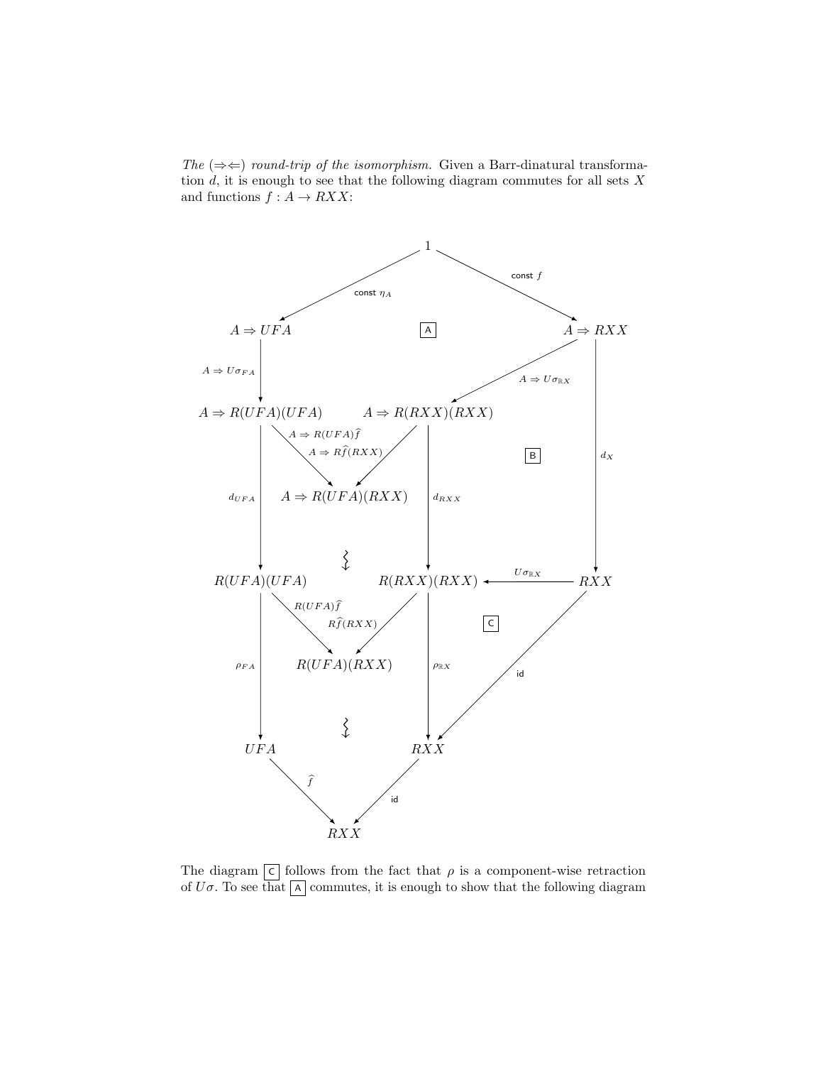*The* ($\Rightarrow\Leftarrow$) *round-trip of the isomorphism.* Given a Barr-dinatural transformation $d$, it is enough to see that the following diagram commutes for all sets $X$ and functions $f : A \to RXX$:

$$
\begin{array}{ccccccc}
 & & & 1 & & & \\
 & & \swarrow^{\mathsf{const}\ \eta_A} & & \searrow^{\mathsf{const}\ f} & & \\
A \Rightarrow UFA & & & \boxed{\mathsf{A}} & & & A \Rightarrow RXX \\
\downarrow{\scriptstyle A \Rightarrow U\sigma_{FA}} & & & & \swarrow{\scriptstyle A \Rightarrow U\sigma_{\mathbb{R}X}} & & \\
A \Rightarrow R(UFA)(UFA) & & A \Rightarrow R(RXX)(RXX) & & \boxed{\mathsf{B}} & & \downarrow{\scriptstyle d_X} \\
 & \searrow{\scriptstyle A \Rightarrow R(UFA)\widehat{f}} & & \swarrow{\scriptstyle A \Rightarrow R\widehat{f}(RXX)} & & & \\
\downarrow{\scriptstyle d_{UFA}} & & A \Rightarrow R(UFA)(RXX) & & \downarrow{\scriptstyle d_{RXX}} & & \\
 & & \rightsquigarrow & & & & \\
R(UFA)(UFA) & & & & R(RXX)(RXX) & \xleftarrow{U\sigma_{\mathbb{R}X}} & RXX \\
 & \searrow{\scriptstyle R(UFA)\widehat{f}} & & \swarrow{\scriptstyle R\widehat{f}(RXX)} & & \boxed{\mathsf{C}} & \\
\downarrow{\scriptstyle \rho_{FA}} & & R(UFA)(RXX) & & \downarrow{\scriptstyle \rho_{\mathbb{R}X}} & \swarrow{\scriptstyle \mathsf{id}} & \\
 & & \rightsquigarrow & & & & \\
UFA & & & & RXX & & \\
 & \searrow{\scriptstyle \widehat{f}} & & \swarrow{\scriptstyle \mathsf{id}} & & & \\
 & & RXX & & & &
\end{array}
$$

The diagram $\boxed{\mathsf{C}}$ follows from the fact that $\rho$ is a component-wise retraction of $U\sigma$. To see that $\boxed{\mathsf{A}}$ commutes, it is enough to show that the following diagram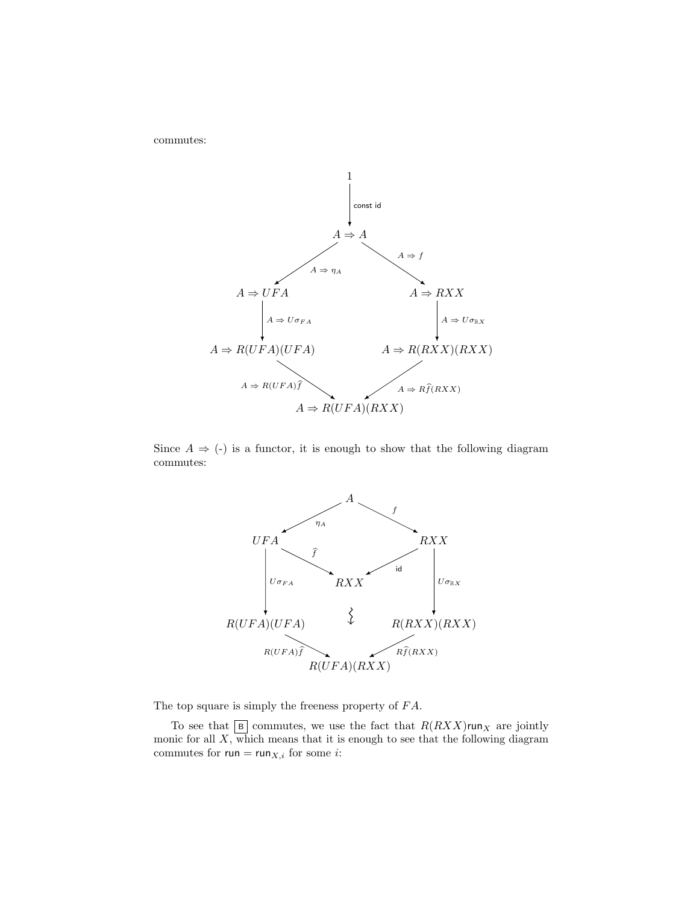commutes:

$$
\begin{array}{ccccc}
 & & 1 & & \\
 & & \downarrow {\scriptstyle \mathsf{const\ id}} & & \\
 & & A \Rightarrow A & & \\
 & \swarrow {\scriptstyle A \Rightarrow \eta_A} & & \searrow {\scriptstyle A \Rightarrow f} & \\
A \Rightarrow UFA & & & & A \Rightarrow RXX \\
\downarrow {\scriptstyle A \Rightarrow U\sigma_{FA}} & & & & \downarrow {\scriptstyle A \Rightarrow U\sigma_{\mathbb{R}X}} \\
A \Rightarrow R(UFA)(UFA) & & & & A \Rightarrow R(RXX)(RXX) \\
 & \searrow {\scriptstyle A \Rightarrow R(UFA)\widehat{f}} & & \swarrow {\scriptstyle A \Rightarrow R\widehat{f}(RXX)} & \\
 & & A \Rightarrow R(UFA)(RXX) & &
\end{array}
$$

Since $A \Rightarrow (\text{-})$ is a functor, it is enough to show that the following diagram commutes:

$$
\begin{array}{ccccc}
 & & A & & \\
 & \swarrow {\scriptstyle \eta_A} & & \searrow {\scriptstyle f} & \\
UFA & & & & RXX \\
 & \searrow {\scriptstyle \widehat{f}} & & \swarrow {\scriptstyle \mathsf{id}} & \\
\downarrow {\scriptstyle U\sigma_{FA}} & & RXX & & \downarrow {\scriptstyle U\sigma_{\mathbb{R}X}} \\
 & & \rightsquigarrow & & \\
R(UFA)(UFA) & & & & R(RXX)(RXX) \\
 & \searrow {\scriptstyle R(UFA)\widehat{f}} & & \swarrow {\scriptstyle R\widehat{f}(RXX)} & \\
 & & R(UFA)(RXX) & &
\end{array}
$$

The top square is simply the freeness property of $FA$.

To see that $\boxed{\mathsf{B}}$ commutes, we use the fact that $R(RXX)\mathsf{run}_X$ are jointly monic for all $X$, which means that it is enough to see that the following diagram commutes for $\mathsf{run} = \mathsf{run}_{X,i}$ for some $i$: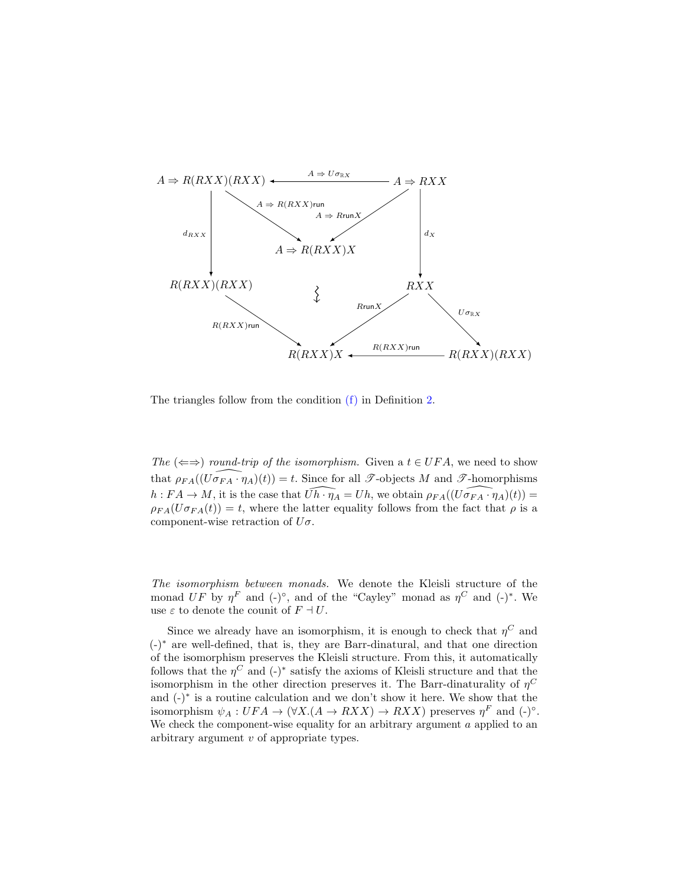$$
\begin{array}{ccccc}
A \Rightarrow R(RXX)(RXX) & \xleftarrow{A \Rightarrow U\sigma_{\mathbb{R}X}} & & & A \Rightarrow RXX \\
& \searrow^{A \Rightarrow R(RXX)\mathsf{run}} & & {}^{A \Rightarrow R\mathsf{run}X}\swarrow & \\
\Big\downarrow d_{RXX} & & A \Rightarrow R(RXX)X & & \Big\downarrow d_X \\
R(RXX)(RXX) & & \wr & & RXX \\
& \searrow_{R(RXX)\mathsf{run}} & & {}_{R\mathsf{run}X}\swarrow \quad \searrow^{U\sigma_{\mathbb{R}X}} & \\
& & R(RXX)X & \xleftarrow{R(RXX)\mathsf{run}} & R(RXX)(RXX)
\end{array}
$$

The triangles follow from the condition (f) in Definition 2.

*The ($\Leftarrow\Rightarrow$) round-trip of the isomorphism.* Given a $t \in UFA$, we need to show that $\rho_{FA}((\widehat{U\sigma_{FA} \cdot \eta_A})(t)) = t$. Since for all $\mathscr{T}$-objects $M$ and $\mathscr{T}$-homorphisms $h : FA \to M$, it is the case that $\widehat{Uh \cdot \eta_A} = Uh$, we obtain $\rho_{FA}((\widehat{U\sigma_{FA} \cdot \eta_A})(t)) = \rho_{FA}(U\sigma_{FA}(t)) = t$, where the latter equality follows from the fact that $\rho$ is a component-wise retraction of $U\sigma$.

*The isomorphism between monads.* We denote the Kleisli structure of the monad $UF$ by $\eta^F$ and $(\text{-})^\circ$, and of the "Cayley" monad as $\eta^C$ and $(\text{-})^*$. We use $\varepsilon$ to denote the counit of $F \dashv U$.

Since we already have an isomorphism, it is enough to check that $\eta^C$ and $(\text{-})^*$ are well-defined, that is, they are Barr-dinatural, and that one direction of the isomorphism preserves the Kleisli structure. From this, it automatically follows that the $\eta^C$ and $(\text{-})^*$ satisfy the axioms of Kleisli structure and that the isomorphism in the other direction preserves it. The Barr-dinaturality of $\eta^C$ and $(\text{-})^*$ is a routine calculation and we don't show it here. We show that the isomorphism $\psi_A : UFA \to (\forall X.(A \to RXX) \to RXX)$ preserves $\eta^F$ and $(\text{-})^\circ$. We check the component-wise equality for an arbitrary argument $a$ applied to an arbitrary argument $v$ of appropriate types.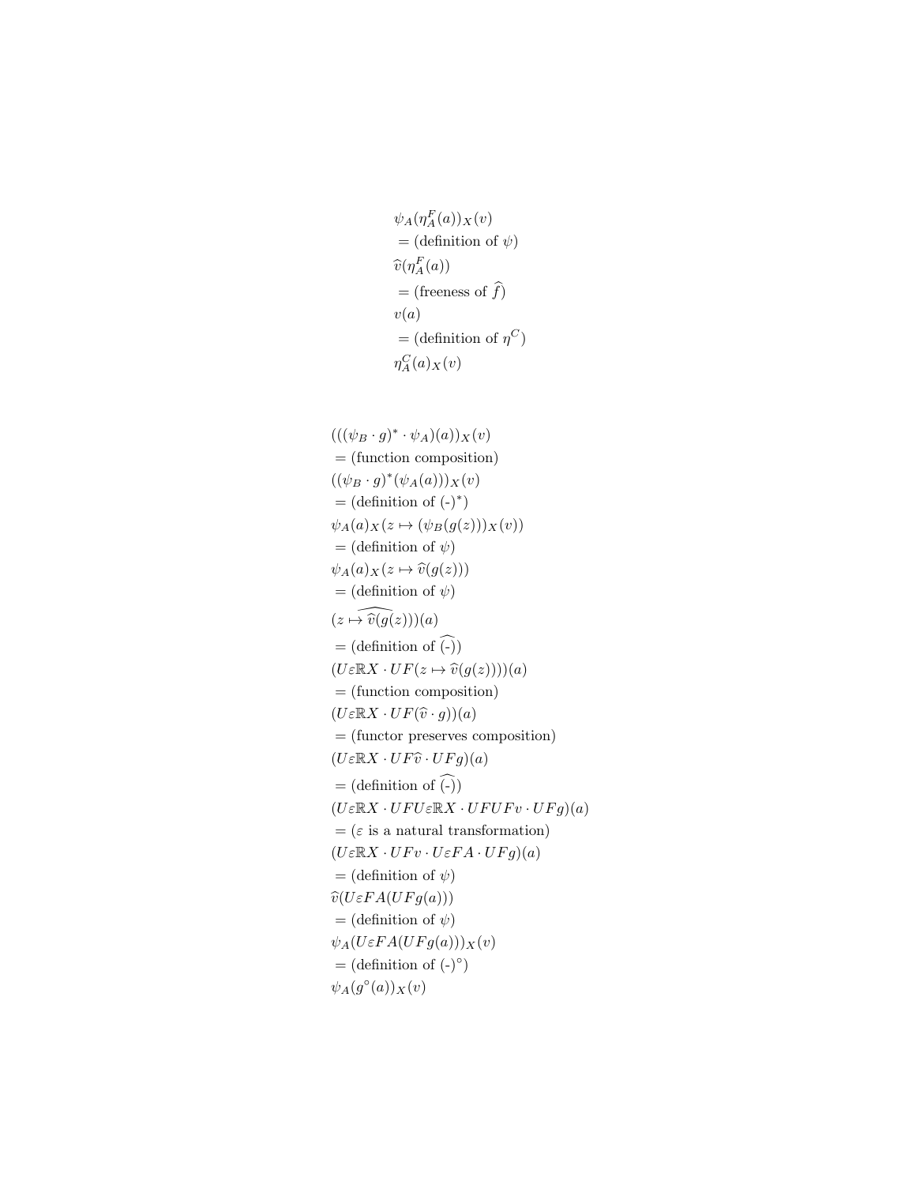$$\psi_A(\eta^F_A(a))_X(v)$$
$= (\text{definition of } \psi)$
$$\widehat{v}(\eta^F_A(a))$$
$= (\text{freeness of } \widehat{f})$
$$v(a)$$
$= (\text{definition of } \eta^C)$
$$\eta^C_A(a)_X(v)$$

$$(((\psi_B \cdot g)^* \cdot \psi_A)(a))_X(v)$$
$= (\text{function composition})$
$$((\psi_B \cdot g)^*(\psi_A(a)))_X(v)$$
$= (\text{definition of } (\text{-})^*)$
$$\psi_A(a)_X(z \mapsto (\psi_B(g(z)))_X(v))$$
$= (\text{definition of } \psi)$
$$\psi_A(a)_X(z \mapsto \widehat{v}(g(z)))$$
$= (\text{definition of } \psi)$
$$(\widehat{z \mapsto \widehat{v}(g(z))})(a)$$
$= (\text{definition of } \widehat{(\text{-})})$
$$(U\varepsilon\mathbb{R}X \cdot UF(z \mapsto \widehat{v}(g(z))))(a)$$
$= (\text{function composition})$
$$(U\varepsilon\mathbb{R}X \cdot UF(\widehat{v} \cdot g))(a)$$
$= (\text{functor preserves composition})$
$$(U\varepsilon\mathbb{R}X \cdot UF\widehat{v} \cdot UFg)(a)$$
$= (\text{definition of } \widehat{(\text{-})})$
$$(U\varepsilon\mathbb{R}X \cdot UFU\varepsilon\mathbb{R}X \cdot UFUFv \cdot UFg)(a)$$
$= (\varepsilon \text{ is a natural transformation})$
$$(U\varepsilon\mathbb{R}X \cdot UFv \cdot U\varepsilon FA \cdot UFg)(a)$$
$= (\text{definition of } \psi)$
$$\widehat{v}(U\varepsilon FA(UFg(a)))$$
$= (\text{definition of } \psi)$
$$\psi_A(U\varepsilon FA(UFg(a)))_X(v)$$
$= (\text{definition of } (\text{-})^\circ)$
$$\psi_A(g^\circ(a))_X(v)$$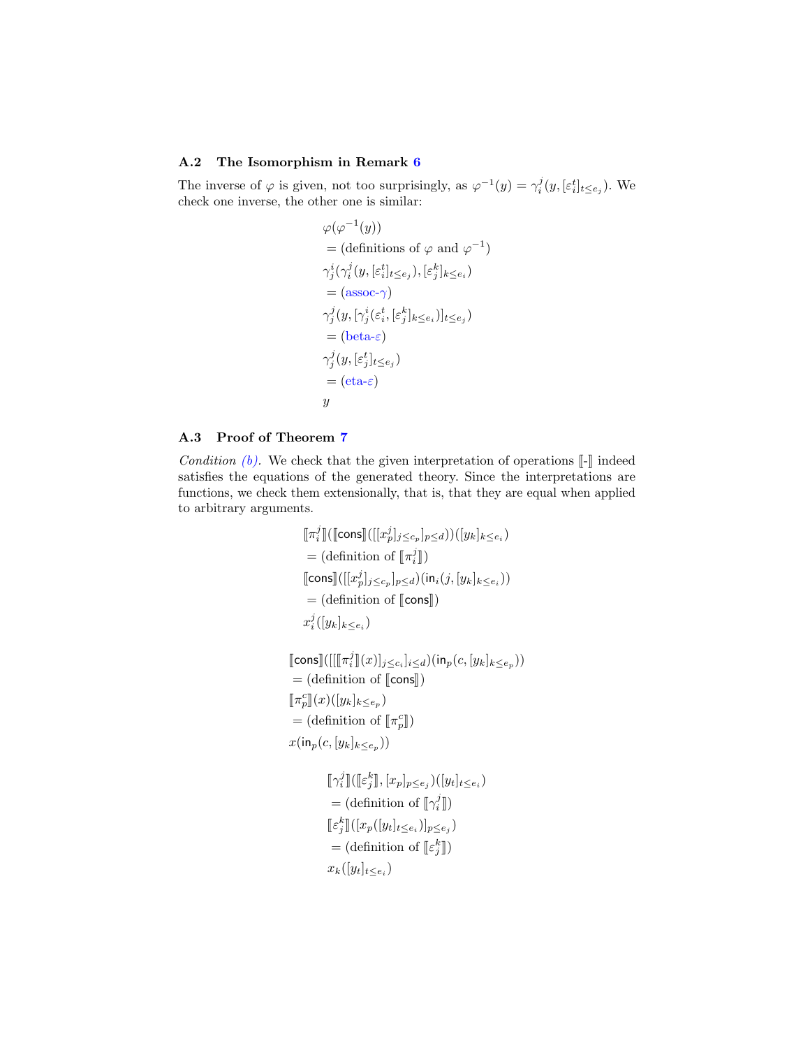### A.2 The Isomorphism in Remark 6

The inverse of $\varphi$ is given, not too surprisingly, as $\varphi^{-1}(y) = \gamma^j_i(y, [\varepsilon^t_i]_{t \le e_j})$. We check one inverse, the other one is similar:

$$
\begin{aligned}
&\varphi(\varphi^{-1}(y)) \\
&= \text{(definitions of } \varphi \text{ and } \varphi^{-1}) \\
&\gamma^i_j(\gamma^j_i(y, [\varepsilon^t_i]_{t \le e_j}), [\varepsilon^k_j]_{k \le e_i}) \\
&= (\text{assoc-}\gamma) \\
&\gamma^j_j(y, [\gamma^i_j(\varepsilon^t_i, [\varepsilon^k_j]_{k \le e_i})]_{t \le e_j}) \\
&= (\text{beta-}\varepsilon) \\
&\gamma^j_j(y, [\varepsilon^t_j]_{t \le e_j}) \\
&= (\text{eta-}\varepsilon) \\
&y
\end{aligned}
$$

### A.3 Proof of Theorem 7

*Condition (b).* We check that the given interpretation of operations $[\![\text{-}]\!]$ indeed satisfies the equations of the generated theory. Since the interpretations are functions, we check them extensionally, that is, that they are equal when applied to arbitrary arguments.

$$
\begin{aligned}
&[\![\pi^j_i]\!]([\![\mathsf{cons}]\!]([[x^j_p]_{j \le c_p}]_{p \le d}))([y_k]_{k \le e_i}) \\
&= \text{(definition of } [\![\pi^j_i]\!]) \\
&[\![\mathsf{cons}]\!]([[x^j_p]_{j \le c_p}]_{p \le d})(\mathsf{in}_i(j, [y_k]_{k \le e_i})) \\
&= \text{(definition of } [\![\mathsf{cons}]\!]) \\
&x^j_i([y_k]_{k \le e_i})
\end{aligned}
$$

$$
\begin{aligned}
&[\![\mathsf{cons}]\!]([[[\![\pi^j_i]\!](x)]_{j \le c_i}]_{i \le d})(\mathsf{in}_p(c, [y_k]_{k \le e_p})) \\
&= \text{(definition of } [\![\mathsf{cons}]\!]) \\
&[\![\pi^c_p]\!](x)([y_k]_{k \le e_p}) \\
&= \text{(definition of } [\![\pi^c_p]\!]) \\
&x(\mathsf{in}_p(c, [y_k]_{k \le e_p}))
\end{aligned}
$$

$$
\begin{aligned}
&[\![\gamma^j_i]\!]([\![\varepsilon^k_j]\!], [x_p]_{p \le e_j})([y_t]_{t \le e_i}) \\
&= \text{(definition of } [\![\gamma^j_i]\!]) \\
&[\![\varepsilon^k_j]\!]([x_p([y_t]_{t \le e_i})]_{p \le e_j}) \\
&= \text{(definition of } [\![\varepsilon^k_j]\!]) \\
&x_k([y_t]_{t \le e_i})
\end{aligned}
$$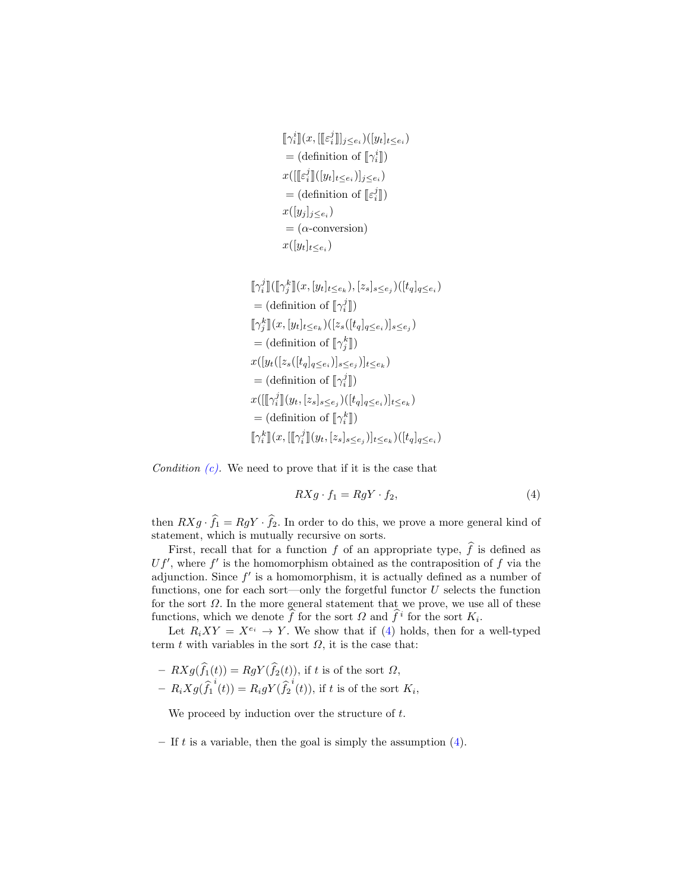$$
\begin{aligned}
&[\![\gamma_i^i]\!](x, [[\![\varepsilon_i^j]\!]]_{j \le e_i})([y_t]_{t \le e_i}) \\
&= (\text{definition of } [\![\gamma_i^i]\!]) \\
&x([[\![\varepsilon_i^j]\!]([y_t]_{t \le e_i})]_{j \le e_i}) \\
&= (\text{definition of } [\![\varepsilon_i^j]\!]) \\
&x([y_j]_{j \le e_i}) \\
&= (\alpha\text{-conversion}) \\
&x([y_t]_{t \le e_i})
\end{aligned}
$$

$$
\begin{aligned}
&[\![\gamma_i^j]\!]([\![\gamma_j^k]\!](x, [y_t]_{t \le e_k}), [z_s]_{s \le e_j})([t_q]_{q \le e_i}) \\
&= (\text{definition of } [\![\gamma_i^j]\!]) \\
&[\![\gamma_j^k]\!](x, [y_t]_{t \le e_k})([z_s([t_q]_{q \le e_i})]_{s \le e_j}) \\
&= (\text{definition of } [\![\gamma_j^k]\!]) \\
&x([y_t([z_s([t_q]_{q \le e_i})]_{s \le e_j})]_{t \le e_k}) \\
&= (\text{definition of } [\![\gamma_i^j]\!]) \\
&x([[\![\gamma_i^j]\!](y_t, [z_s]_{s \le e_j})([t_q]_{q \le e_i})]_{t \le e_k}) \\
&= (\text{definition of } [\![\gamma_i^k]\!]) \\
&[\![\gamma_i^k]\!](x, [[\![\gamma_i^j]\!](y_t, [z_s]_{s \le e_j})]_{t \le e_k})([t_q]_{q \le e_i})
\end{aligned}
$$

*Condition (c).* We need to prove that if it is the case that

$$
RXg \cdot f_1 = RgY \cdot f_2, \tag{4}
$$

then $RXg \cdot \widehat{f}_1 = RgY \cdot \widehat{f}_2$. In order to do this, we prove a more general kind of statement, which is mutually recursive on sorts.

First, recall that for a function $f$ of an appropriate type, $\widehat{f}$ is defined as $Uf'$, where $f'$ is the homomorphism obtained as the contraposition of $f$ via the adjunction. Since $f'$ is a homomorphism, it is actually defined as a number of functions, one for each sort—only the forgetful functor $U$ selects the function for the sort $\Omega$. In the more general statement that we prove, we use all of these functions, which we denote $\widehat{f}$ for the sort $\Omega$ and $\widehat{f}^{\,i}$ for the sort $K_i$.

Let $R_iXY = X^{e_i} \to Y$. We show that if (4) holds, then for a well-typed term $t$ with variables in the sort $\Omega$, it is the case that:

- $RXg(\widehat{f}_1(t)) = RgY(\widehat{f}_2(t))$, if $t$ is of the sort $\Omega$,
- $R_iXg(\widehat{f}_1^{\,i}(t)) = R_igY(\widehat{f}_2^{\,i}(t))$, if $t$ is of the sort $K_i$,

We proceed by induction over the structure of $t$.

- If $t$ is a variable, then the goal is simply the assumption (4).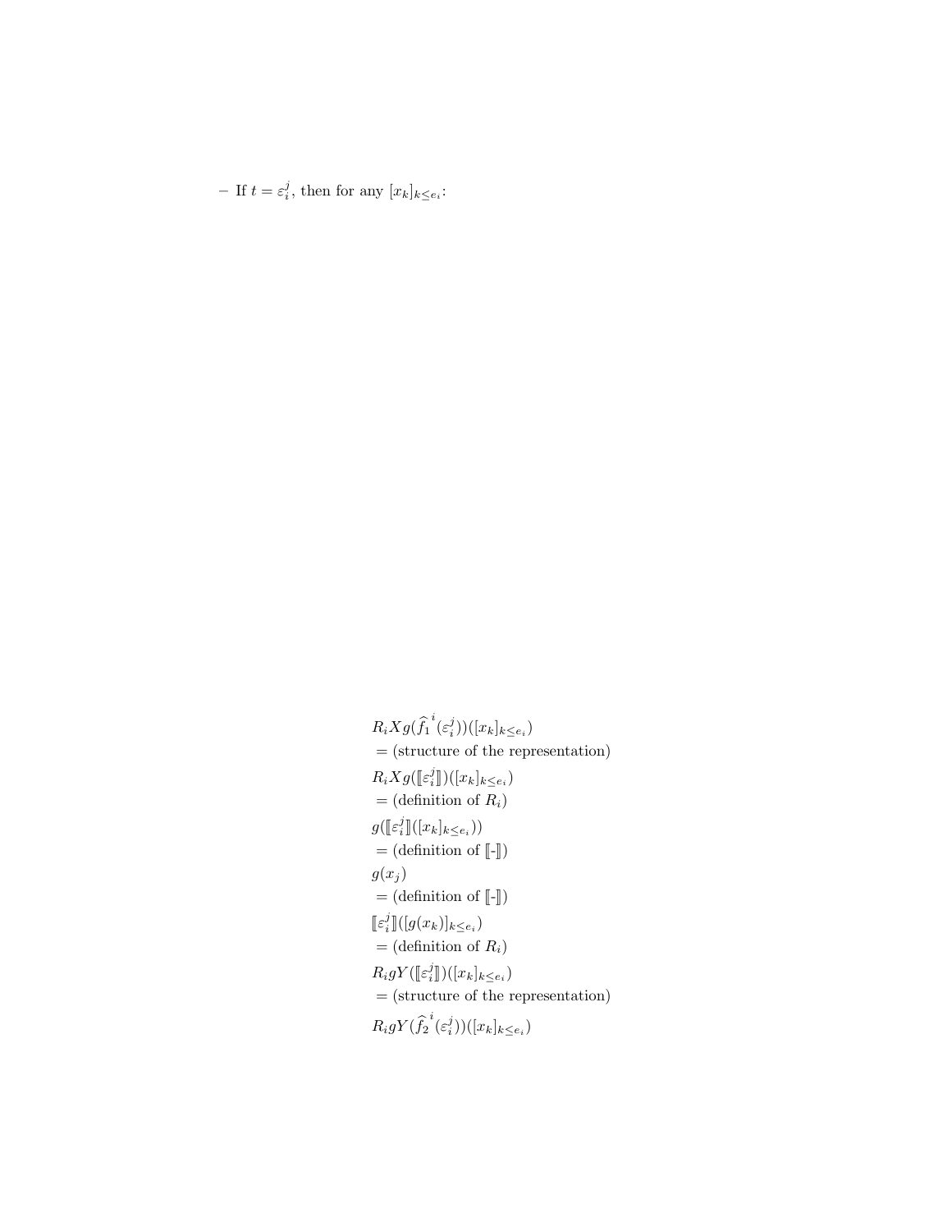– If $t = \varepsilon_i^j$, then for any $[x_k]_{k \leq e_i}$:

$$
\begin{aligned}
& R_i X g(\widehat{f_1}^{\,i}(\varepsilon_i^j))([x_k]_{k \leq e_i}) \\
& = \text{(structure of the representation)} \\
& R_i X g([\![\varepsilon_i^j]\!])([x_k]_{k \leq e_i}) \\
& = \text{(definition of } R_i\text{)} \\
& g([\![\varepsilon_i^j]\!]([x_k]_{k \leq e_i})) \\
& = \text{(definition of } [\![\text{-}]\!]\text{)} \\
& g(x_j) \\
& = \text{(definition of } [\![\text{-}]\!]\text{)} \\
& [\![\varepsilon_i^j]\!]([g(x_k)]_{k \leq e_i}) \\
& = \text{(definition of } R_i\text{)} \\
& R_i g Y([\![\varepsilon_i^j]\!])([x_k]_{k \leq e_i}) \\
& = \text{(structure of the representation)} \\
& R_i g Y(\widehat{f_2}^{\,i}(\varepsilon_i^j))([x_k]_{k \leq e_i})
\end{aligned}
$$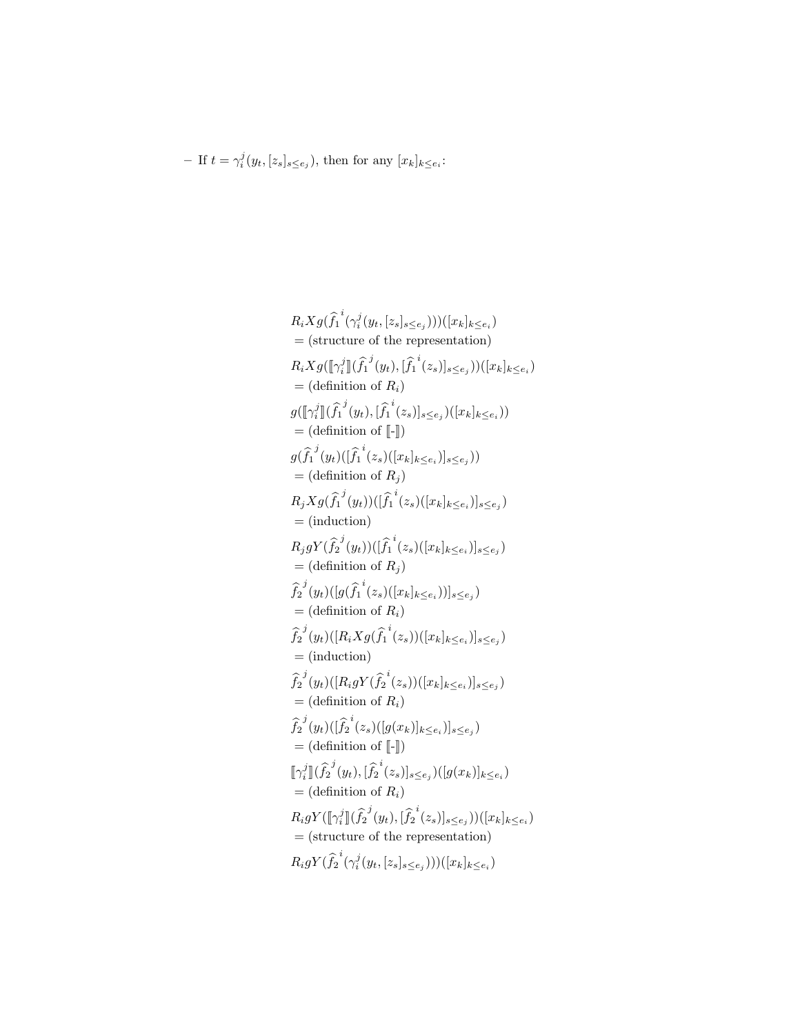– If $t = \gamma_i^j(y_t, [z_s]_{s \leq e_j})$, then for any $[x_k]_{k \leq e_i}$:

$$
\begin{aligned}
& R_i X g(\widehat{f_1}^{\,i}(\gamma_i^j(y_t, [z_s]_{s \leq e_j})))([x_k]_{k \leq e_i}) \\
& = \text{(structure of the representation)} \\
& R_i X g([\![\gamma_i^j]\!](\widehat{f_1}^{\,j}(y_t), [\widehat{f_1}^{\,i}(z_s)]_{s \leq e_j}))([x_k]_{k \leq e_i}) \\
& = \text{(definition of } R_i\text{)} \\
& g([\![\gamma_i^j]\!](\widehat{f_1}^{\,j}(y_t), [\widehat{f_1}^{\,i}(z_s)]_{s \leq e_j})([x_k]_{k \leq e_i})) \\
& = \text{(definition of } [\![\text{-}]\!]\text{)} \\
& g(\widehat{f_1}^{\,j}(y_t)([\widehat{f_1}^{\,i}(z_s)([x_k]_{k \leq e_i})]_{s \leq e_j})) \\
& = \text{(definition of } R_j\text{)} \\
& R_j X g(\widehat{f_1}^{\,j}(y_t))([\widehat{f_1}^{\,i}(z_s)([x_k]_{k \leq e_i})]_{s \leq e_j}) \\
& = \text{(induction)} \\
& R_j g Y(\widehat{f_2}^{\,j}(y_t))([\widehat{f_1}^{\,i}(z_s)([x_k]_{k \leq e_i})]_{s \leq e_j}) \\
& = \text{(definition of } R_j\text{)} \\
& \widehat{f_2}^{\,j}(y_t)([g(\widehat{f_1}^{\,i}(z_s)([x_k]_{k \leq e_i}))]_{s \leq e_j}) \\
& = \text{(definition of } R_i\text{)} \\
& \widehat{f_2}^{\,j}(y_t)([R_i X g(\widehat{f_1}^{\,i}(z_s))([x_k]_{k \leq e_i})]_{s \leq e_j}) \\
& = \text{(induction)} \\
& \widehat{f_2}^{\,j}(y_t)([R_i g Y(\widehat{f_2}^{\,i}(z_s))([x_k]_{k \leq e_i})]_{s \leq e_j}) \\
& = \text{(definition of } R_i\text{)} \\
& \widehat{f_2}^{\,j}(y_t)([\widehat{f_2}^{\,i}(z_s)([g(x_k)]_{k \leq e_i})]_{s \leq e_j}) \\
& = \text{(definition of } [\![\text{-}]\!]\text{)} \\
& [\![\gamma_i^j]\!](\widehat{f_2}^{\,j}(y_t), [\widehat{f_2}^{\,i}(z_s)]_{s \leq e_j})([g(x_k)]_{k \leq e_i}) \\
& = \text{(definition of } R_i\text{)} \\
& R_i g Y([\![\gamma_i^j]\!](\widehat{f_2}^{\,j}(y_t), [\widehat{f_2}^{\,i}(z_s)]_{s \leq e_j}))([x_k]_{k \leq e_i}) \\
& = \text{(structure of the representation)} \\
& R_i g Y(\widehat{f_2}^{\,i}(\gamma_i^j(y_t, [z_s]_{s \leq e_j})))([x_k]_{k \leq e_i})
\end{aligned}
$$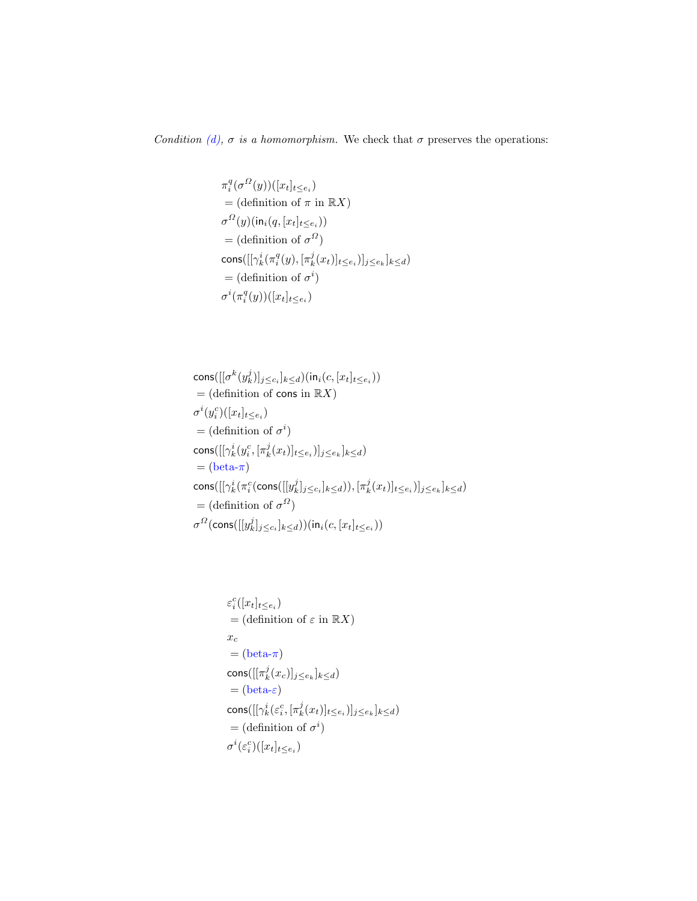*Condition (d), $\sigma$ is a homomorphism.* We check that $\sigma$ preserves the operations:

$$
\begin{aligned}
& \pi_i^q(\sigma^\Omega(y))([x_t]_{t\leq e_i}) \\
& = (\text{definition of } \pi \text{ in } \mathbb{R}X) \\
& \sigma^\Omega(y)(\mathsf{in}_i(q,[x_t]_{t\leq e_i})) \\
& = (\text{definition of } \sigma^\Omega) \\
& \mathsf{cons}([[\gamma_k^i(\pi_i^q(y),[\pi_k^j(x_t)]_{t\leq e_i})]_{j\leq e_k}]_{k\leq d}) \\
& = (\text{definition of } \sigma^i) \\
& \sigma^i(\pi_i^q(y))([x_t]_{t\leq e_i})
\end{aligned}
$$

$$
\begin{aligned}
& \mathsf{cons}([[\sigma^k(y_k^j)]_{j\leq c_i}]_{k\leq d})(\mathsf{in}_i(c,[x_t]_{t\leq e_i})) \\
& = (\text{definition of } \mathsf{cons} \text{ in } \mathbb{R}X) \\
& \sigma^i(y_i^c)([x_t]_{t\leq e_i}) \\
& = (\text{definition of } \sigma^i) \\
& \mathsf{cons}([[\gamma_k^i(y_i^c,[\pi_k^j(x_t)]_{t\leq e_i})]_{j\leq e_k}]_{k\leq d}) \\
& = (\text{beta-}\pi) \\
& \mathsf{cons}([[\gamma_k^i(\pi_i^c(\mathsf{cons}([[y_k^j]_{j\leq c_i}]_{k\leq d})),[\pi_k^j(x_t)]_{t\leq e_i})]_{j\leq e_k}]_{k\leq d}) \\
& = (\text{definition of } \sigma^\Omega) \\
& \sigma^\Omega(\mathsf{cons}([[y_k^j]_{j\leq c_i}]_{k\leq d}))(\mathsf{in}_i(c,[x_t]_{t\leq e_i}))
\end{aligned}
$$

$$
\begin{aligned}
& \varepsilon_i^c([x_t]_{t\leq e_i}) \\
& = (\text{definition of } \varepsilon \text{ in } \mathbb{R}X) \\
& x_c \\
& = (\text{beta-}\pi) \\
& \mathsf{cons}([[\pi_k^j(x_c)]_{j\leq e_k}]_{k\leq d}) \\
& = (\text{beta-}\varepsilon) \\
& \mathsf{cons}([[\gamma_k^i(\varepsilon_i^c,[\pi_k^j(x_t)]_{t\leq e_i})]_{j\leq e_k}]_{k\leq d}) \\
& = (\text{definition of } \sigma^i) \\
& \sigma^i(\varepsilon_i^c)([x_t]_{t\leq e_i})
\end{aligned}
$$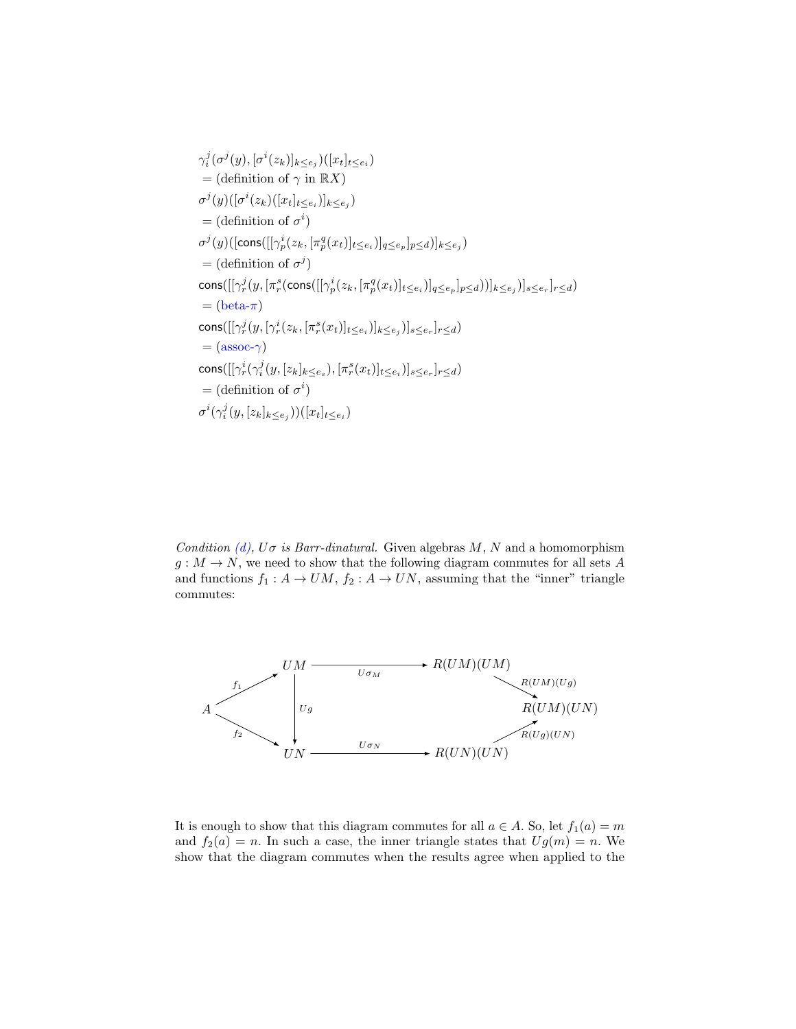$\gamma_i^j(\sigma^j(y), [\sigma^i(z_k)]_{k \le e_j})([x_t]_{t \le e_i})$

$=$ (definition of $\gamma$ in $\mathbb{R}X$)

$\sigma^j(y)([\sigma^i(z_k)([x_t]_{t \le e_i})]_{k \le e_j})$

$=$ (definition of $\sigma^i$)

$\sigma^j(y)([\mathsf{cons}([[\gamma_p^i(z_k, [\pi_p^q(x_t)]_{t \le e_i})]_{q \le e_p}]_{p \le d})]_{k \le e_j})$

$=$ (definition of $\sigma^j$)

$\mathsf{cons}([[\gamma_r^j(y, [\pi_r^s(\mathsf{cons}([[\gamma_p^i(z_k, [\pi_p^q(x_t)]_{t \le e_i})]_{q \le e_p}]_{p \le d}))]_{k \le e_j})]_{s \le e_r}]_{r \le d})$

$=$ (beta-$\pi$)

$\mathsf{cons}([[\gamma_r^j(y, [\gamma_r^i(z_k, [\pi_r^s(x_t)]_{t \le e_i})]_{k \le e_j})]_{s \le e_r}]_{r \le d})$

$=$ (assoc-$\gamma$)

$\mathsf{cons}([[\gamma_r^i(\gamma_i^j(y, [z_k]_{k \le e_s}), [\pi_r^s(x_t)]_{t \le e_i})]_{s \le e_r}]_{r \le d})$

$=$ (definition of $\sigma^i$)

$\sigma^i(\gamma_i^j(y, [z_k]_{k \le e_j}))([x_t]_{t \le e_i})$

*Condition (d), $U\sigma$ is Barr-dinatural.* Given algebras $M$, $N$ and a homomorphism $g : M \to N$, we need to show that the following diagram commutes for all sets $A$ and functions $f_1 : A \to UM$, $f_2 : A \to UN$, assuming that the "inner" triangle commutes:

$$
\begin{array}{ccccc}
 & UM & \xrightarrow{U\sigma_M} & R(UM)(UM) & \\
A \nearrow^{f_1} & \downarrow Ug & & & \searrow^{R(UM)(Ug)} \; R(UM)(UN) \\
\searrow_{f_2} & UN & \xrightarrow{U\sigma_N} & R(UN)(UN) & \nearrow_{R(Ug)(UN)}
\end{array}
$$

It is enough to show that this diagram commutes for all $a \in A$. So, let $f_1(a) = m$ and $f_2(a) = n$. In such a case, the inner triangle states that $Ug(m) = n$. We show that the diagram commutes when the results agree when applied to the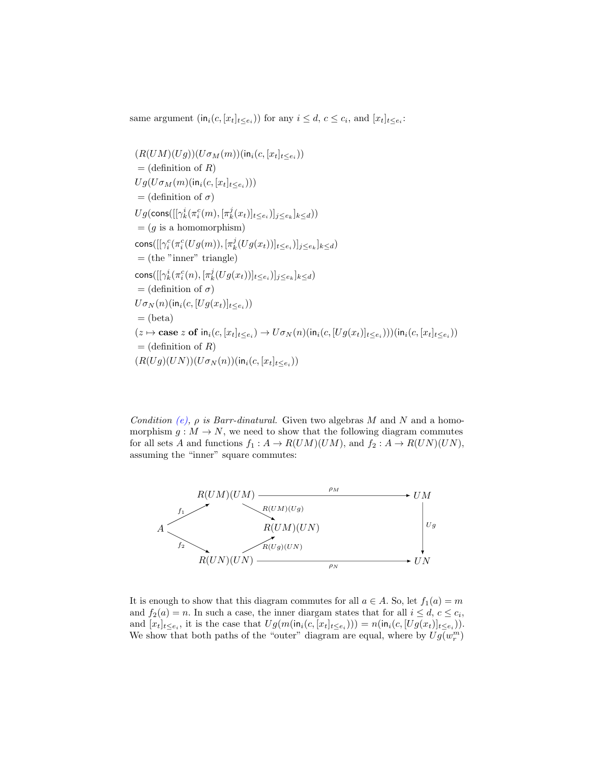same argument $(\mathsf{in}_i(c, [x_t]_{t \le e_i}))$ for any $i \le d$, $c \le c_i$, and $[x_t]_{t \le e_i}$:

$$
\begin{aligned}
&(R(UM)(Ug))(U\sigma_M(m))(\mathsf{in}_i(c, [x_t]_{t \le e_i}))\\
&= \text{(definition of } R)\\
&Ug(U\sigma_M(m)(\mathsf{in}_i(c, [x_t]_{t \le e_i})))\\
&= \text{(definition of } \sigma)\\
&Ug(\mathsf{cons}([[\gamma^i_k(\pi^c_i(m), [\pi^j_k(x_t)]_{t \le e_i})]_{j \le e_k}]_{k \le d}))\\
&= (g \text{ is a homomorphism})\\
&\mathsf{cons}([[\gamma^i_k(\pi^c_i(Ug(m)), [\pi^j_k(Ug(x_t))]_{t \le e_i})]_{j \le e_k}]_{k \le d})\\
&= \text{(the "inner" triangle)}\\
&\mathsf{cons}([[\gamma^i_k(\pi^c_i(n), [\pi^j_k(Ug(x_t))]_{t \le e_i})]_{j \le e_k}]_{k \le d})\\
&= \text{(definition of } \sigma)\\
&U\sigma_N(n)(\mathsf{in}_i(c, [Ug(x_t)]_{t \le e_i}))\\
&= \text{(beta)}\\
&(z \mapsto \textbf{case } z \textbf{ of } \mathsf{in}_i(c, [x_t]_{t \le e_i}) \to U\sigma_N(n)(\mathsf{in}_i(c, [Ug(x_t)]_{t \le e_i})))(\mathsf{in}_i(c, [x_t]_{t \le e_i}))\\
&= \text{(definition of } R)\\
&(R(Ug)(UN))(U\sigma_N(n))(\mathsf{in}_i(c, [x_t]_{t \le e_i}))
\end{aligned}
$$

*Condition (e), $\rho$ is Barr-dinatural.* Given two algebras $M$ and $N$ and a homomorphism $g : M \to N$, we need to show that the following diagram commutes for all sets $A$ and functions $f_1 : A \to R(UM)(UM)$, and $f_2 : A \to R(UN)(UN)$, assuming the "inner" square commutes:

$$
\begin{array}{ccccc}
 & R(UM)(UM) & \xrightarrow{\rho_M} & & UM \\
{\scriptstyle f_1}\nearrow & & \searrow{\scriptstyle R(UM)(Ug)} & & \downarrow{\scriptstyle Ug} \\
A & & R(UM)(UN) & & \\
{\scriptstyle f_2}\searrow & & \nearrow{\scriptstyle R(Ug)(UN)} & & \\
 & R(UN)(UN) & \xrightarrow{\rho_N} & & UN
\end{array}
$$

It is enough to show that this diagram commutes for all $a \in A$. So, let $f_1(a) = m$ and $f_2(a) = n$. In such a case, the inner diargam states that for all $i \le d$, $c \le c_i$, and $[x_t]_{t \le e_i}$, it is the case that $Ug(m(\mathsf{in}_i(c, [x_t]_{t \le e_i}))) = n(\mathsf{in}_i(c, [Ug(x_t)]_{t \le e_i}))$. We show that both paths of the "outer" diagram are equal, where by $Ug(w^m_r)$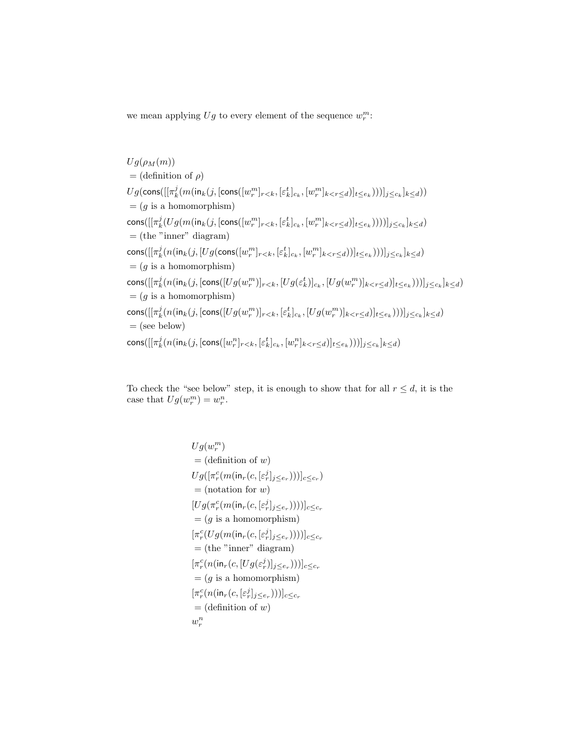we mean applying $Ug$ to every element of the sequence $w_r^m$:

$$
\begin{aligned}
& Ug(\rho_M(m)) \\
& = \text{(definition of } \rho\text{)} \\
& Ug(\mathsf{cons}([[\pi_k^j(m(\mathsf{in}_k(j, [\mathsf{cons}([w_r^m]_{r<k}, [\varepsilon_k^t]_{c_k}, [w_r^m]_{k<r\leq d})]_{t\leq e_k})))]_{j\leq c_k}]_{k\leq d})) \\
& = (g \text{ is a homomorphism}) \\
& \mathsf{cons}([[\pi_k^j(Ug(m(\mathsf{in}_k(j, [\mathsf{cons}([w_r^m]_{r<k}, [\varepsilon_k^t]_{c_k}, [w_r^m]_{k<r\leq d})]_{t\leq e_k}))))]_{j\leq c_k}]_{k\leq d}) \\
& = \text{(the "inner" diagram)} \\
& \mathsf{cons}([[\pi_k^j(n(\mathsf{in}_k(j, [Ug(\mathsf{cons}([w_r^m]_{r<k}, [\varepsilon_k^t]_{c_k}, [w_r^m]_{k<r\leq d}))]_{t\leq e_k})))]_{j\leq c_k}]_{k\leq d}) \\
& = (g \text{ is a homomorphism}) \\
& \mathsf{cons}([[\pi_k^j(n(\mathsf{in}_k(j, [\mathsf{cons}([Ug(w_r^m)]_{r<k}, [Ug(\varepsilon_k^t)]_{c_k}, [Ug(w_r^m)]_{k<r\leq d})]_{t\leq e_k})))]_{j\leq c_k}]_{k\leq d}) \\
& = (g \text{ is a homomorphism}) \\
& \mathsf{cons}([[\pi_k^j(n(\mathsf{in}_k(j, [\mathsf{cons}([Ug(w_r^m)]_{r<k}, [\varepsilon_k^t]_{c_k}, [Ug(w_r^m)]_{k<r\leq d})]_{t\leq e_k})))]_{j\leq c_k}]_{k\leq d}) \\
& = \text{(see below)} \\
& \mathsf{cons}([[\pi_k^j(n(\mathsf{in}_k(j, [\mathsf{cons}([w_r^n]_{r<k}, [\varepsilon_k^t]_{c_k}, [w_r^n]_{k<r\leq d})]_{t\leq e_k})))]_{j\leq c_k}]_{k\leq d})
\end{aligned}
$$

To check the "see below" step, it is enough to show that for all $r \leq d$, it is the case that $Ug(w_r^m) = w_r^n$.

$$
\begin{aligned}
& Ug(w_r^m) \\
& = \text{(definition of } w\text{)} \\
& Ug([\pi_r^c(m(\mathsf{in}_r(c, [\varepsilon_r^j]_{j\leq e_r})))]_{c\leq c_r}) \\
& = \text{(notation for } w\text{)} \\
& [Ug(\pi_r^c(m(\mathsf{in}_r(c, [\varepsilon_r^j]_{j\leq e_r}))))]_{c\leq c_r} \\
& = (g \text{ is a homomorphism}) \\
& [\pi_r^c(Ug(m(\mathsf{in}_r(c, [\varepsilon_r^j]_{j\leq e_r}))))]_{c\leq c_r} \\
& = \text{(the "inner" diagram)} \\
& [\pi_r^c(n(\mathsf{in}_r(c, [Ug(\varepsilon_r^j)]_{j\leq e_r})))]_{c\leq c_r} \\
& = (g \text{ is a homomorphism}) \\
& [\pi_r^c(n(\mathsf{in}_r(c, [\varepsilon_r^j]_{j\leq e_r})))]_{c\leq c_r} \\
& = \text{(definition of } w\text{)} \\
& w_r^n
\end{aligned}
$$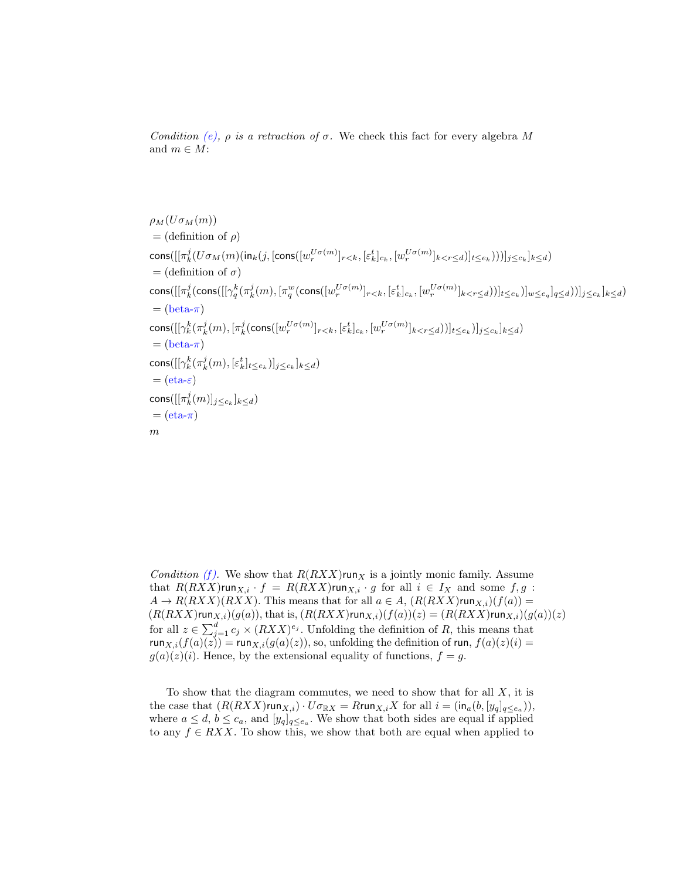*Condition (e), $\rho$ is a retraction of $\sigma$.* We check this fact for every algebra $M$ and $m \in M$:

$$
\begin{aligned}
&\rho_M(U\sigma_M(m)) \\
&= \text{(definition of } \rho) \\
&\mathsf{cons}([[\pi_k^j(U\sigma_M(m)(\mathsf{in}_k(j,[\mathsf{cons}([w_r^{U\sigma(m)}]_{r<k},[\varepsilon_k^t]_{c_k},[w_r^{U\sigma(m)}]_{k<r\leq d})]_{t\leq e_k})))]_{j\leq c_k}]_{k\leq d}) \\
&= \text{(definition of } \sigma) \\
&\mathsf{cons}([[\pi_k^j(\mathsf{cons}([[\gamma_q^k(\pi_k^j(m),[\pi_q^w(\mathsf{cons}([w_r^{U\sigma(m)}]_{r<k},[\varepsilon_k^t]_{c_k},[w_r^{U\sigma(m)}]_{k<r\leq d}))]_{t\leq e_k})]_{w\leq e_q}]_{q\leq d}))]_{j\leq c_k}]_{k\leq d}) \\
&= \text{(beta-}\pi) \\
&\mathsf{cons}([[\gamma_k^k(\pi_k^j(m),[\pi_k^j(\mathsf{cons}([w_r^{U\sigma(m)}]_{r<k},[\varepsilon_k^t]_{c_k},[w_r^{U\sigma(m)}]_{k<r\leq d}))]_{t\leq e_k})]_{j\leq c_k}]_{k\leq d}) \\
&= \text{(beta-}\pi) \\
&\mathsf{cons}([[\gamma_k^k(\pi_k^j(m),[\varepsilon_k^t]_{t\leq e_k})]_{j\leq c_k}]_{k\leq d}) \\
&= \text{(eta-}\varepsilon) \\
&\mathsf{cons}([[\pi_k^j(m)]_{j\leq c_k}]_{k\leq d}) \\
&= \text{(eta-}\pi) \\
&m
\end{aligned}
$$

*Condition (f).* We show that $R(RXX)\mathsf{run}_X$ is a jointly monic family. Assume that $R(RXX)\mathsf{run}_{X,i} \cdot f = R(RXX)\mathsf{run}_{X,i} \cdot g$ for all $i \in I_X$ and some $f, g : A \to R(RXX)(RXX)$. This means that for all $a \in A$, $(R(RXX)\mathsf{run}_{X,i})(f(a)) = (R(RXX)\mathsf{run}_{X,i})(g(a))$, that is, $(R(RXX)\mathsf{run}_{X,i})(f(a))(z) = (R(RXX)\mathsf{run}_{X,i})(g(a))(z)$ for all $z \in \sum_{j=1}^{d} c_j \times (RXX)^{e_j}$. Unfolding the definition of $R$, this means that $\mathsf{run}_{X,i}(f(a)(z)) = \mathsf{run}_{X,i}(g(a)(z))$, so, unfolding the definition of $\mathsf{run}$, $f(a)(z)(i) = g(a)(z)(i)$. Hence, by the extensional equality of functions, $f = g$.

To show that the diagram commutes, we need to show that for all $X$, it is the case that $(R(RXX)\mathsf{run}_{X,i}) \cdot U\sigma_{\mathbb{R}X} = R\mathsf{run}_{X,i}X$ for all $i = (\mathsf{in}_a(b,[y_q]_{q\leq e_a}))$, where $a \leq d$, $b \leq c_a$, and $[y_q]_{q\leq e_a}$. We show that both sides are equal if applied to any $f \in RXX$. To show this, we show that both are equal when applied to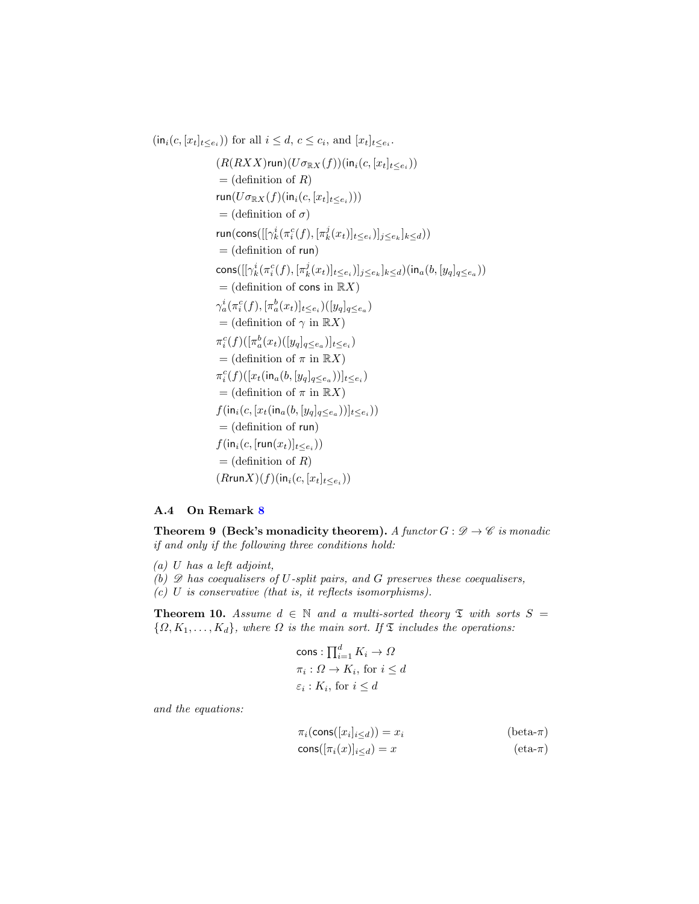$(\mathsf{in}_i(c, [x_t]_{t \le e_i}))$ for all $i \le d$, $c \le c_i$, and $[x_t]_{t \le e_i}$.

$$
\begin{aligned}
&(R(RXX)\mathsf{run})(U\sigma_{\mathbb{R}X}(f))(\mathsf{in}_i(c, [x_t]_{t \le e_i})) \\
&= \text{(definition of } R) \\
&\mathsf{run}(U\sigma_{\mathbb{R}X}(f)(\mathsf{in}_i(c, [x_t]_{t \le e_i}))) \\
&= \text{(definition of } \sigma) \\
&\mathsf{run}(\mathsf{cons}([[\gamma^i_k(\pi^c_i(f), [\pi^j_k(x_t)]_{t \le e_i})]_{j \le e_k}]_{k \le d})) \\
&= \text{(definition of } \mathsf{run}) \\
&\mathsf{cons}([[\gamma^i_k(\pi^c_i(f), [\pi^j_k(x_t)]_{t \le e_i})]_{j \le e_k}]_{k \le d})(\mathsf{in}_a(b, [y_q]_{q \le e_a})) \\
&= \text{(definition of } \mathsf{cons} \text{ in } \mathbb{R}X) \\
&\gamma^i_a(\pi^c_i(f), [\pi^b_a(x_t)]_{t \le e_i})([y_q]_{q \le e_a}) \\
&= \text{(definition of } \gamma \text{ in } \mathbb{R}X) \\
&\pi^c_i(f)([\pi^b_a(x_t)([y_q]_{q \le e_a})]_{t \le e_i}) \\
&= \text{(definition of } \pi \text{ in } \mathbb{R}X) \\
&\pi^c_i(f)([x_t(\mathsf{in}_a(b, [y_q]_{q \le e_a}))]_{t \le e_i}) \\
&= \text{(definition of } \pi \text{ in } \mathbb{R}X) \\
&f(\mathsf{in}_i(c, [x_t(\mathsf{in}_a(b, [y_q]_{q \le e_a}))]_{t \le e_i})) \\
&= \text{(definition of } \mathsf{run}) \\
&f(\mathsf{in}_i(c, [\mathsf{run}(x_t)]_{t \le e_i})) \\
&= \text{(definition of } R) \\
&(R\mathsf{run}X)(f)(\mathsf{in}_i(c, [x_t]_{t \le e_i}))
\end{aligned}
$$

### A.4 On Remark 8

**Theorem 9 (Beck's monadicity theorem).** *A functor $G : \mathscr{D} \to \mathscr{C}$ is monadic if and only if the following three conditions hold:*

*(a) $U$ has a left adjoint,*
*(b) $\mathscr{D}$ has coequalisers of $U$-split pairs, and $G$ preserves these coequalisers,*
*(c) $U$ is conservative (that is, it reflects isomorphisms).*

**Theorem 10.** *Assume $d \in \mathbb{N}$ and a multi-sorted theory $\mathfrak{T}$ with sorts $S = \{\Omega, K_1, \ldots, K_d\}$, where $\Omega$ is the main sort. If $\mathfrak{T}$ includes the operations:*

$$
\begin{aligned}
&\mathsf{cons} : \textstyle\prod_{i=1}^d K_i \to \Omega \\
&\pi_i : \Omega \to K_i, \text{ for } i \le d \\
&\varepsilon_i : K_i, \text{ for } i \le d
\end{aligned}
$$

*and the equations:*

$$
\begin{aligned}
&\pi_i(\mathsf{cons}([x_i]_{i \le d})) = x_i && \text{(beta-}\pi) \\
&\mathsf{cons}([\pi_i(x)]_{i \le d}) = x && \text{(eta-}\pi)
\end{aligned}
$$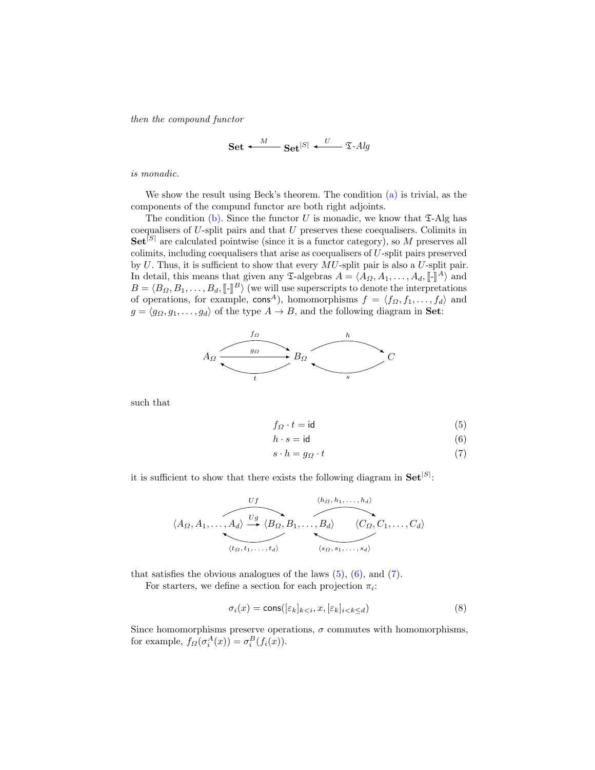*then the compound functor*

$$\mathbf{Set} \xleftarrow{\ M\ } \mathbf{Set}^{|S|} \xleftarrow{\ U\ } \mathfrak{T}\text{-}Alg$$

*is monadic.*

We show the result using Beck's theorem. The condition (a) is trivial, as the components of the compund functor are both right adjoints.

The condition (b). Since the functor $U$ is monadic, we know that $\mathfrak{T}$-Alg has coequalisers of $U$-split pairs and that $U$ preserves these coequalisers. Colimits in $\mathbf{Set}^{|S|}$ are calculated pointwise (since it is a functor category), so $M$ preserves all colimits, including coequalisers that arise as coequalisers of $U$-split pairs preserved by $U$. Thus, it is sufficient to show that every $MU$-split pair is also a $U$-split pair. In detail, this means that given any $\mathfrak{T}$-algebras $A = \langle A_\Omega, A_1, \ldots, A_d, [\![\text{-}]\!]^A \rangle$ and $B = \langle B_\Omega, B_1, \ldots, B_d, [\![\text{-}]\!]^B \rangle$ (we will use superscripts to denote the interpretations of operations, for example, $\mathsf{cons}^A$), homomorphisms $f = \langle f_\Omega, f_1, \ldots, f_d \rangle$ and $g = \langle g_\Omega, g_1, \ldots, g_d \rangle$ of the type $A \to B$, and the following diagram in $\mathbf{Set}$:

$$A_\Omega \underset{t}{\overset{f_\Omega,\ g_\Omega}{\rightleftarrows}} B_\Omega \underset{s}{\overset{h}{\rightleftarrows}} C$$

such that

$$f_\Omega \cdot t = \mathsf{id} \tag{5}$$

$$h \cdot s = \mathsf{id} \tag{6}$$

$$s \cdot h = g_\Omega \cdot t \tag{7}$$

it is sufficient to show that there exists the following diagram in $\mathbf{Set}^{|S|}$:

$$\langle A_\Omega, A_1, \ldots, A_d \rangle \underset{\langle t_\Omega, t_1, \ldots, t_d \rangle}{\overset{Uf,\ Ug}{\rightleftarrows}} \langle B_\Omega, B_1, \ldots, B_d \rangle \underset{\langle s_\Omega, s_1, \ldots, s_d \rangle}{\overset{\langle h_\Omega, h_1, \ldots, h_d \rangle}{\rightleftarrows}} \langle C_\Omega, C_1, \ldots, C_d \rangle$$

that satisfies the obvious analogues of the laws (5), (6), and (7).

For starters, we define a section for each projection $\pi_i$:

$$\sigma_i(x) = \mathsf{cons}([\varepsilon_k]_{k<i}, x, [\varepsilon_k]_{i<k\leq d}) \tag{8}$$

Since homomorphisms preserve operations, $\sigma$ commutes with homomorphisms, for example, $f_\Omega(\sigma_i^A(x)) = \sigma_i^B(f_i(x))$.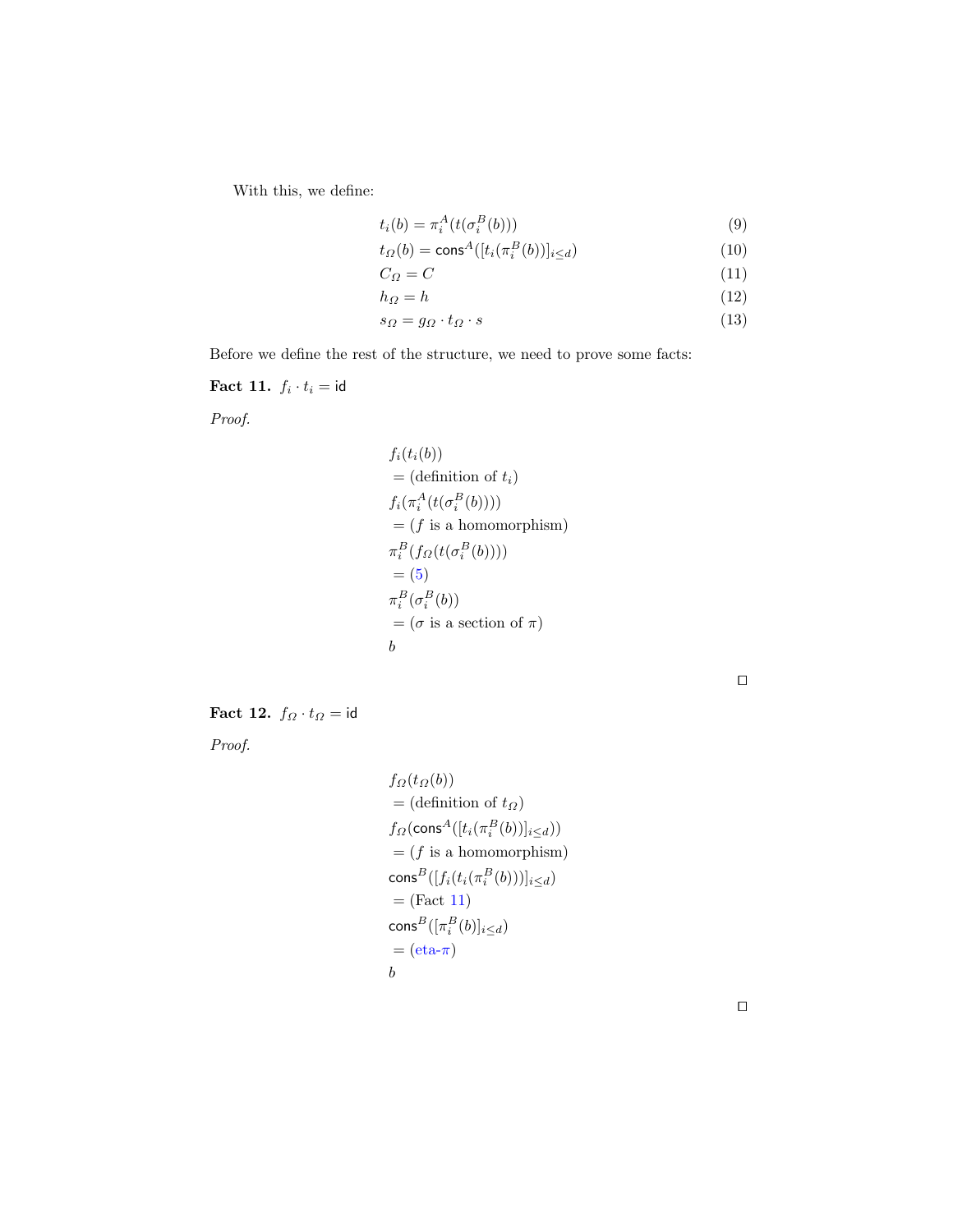With this, we define:

$$t_i(b) = \pi_i^A(t(\sigma_i^B(b))) \tag{9}$$

$$t_\Omega(b) = \mathsf{cons}^A([t_i(\pi_i^B(b))]_{i \le d}) \tag{10}$$

$$C_\Omega = C \tag{11}$$

$$h_\Omega = h \tag{12}$$

$$s_\Omega = g_\Omega \cdot t_\Omega \cdot s \tag{13}$$

Before we define the rest of the structure, we need to prove some facts:

**Fact 11.** $f_i \cdot t_i = \mathsf{id}$

*Proof.*

$$
\begin{aligned}
& f_i(t_i(b)) \\
& = \text{(definition of } t_i\text{)} \\
& f_i(\pi_i^A(t(\sigma_i^B(b)))) \\
& = (f \text{ is a homomorphism}) \\
& \pi_i^B(f_\Omega(t(\sigma_i^B(b)))) \\
& = (5) \\
& \pi_i^B(\sigma_i^B(b)) \\
& = (\sigma \text{ is a section of } \pi) \\
& b
\end{aligned}
$$

□

**Fact 12.** $f_\Omega \cdot t_\Omega = \mathsf{id}$

*Proof.*

$$
\begin{aligned}
& f_\Omega(t_\Omega(b)) \\
& = \text{(definition of } t_\Omega\text{)} \\
& f_\Omega(\mathsf{cons}^A([t_i(\pi_i^B(b))]_{i \le d})) \\
& = (f \text{ is a homomorphism}) \\
& \mathsf{cons}^B([f_i(t_i(\pi_i^B(b)))]_{i \le d}) \\
& = \text{(Fact 11)} \\
& \mathsf{cons}^B([\pi_i^B(b)]_{i \le d}) \\
& = (\text{eta-}\pi) \\
& b
\end{aligned}
$$

□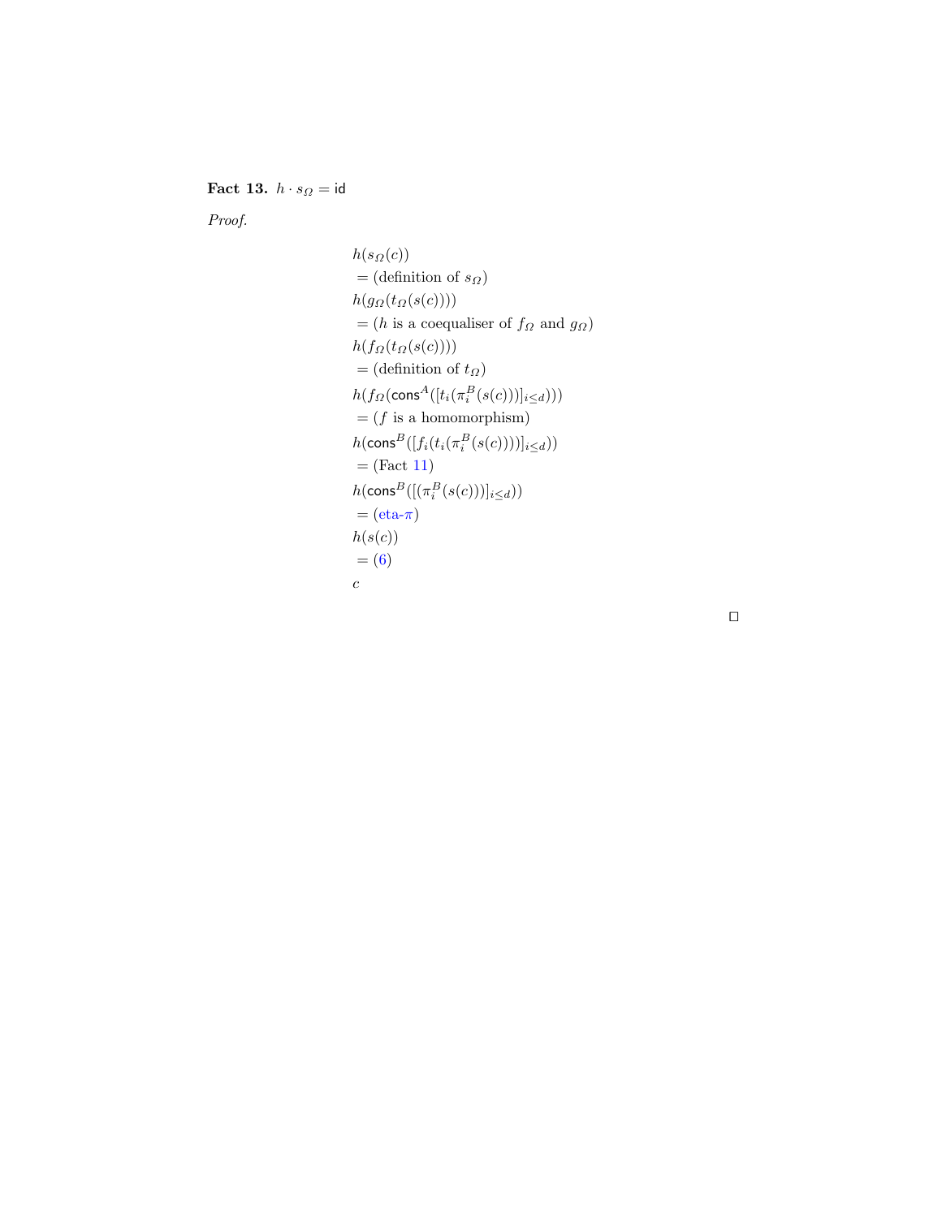**Fact 13.** $h \cdot s_\Omega = \mathsf{id}$

*Proof.*

$$
\begin{aligned}
& h(s_\Omega(c)) \\
& = (\text{definition of } s_\Omega) \\
& h(g_\Omega(t_\Omega(s(c)))) \\
& = (h \text{ is a coequaliser of } f_\Omega \text{ and } g_\Omega) \\
& h(f_\Omega(t_\Omega(s(c)))) \\
& = (\text{definition of } t_\Omega) \\
& h(f_\Omega(\mathsf{cons}^A([t_i(\pi_i^B(s(c)))]_{i \leq d}))) \\
& = (f \text{ is a homomorphism}) \\
& h(\mathsf{cons}^B([f_i(t_i(\pi_i^B(s(c))))]_{i \leq d})) \\
& = (\text{Fact } 11) \\
& h(\mathsf{cons}^B([(\pi_i^B(s(c)))]_{i \leq d})) \\
& = (\text{eta-}\pi) \\
& h(s(c)) \\
& = (6) \\
& c
\end{aligned}
$$

□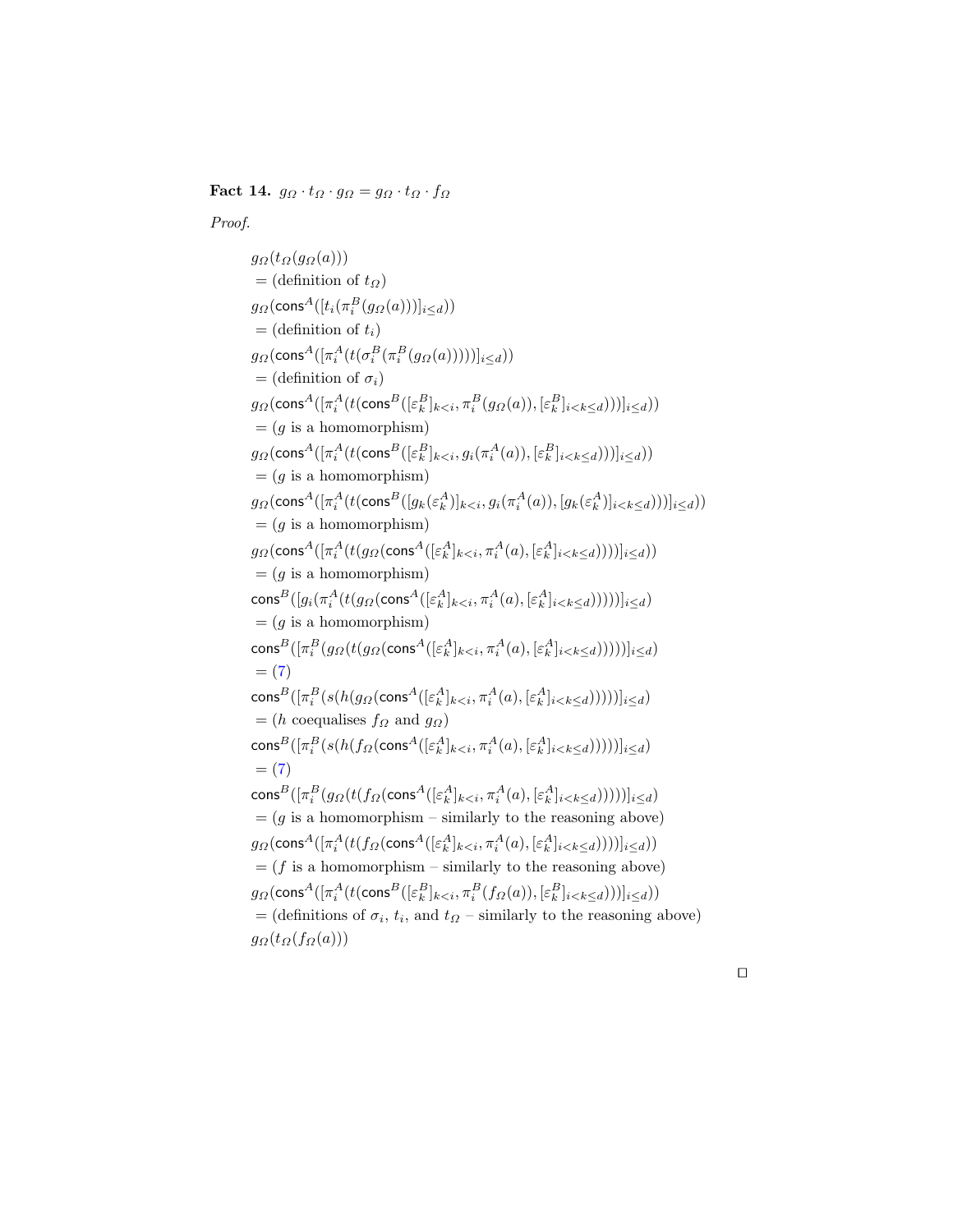**Fact 14.** $g_\Omega \cdot t_\Omega \cdot g_\Omega = g_\Omega \cdot t_\Omega \cdot f_\Omega$

*Proof.*

$$
\begin{aligned}
& g_\Omega(t_\Omega(g_\Omega(a))) \\
& = \text{(definition of } t_\Omega) \\
& g_\Omega(\mathsf{cons}^A([t_i(\pi_i^B(g_\Omega(a)))]_{i \le d})) \\
& = \text{(definition of } t_i) \\
& g_\Omega(\mathsf{cons}^A([\pi_i^A(t(\sigma_i^B(\pi_i^B(g_\Omega(a)))))]_{i \le d})) \\
& = \text{(definition of } \sigma_i) \\
& g_\Omega(\mathsf{cons}^A([\pi_i^A(t(\mathsf{cons}^B([\varepsilon_k^B]_{k<i}, \pi_i^B(g_\Omega(a)), [\varepsilon_k^B]_{i<k \le d})))]_{i \le d})) \\
& = (g \text{ is a homomorphism}) \\
& g_\Omega(\mathsf{cons}^A([\pi_i^A(t(\mathsf{cons}^B([\varepsilon_k^B]_{k<i}, g_i(\pi_i^A(a)), [\varepsilon_k^B]_{i<k \le d})))]_{i \le d})) \\
& = (g \text{ is a homomorphism}) \\
& g_\Omega(\mathsf{cons}^A([\pi_i^A(t(\mathsf{cons}^B([g_k(\varepsilon_k^A)]_{k<i}, g_i(\pi_i^A(a)), [g_k(\varepsilon_k^A)]_{i<k \le d})))]_{i \le d})) \\
& = (g \text{ is a homomorphism}) \\
& g_\Omega(\mathsf{cons}^A([\pi_i^A(t(g_\Omega(\mathsf{cons}^A([\varepsilon_k^A]_{k<i}, \pi_i^A(a), [\varepsilon_k^A]_{i<k \le d}))))]_{i \le d})) \\
& = (g \text{ is a homomorphism}) \\
& \mathsf{cons}^B([g_i(\pi_i^A(t(g_\Omega(\mathsf{cons}^A([\varepsilon_k^A]_{k<i}, \pi_i^A(a), [\varepsilon_k^A]_{i<k \le d})))))]_{i \le d}) \\
& = (g \text{ is a homomorphism}) \\
& \mathsf{cons}^B([\pi_i^B(g_\Omega(t(g_\Omega(\mathsf{cons}^A([\varepsilon_k^A]_{k<i}, \pi_i^A(a), [\varepsilon_k^A]_{i<k \le d})))))]_{i \le d}) \\
& = (7) \\
& \mathsf{cons}^B([\pi_i^B(s(h(g_\Omega(\mathsf{cons}^A([\varepsilon_k^A]_{k<i}, \pi_i^A(a), [\varepsilon_k^A]_{i<k \le d})))))]_{i \le d}) \\
& = (h \text{ coequalises } f_\Omega \text{ and } g_\Omega) \\
& \mathsf{cons}^B([\pi_i^B(s(h(f_\Omega(\mathsf{cons}^A([\varepsilon_k^A]_{k<i}, \pi_i^A(a), [\varepsilon_k^A]_{i<k \le d})))))]_{i \le d}) \\
& = (7) \\
& \mathsf{cons}^B([\pi_i^B(g_\Omega(t(f_\Omega(\mathsf{cons}^A([\varepsilon_k^A]_{k<i}, \pi_i^A(a), [\varepsilon_k^A]_{i<k \le d})))))]_{i \le d}) \\
& = (g \text{ is a homomorphism – similarly to the reasoning above}) \\
& g_\Omega(\mathsf{cons}^A([\pi_i^A(t(f_\Omega(\mathsf{cons}^A([\varepsilon_k^A]_{k<i}, \pi_i^A(a), [\varepsilon_k^A]_{i<k \le d}))))]_{i \le d})) \\
& = (f \text{ is a homomorphism – similarly to the reasoning above}) \\
& g_\Omega(\mathsf{cons}^A([\pi_i^A(t(\mathsf{cons}^B([\varepsilon_k^B]_{k<i}, \pi_i^B(f_\Omega(a)), [\varepsilon_k^B]_{i<k \le d})))]_{i \le d})) \\
& = (\text{definitions of } \sigma_i,\ t_i, \text{ and } t_\Omega \text{ – similarly to the reasoning above}) \\
& g_\Omega(t_\Omega(f_\Omega(a)))
\end{aligned}
$$

□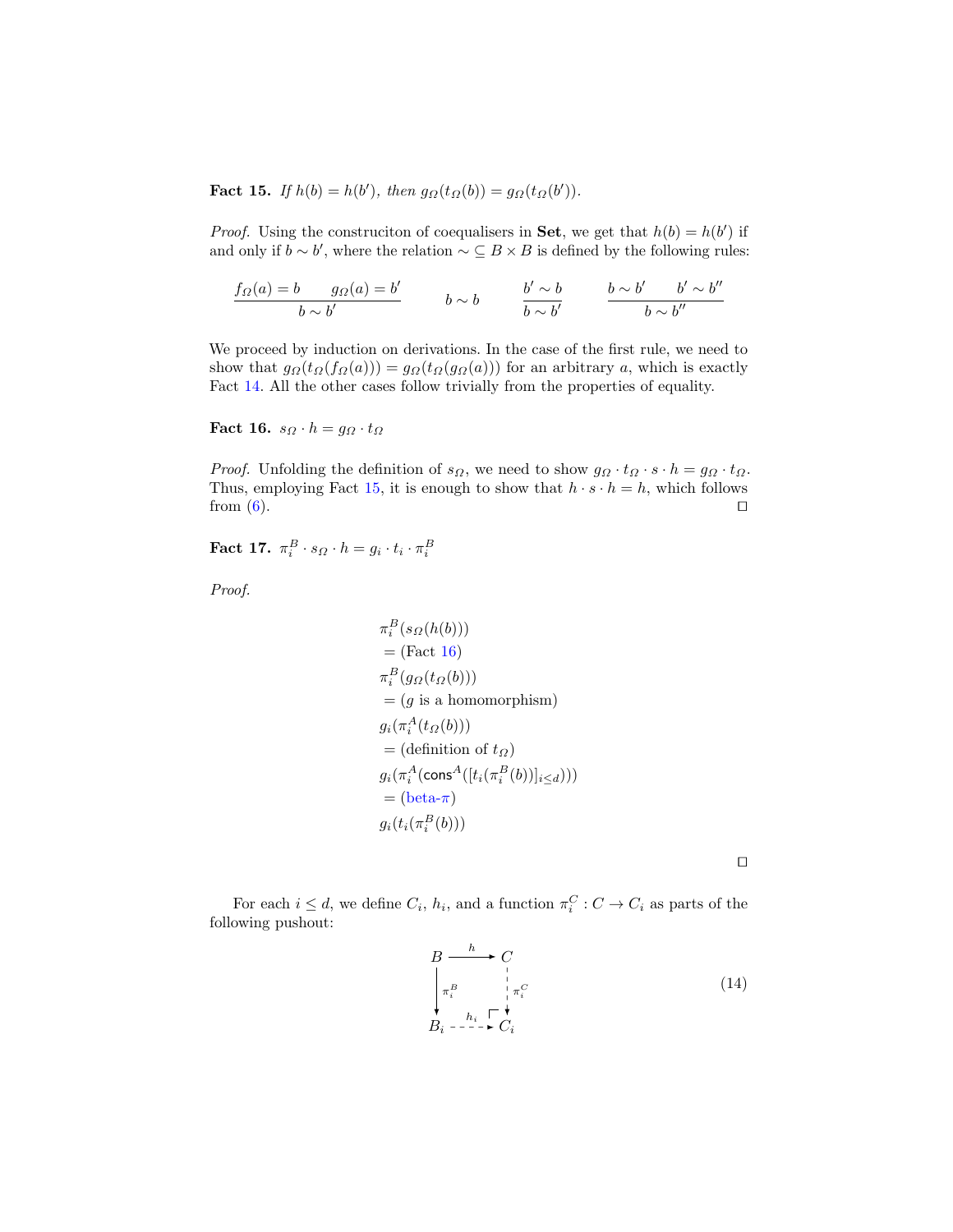**Fact 15.** *If $h(b) = h(b')$, then $g_\Omega(t_\Omega(b)) = g_\Omega(t_\Omega(b'))$.*

*Proof.* Using the construciton of coequalisers in **Set**, we get that $h(b) = h(b')$ if and only if $b \sim b'$, where the relation $\sim \subseteq B \times B$ is defined by the following rules:

$$\frac{f_\Omega(a) = b \qquad g_\Omega(a) = b'}{b \sim b'} \qquad \frac{}{b \sim b} \qquad \frac{b' \sim b}{b \sim b'} \qquad \frac{b \sim b' \qquad b' \sim b''}{b \sim b''}$$

We proceed by induction on derivations. In the case of the first rule, we need to show that $g_\Omega(t_\Omega(f_\Omega(a))) = g_\Omega(t_\Omega(g_\Omega(a)))$ for an arbitrary $a$, which is exactly Fact 14. All the other cases follow trivially from the properties of equality.

**Fact 16.** $s_\Omega \cdot h = g_\Omega \cdot t_\Omega$

*Proof.* Unfolding the definition of $s_\Omega$, we need to show $g_\Omega \cdot t_\Omega \cdot s \cdot h = g_\Omega \cdot t_\Omega$. Thus, employing Fact 15, it is enough to show that $h \cdot s \cdot h = h$, which follows from (6). ◻

**Fact 17.** $\pi_i^B \cdot s_\Omega \cdot h = g_i \cdot t_i \cdot \pi_i^B$

*Proof.*

$$\begin{aligned}
&\pi_i^B(s_\Omega(h(b))) \\
&= (\text{Fact 16}) \\
&\pi_i^B(g_\Omega(t_\Omega(b))) \\
&= (g \text{ is a homomorphism}) \\
&g_i(\pi_i^A(t_\Omega(b))) \\
&= (\text{definition of } t_\Omega) \\
&g_i(\pi_i^A(\mathsf{cons}^A([t_i(\pi_i^B(b))]_{i \le d}))) \\
&= (\text{beta-}\pi) \\
&g_i(t_i(\pi_i^B(b)))
\end{aligned}$$

◻

For each $i \le d$, we define $C_i$, $h_i$, and a function $\pi_i^C : C \to C_i$ as parts of the following pushout:

$$\begin{array}{ccc}
B & \xrightarrow{h} & C \\
{\scriptstyle \pi_i^B}\downarrow & & \downarrow{\scriptstyle \pi_i^C} \\
B_i & \xrightarrow{h_i} & C_i
\end{array} \tag{14}$$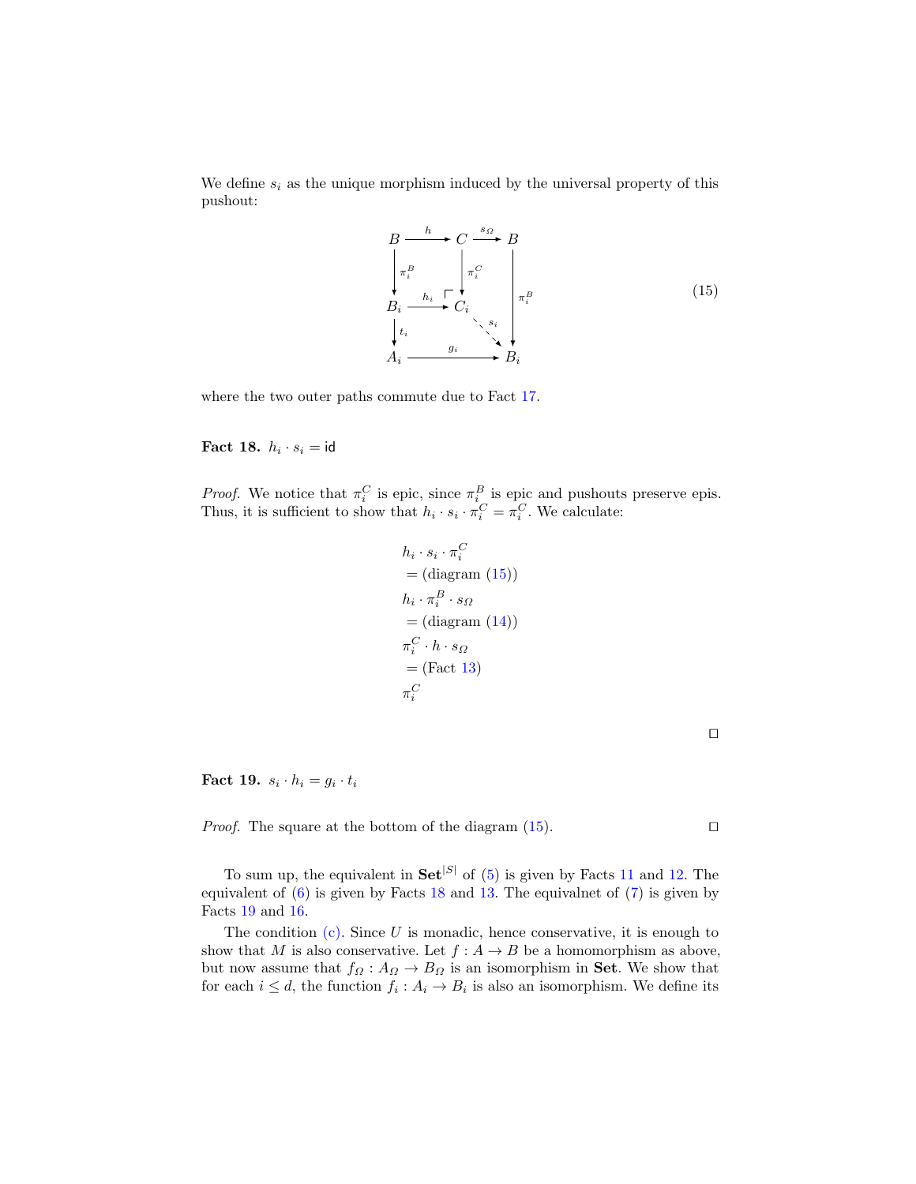We define $s_i$ as the unique morphism induced by the universal property of this pushout:

$$
\begin{array}{ccccc}
B & \xrightarrow{h} & C & \xrightarrow{s_\Omega} & B \\
\downarrow{\scriptstyle \pi_i^B} & & \downarrow{\scriptstyle \pi_i^C} & & \\
B_i & \xrightarrow{h_i} & C_i & & \downarrow{\scriptstyle \pi_i^B} \\
\downarrow{\scriptstyle t_i} & & & \searrow{\scriptstyle s_i} & \\
A_i & & \xrightarrow{g_i} & & B_i
\end{array}
\tag{15}
$$

where the two outer paths commute due to Fact 17.

**Fact 18.** $h_i \cdot s_i = \mathsf{id}$

*Proof.* We notice that $\pi_i^C$ is epic, since $\pi_i^B$ is epic and pushouts preserve epis. Thus, it is sufficient to show that $h_i \cdot s_i \cdot \pi_i^C = \pi_i^C$. We calculate:

$$
\begin{aligned}
& h_i \cdot s_i \cdot \pi_i^C \\
& = \text{(diagram (15))} \\
& h_i \cdot \pi_i^B \cdot s_\Omega \\
& = \text{(diagram (14))} \\
& \pi_i^C \cdot h \cdot s_\Omega \\
& = \text{(Fact 13)} \\
& \pi_i^C
\end{aligned}
$$

□

**Fact 19.** $s_i \cdot h_i = g_i \cdot t_i$

*Proof.* The square at the bottom of the diagram (15). □

To sum up, the equivalent in $\mathbf{Set}^{|S|}$ of (5) is given by Facts 11 and 12. The equivalent of (6) is given by Facts 18 and 13. The equivalnet of (7) is given by Facts 19 and 16.

The condition (c). Since $U$ is monadic, hence conservative, it is enough to show that $M$ is also conservative. Let $f : A \to B$ be a homomorphism as above, but now assume that $f_\Omega : A_\Omega \to B_\Omega$ is an isomorphism in **Set**. We show that for each $i \leq d$, the function $f_i : A_i \to B_i$ is also an isomorphism. We define its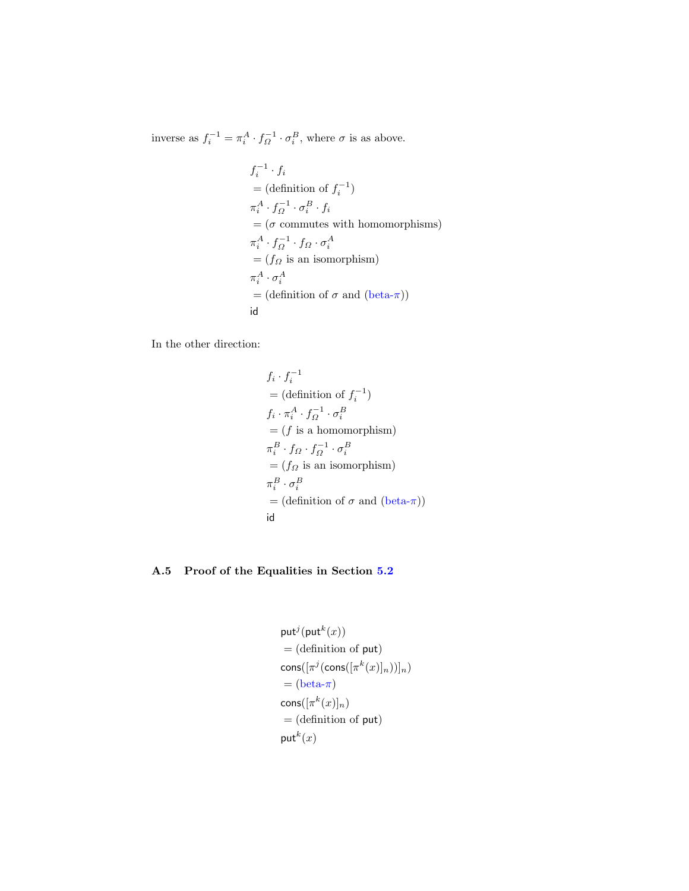inverse as $f_i^{-1} = \pi_i^A \cdot f_\Omega^{-1} \cdot \sigma_i^B$, where $\sigma$ is as above.

$$
\begin{aligned}
& f_i^{-1} \cdot f_i \\
& = (\text{definition of } f_i^{-1}) \\
& \pi_i^A \cdot f_\Omega^{-1} \cdot \sigma_i^B \cdot f_i \\
& = (\sigma \text{ commutes with homomorphisms}) \\
& \pi_i^A \cdot f_\Omega^{-1} \cdot f_\Omega \cdot \sigma_i^A \\
& = (f_\Omega \text{ is an isomorphism}) \\
& \pi_i^A \cdot \sigma_i^A \\
& = (\text{definition of } \sigma \text{ and (beta-}\pi)) \\
& \mathsf{id}
\end{aligned}
$$

In the other direction:

$$
\begin{aligned}
& f_i \cdot f_i^{-1} \\
& = (\text{definition of } f_i^{-1}) \\
& f_i \cdot \pi_i^A \cdot f_\Omega^{-1} \cdot \sigma_i^B \\
& = (f \text{ is a homomorphism}) \\
& \pi_i^B \cdot f_\Omega \cdot f_\Omega^{-1} \cdot \sigma_i^B \\
& = (f_\Omega \text{ is an isomorphism}) \\
& \pi_i^B \cdot \sigma_i^B \\
& = (\text{definition of } \sigma \text{ and (beta-}\pi)) \\
& \mathsf{id}
\end{aligned}
$$

### A.5 Proof of the Equalities in Section 5.2

$$
\begin{aligned}
& \mathsf{put}^j(\mathsf{put}^k(x)) \\
& = (\text{definition of } \mathsf{put}) \\
& \mathsf{cons}([\pi^j(\mathsf{cons}([\pi^k(x)]_n))]_n) \\
& = (\text{beta-}\pi) \\
& \mathsf{cons}([\pi^k(x)]_n) \\
& = (\text{definition of } \mathsf{put}) \\
& \mathsf{put}^k(x)
\end{aligned}
$$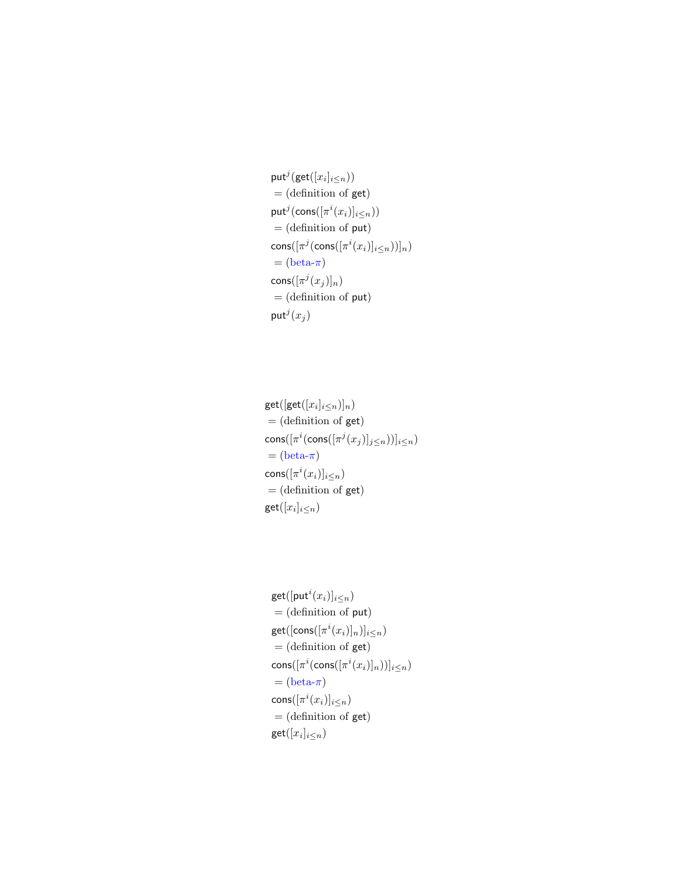$\mathsf{put}^j(\mathsf{get}([x_i]_{i\leq n}))$
$= \text{(definition of } \mathsf{get})$
$\mathsf{put}^j(\mathsf{cons}([\pi^i(x_i)]_{i\leq n}))$
$= \text{(definition of } \mathsf{put})$
$\mathsf{cons}([\pi^j(\mathsf{cons}([\pi^i(x_i)]_{i\leq n}))]_n)$
$= \text{(beta-}\pi)$
$\mathsf{cons}([\pi^j(x_j)]_n)$
$= \text{(definition of } \mathsf{put})$
$\mathsf{put}^j(x_j)$

$\mathsf{get}([\mathsf{get}([x_i]_{i\leq n})]_n)$
$= \text{(definition of } \mathsf{get})$
$\mathsf{cons}([\pi^i(\mathsf{cons}([\pi^j(x_j)]_{j\leq n}))]_{i\leq n})$
$= \text{(beta-}\pi)$
$\mathsf{cons}([\pi^i(x_i)]_{i\leq n})$
$= \text{(definition of } \mathsf{get})$
$\mathsf{get}([x_i]_{i\leq n})$

$\mathsf{get}([\mathsf{put}^i(x_i)]_{i\leq n})$
$= \text{(definition of } \mathsf{put})$
$\mathsf{get}([\mathsf{cons}([\pi^i(x_i)]_n)]_{i\leq n})$
$= \text{(definition of } \mathsf{get})$
$\mathsf{cons}([\pi^i(\mathsf{cons}([\pi^i(x_i)]_n))]_{i\leq n})$
$= \text{(beta-}\pi)$
$\mathsf{cons}([\pi^i(x_i)]_{i\leq n})$
$= \text{(definition of } \mathsf{get})$
$\mathsf{get}([x_i]_{i\leq n})$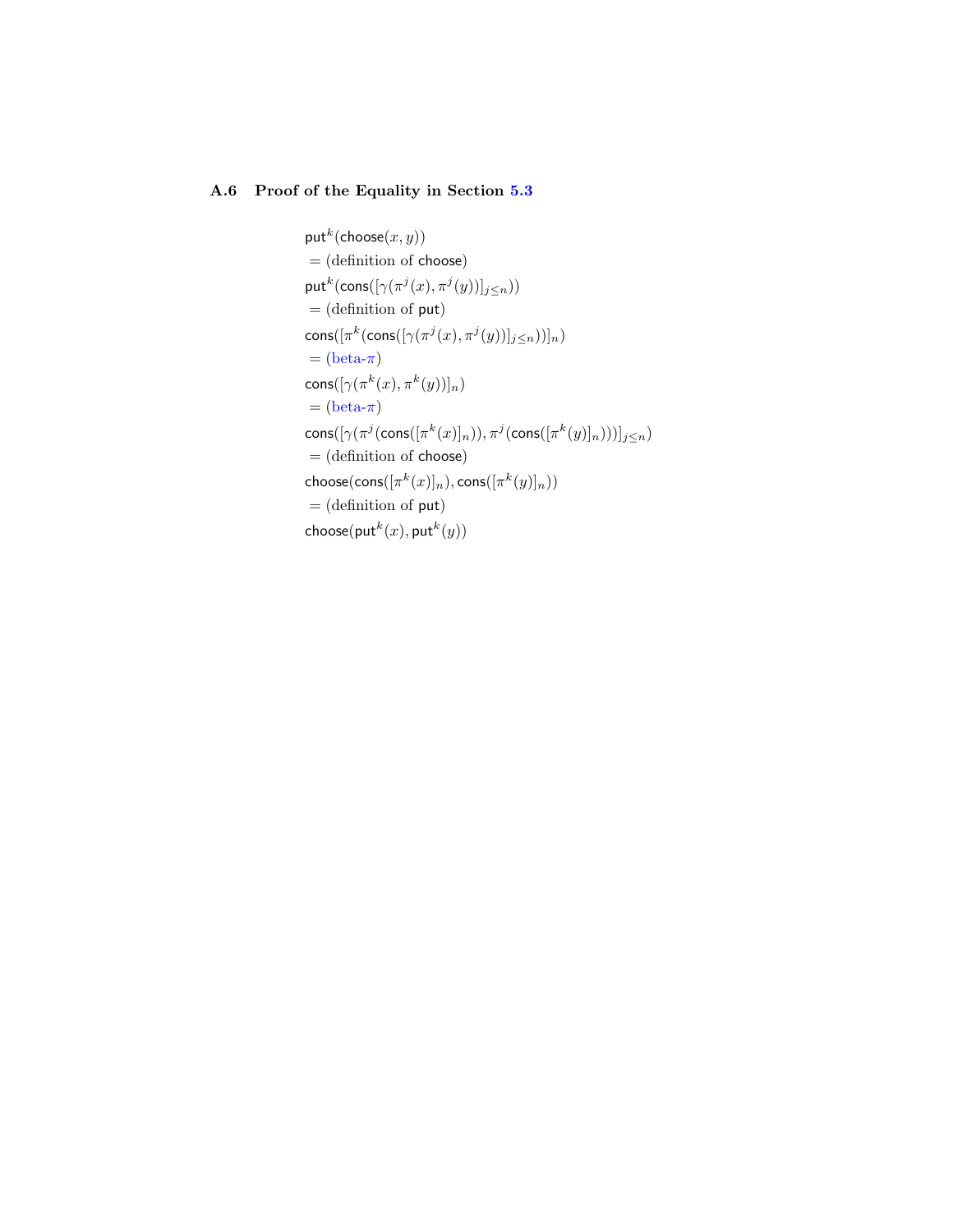### A.6 Proof of the Equality in Section 5.3

$$
\begin{aligned}
&\mathsf{put}^k(\mathsf{choose}(x, y)) \\
&= \text{(definition of } \mathsf{choose}\text{)} \\
&\mathsf{put}^k(\mathsf{cons}([\gamma(\pi^j(x), \pi^j(y))]_{j \le n})) \\
&= \text{(definition of } \mathsf{put}\text{)} \\
&\mathsf{cons}([\pi^k(\mathsf{cons}([\gamma(\pi^j(x), \pi^j(y))]_{j \le n}))]_n) \\
&= \text{(beta-}\pi\text{)} \\
&\mathsf{cons}([\gamma(\pi^k(x), \pi^k(y))]_n) \\
&= \text{(beta-}\pi\text{)} \\
&\mathsf{cons}([\gamma(\pi^j(\mathsf{cons}([\pi^k(x)]_n)), \pi^j(\mathsf{cons}([\pi^k(y)]_n)))]_{j \le n}) \\
&= \text{(definition of } \mathsf{choose}\text{)} \\
&\mathsf{choose}(\mathsf{cons}([\pi^k(x)]_n), \mathsf{cons}([\pi^k(y)]_n)) \\
&= \text{(definition of } \mathsf{put}\text{)} \\
&\mathsf{choose}(\mathsf{put}^k(x), \mathsf{put}^k(y))
\end{aligned}
$$